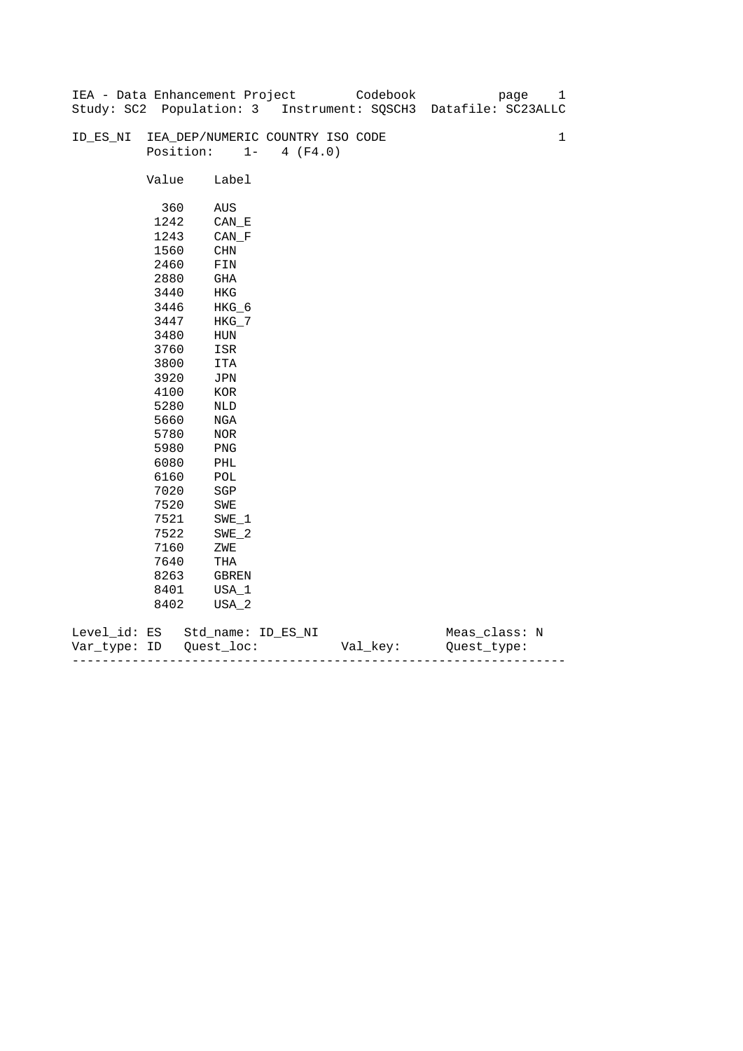IEA - Data Enhancement Project        Codebook

Study: SC2  Population: 3   Instrument: SQSCH3  Datafile: SC23ALLC

ID_ES_NI  IEA_DEP/NUMERIC COUNTRY ISO CODE                                1

Position:    1-   4 (F4.0)

| Value | Label |
|---|---|
| 360 | AUS |
| 1242 | CAN_E |
| 1243 | CAN_F |
| 1560 | CHN |
| 2460 | FIN |
| 2880 | GHA |
| 3440 | HKG |
| 3446 | HKG_6 |
| 3447 | HKG_7 |
| 3480 | HUN |
| 3760 | ISR |
| 3800 | ITA |
| 3920 | JPN |
| 4100 | KOR |
| 5280 | NLD |
| 5660 | NGA |
| 5780 | NOR |
| 5980 | PNG |
| 6080 | PHL |
| 6160 | POL |
| 7020 | SGP |
| 7520 | SWE |
| 7521 | SWE_1 |
| 7522 | SWE_2 |
| 7160 | ZWE |
| 7640 | THA |
| 8263 | GBREN |
| 8401 | USA_1 |
| 8402 | USA_2 |

Level_id: ES   Std_name: ID_ES_NI                 Meas_class: N

Var_type: ID   Quest_loc:           Val_key:      Quest_type:

---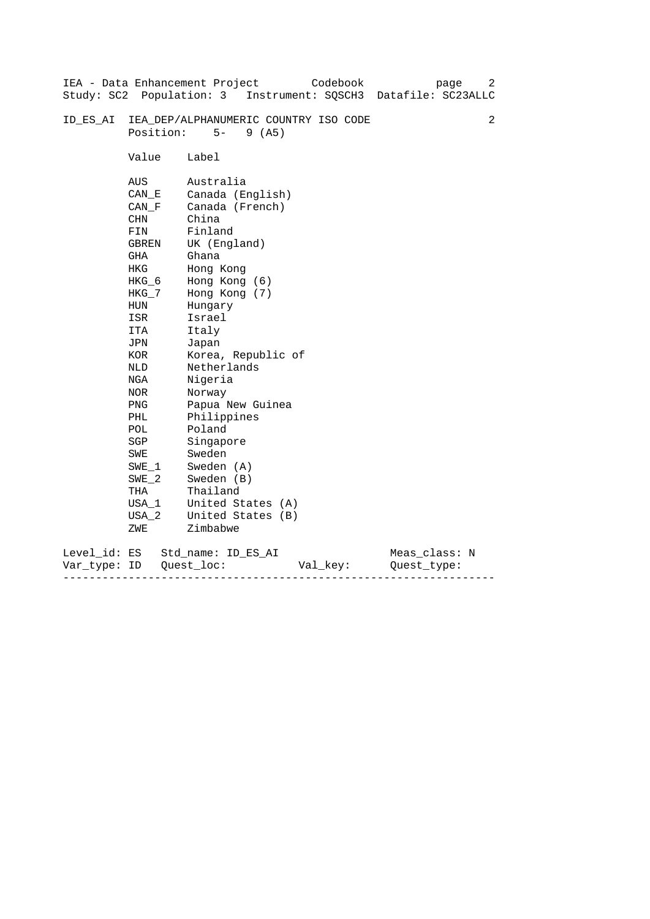IEA - Data Enhancement Project Codebook page 2
Study: SC2 Population: 3 Instrument: SQSCH3 Datafile: SC23ALLC

ID_ES_AI IEA_DEP/ALPHANUMERIC COUNTRY ISO CODE 2
Position: 5- 9 (A5)

| Value | Label |
|---|---|
| AUS | Australia |
| CAN_E | Canada (English) |
| CAN_F | Canada (French) |
| CHN | China |
| FIN | Finland |
| GBREN | UK (England) |
| GHA | Ghana |
| HKG | Hong Kong |
| HKG_6 | Hong Kong (6) |
| HKG_7 | Hong Kong (7) |
| HUN | Hungary |
| ISR | Israel |
| ITA | Italy |
| JPN | Japan |
| KOR | Korea, Republic of |
| NLD | Netherlands |
| NGA | Nigeria |
| NOR | Norway |
| PNG | Papua New Guinea |
| PHL | Philippines |
| POL | Poland |
| SGP | Singapore |
| SWE | Sweden |
| SWE_1 | Sweden (A) |
| SWE_2 | Sweden (B) |
| THA | Thailand |
| USA_1 | United States (A) |
| USA_2 | United States (B) |
| ZWE | Zimbabwe |

Level_id: ES Std_name: ID_ES_AI Meas_class: N
Var_type: ID Quest_loc: Val_key: Quest_type:

---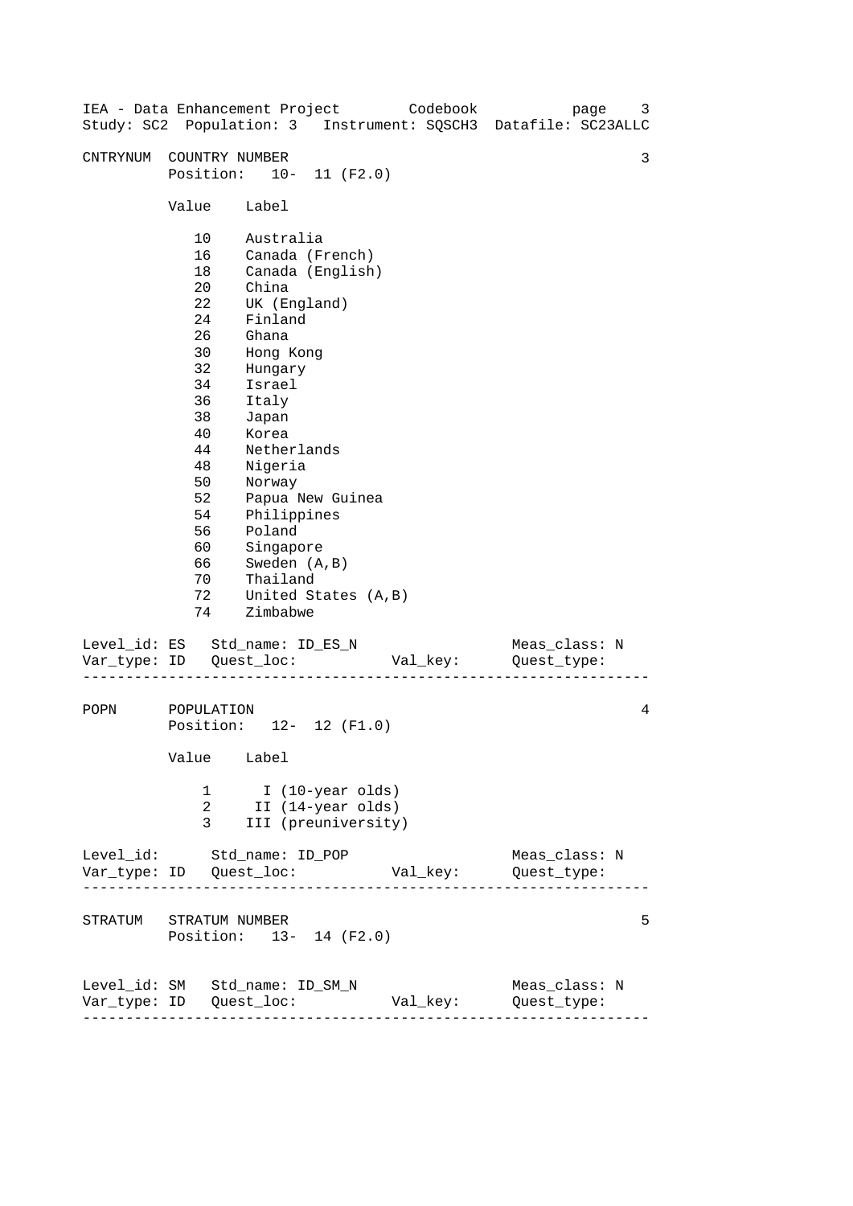```
CNTRYNUM  COUNTRY NUMBER                                             3
          Position:   10-  11 (F2.0)

          Value    Label

             10    Australia
             16    Canada (French)
             18    Canada (English)
             20    China
             22    UK (England)
             24    Finland
             26    Ghana
             30    Hong Kong
             32    Hungary
             34    Israel
             36    Italy
             38    Japan
             40    Korea
             44    Netherlands
             48    Nigeria
             50    Norway
             52    Papua New Guinea
             54    Philippines
             56    Poland
             60    Singapore
             66    Sweden (A,B)
             70    Thailand
             72    United States (A,B)
             74    Zimbabwe

Level_id: ES   Std_name: ID_ES_N                    Meas_class: N
Var_type: ID   Quest_loc:           Val_key:        Quest_type:
-------------------------------------------------------------------

POPN      POPULATION                                                 4
          Position:   12-  12 (F1.0)

          Value    Label

              1      I (10-year olds)
              2     II (14-year olds)
              3    III (preuniversity)

Level_id:      Std_name: ID_POP                     Meas_class: N
Var_type: ID   Quest_loc:           Val_key:        Quest_type:
-------------------------------------------------------------------

STRATUM   STRATUM NUMBER                                             5
          Position:   13-  14 (F2.0)


Level_id: SM   Std_name: ID_SM_N                    Meas_class: N
Var_type: ID   Quest_loc:           Val_key:        Quest_type:
-------------------------------------------------------------------
```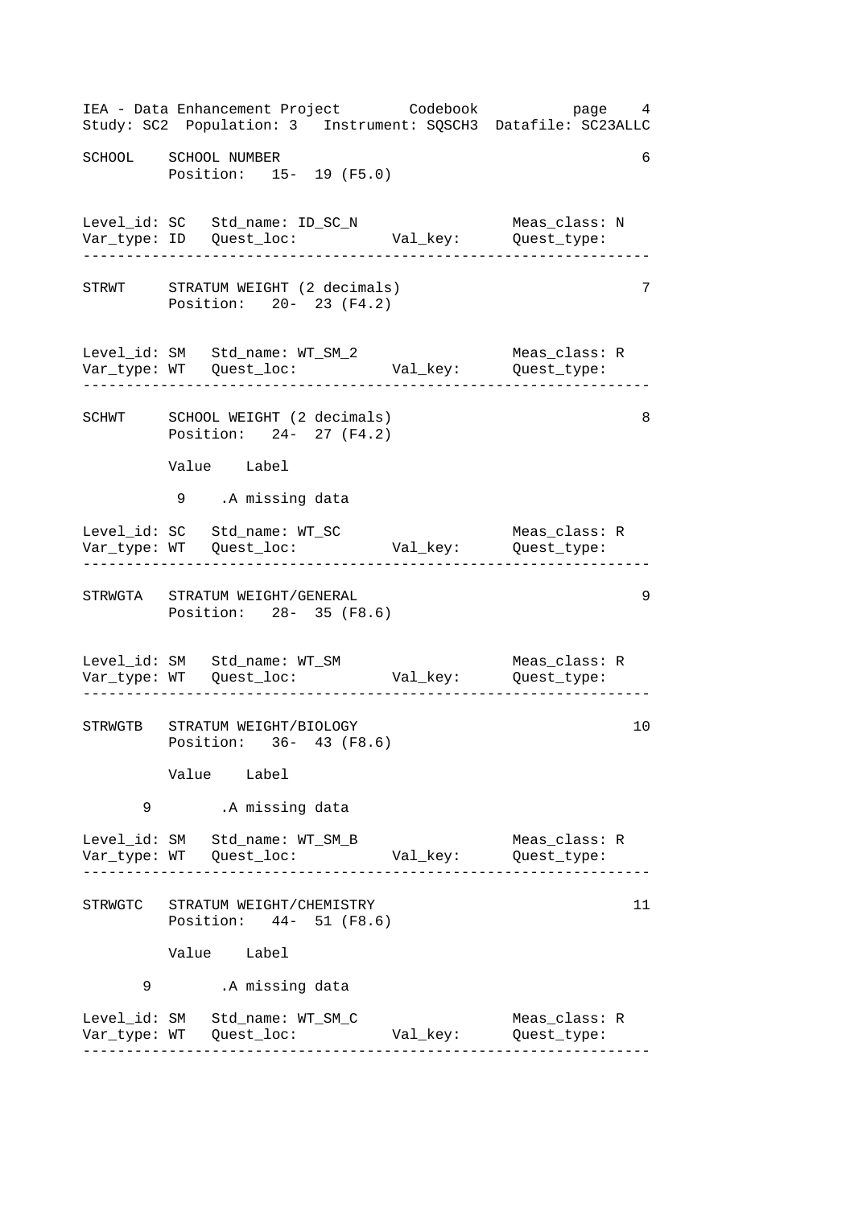```
SCHOOL    SCHOOL NUMBER                                          6
          Position:   15-  19 (F5.0)


Level_id: SC   Std_name: ID_SC_N                   Meas_class: N
Var_type: ID   Quest_loc:           Val_key:       Quest_type:
-----------------------------------------------------------------

STRWT     STRATUM WEIGHT (2 decimals)                            7
          Position:   20-  23 (F4.2)


Level_id: SM   Std_name: WT_SM_2                   Meas_class: R
Var_type: WT   Quest_loc:           Val_key:       Quest_type:
-----------------------------------------------------------------

SCHWT     SCHOOL WEIGHT (2 decimals)                             8
          Position:   24-  27 (F4.2)

          Value    Label

           9    .A missing data

Level_id: SC   Std_name: WT_SC                     Meas_class: R
Var_type: WT   Quest_loc:           Val_key:       Quest_type:
-----------------------------------------------------------------

STRWGTA   STRATUM WEIGHT/GENERAL                                 9
          Position:   28-  35 (F8.6)


Level_id: SM   Std_name: WT_SM                     Meas_class: R
Var_type: WT   Quest_loc:           Val_key:       Quest_type:
-----------------------------------------------------------------

STRWGTB   STRATUM WEIGHT/BIOLOGY                                10
          Position:   36-  43 (F8.6)

          Value    Label

       9        .A missing data

Level_id: SM   Std_name: WT_SM_B                   Meas_class: R
Var_type: WT   Quest_loc:           Val_key:       Quest_type:
-----------------------------------------------------------------

STRWGTC   STRATUM WEIGHT/CHEMISTRY                              11
          Position:   44-  51 (F8.6)

          Value    Label

       9        .A missing data

Level_id: SM   Std_name: WT_SM_C                   Meas_class: R
Var_type: WT   Quest_loc:           Val_key:       Quest_type:
-----------------------------------------------------------------
```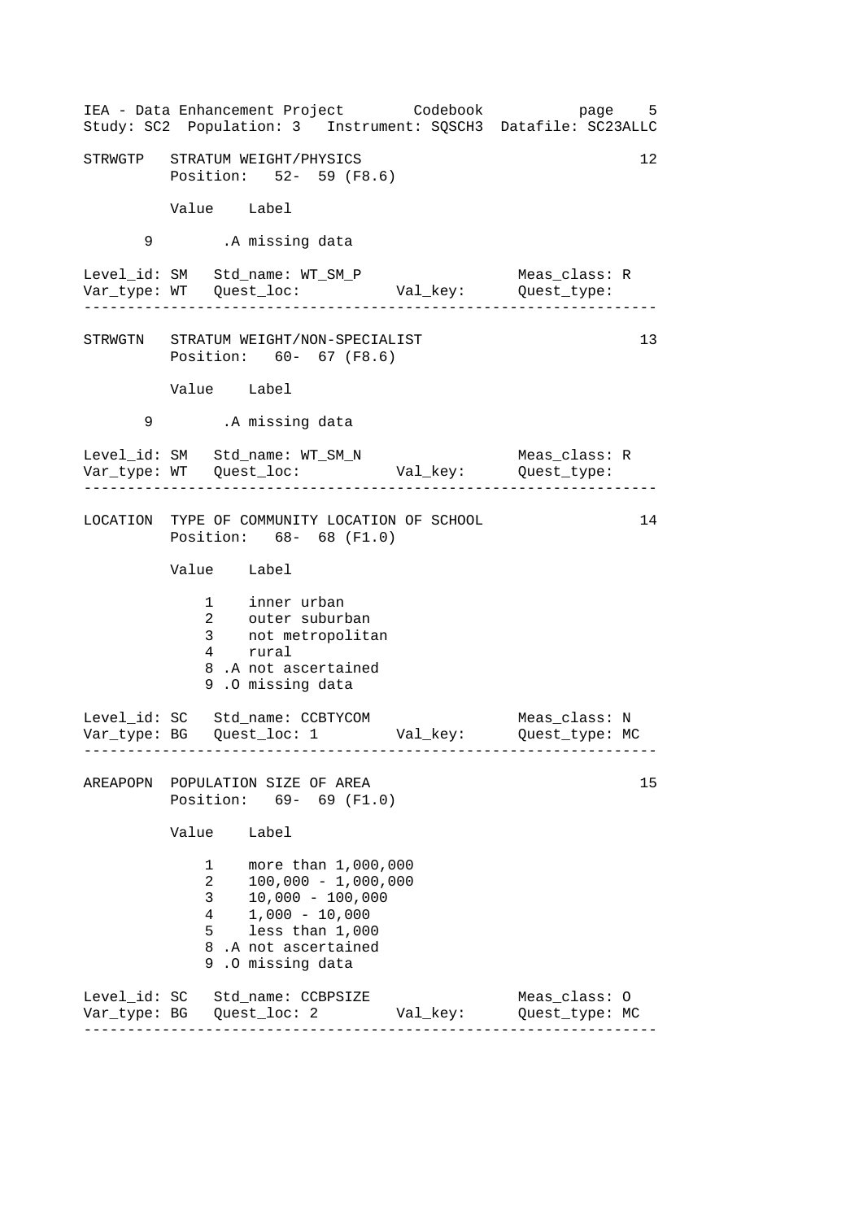```
STRWGTP   STRATUM WEIGHT/PHYSICS                                   12
          Position:   52-  59 (F8.6)

          Value    Label

       9        .A missing data

Level_id: SM   Std_name: WT_SM_P                     Meas_class: R
Var_type: WT   Quest_loc:          Val_key:      Quest_type:
-------------------------------------------------------------------

STRWGTN   STRATUM WEIGHT/NON-SPECIALIST                            13
          Position:   60-  67 (F8.6)

          Value    Label

       9        .A missing data

Level_id: SM   Std_name: WT_SM_N                     Meas_class: R
Var_type: WT   Quest_loc:          Val_key:      Quest_type:
-------------------------------------------------------------------

LOCATION  TYPE OF COMMUNITY LOCATION OF SCHOOL                     14
          Position:   68-  68 (F1.0)

          Value    Label

              1    inner urban
              2    outer suburban
              3    not metropolitan
              4    rural
              8 .A not ascertained
              9 .O missing data

Level_id: SC   Std_name: CCBTYCOM                    Meas_class: N
Var_type: BG   Quest_loc: 1        Val_key:      Quest_type: MC
-------------------------------------------------------------------

AREAPOPN  POPULATION SIZE OF AREA                                  15
          Position:   69-  69 (F1.0)

          Value    Label

              1    more than 1,000,000
              2    100,000 - 1,000,000
              3    10,000 - 100,000
              4    1,000 - 10,000
              5    less than 1,000
              8 .A not ascertained
              9 .O missing data

Level_id: SC   Std_name: CCBPSIZE                    Meas_class: O
Var_type: BG   Quest_loc: 2        Val_key:      Quest_type: MC
-------------------------------------------------------------------
```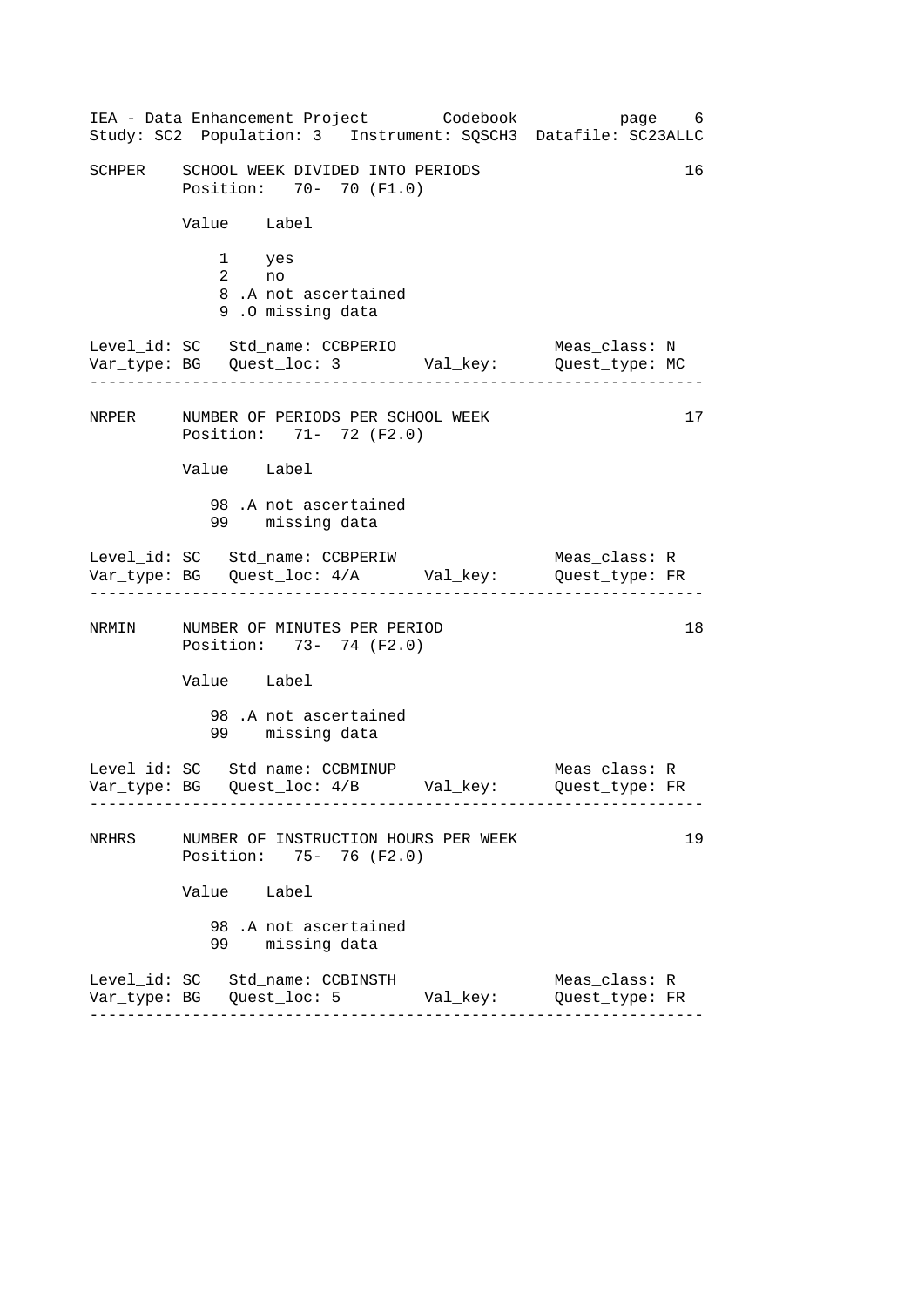IEA - Data Enhancement Project Codebook page 6
Study: SC2 Population: 3 Instrument: SQSCH3 Datafile: SC23ALLC

```
SCHPER    SCHOOL WEEK DIVIDED INTO PERIODS                          16
          Position:   70- 70 (F1.0)

          Value   Label

             1    yes
             2    no
             8 .A not ascertained
             9 .O missing data

Level_id: SC   Std_name: CCBPERIO               Meas_class: N
Var_type: BG   Quest_loc: 3        Val_key:     Quest_type: MC
-----------------------------------------------------------------

NRPER     NUMBER OF PERIODS PER SCHOOL WEEK                         17
          Position:   71- 72 (F2.0)

          Value   Label

            98 .A not ascertained
            99    missing data

Level_id: SC   Std_name: CCBPERIW               Meas_class: R
Var_type: BG   Quest_loc: 4/A      Val_key:     Quest_type: FR
-----------------------------------------------------------------

NRMIN     NUMBER OF MINUTES PER PERIOD                              18
          Position:   73- 74 (F2.0)

          Value   Label

            98 .A not ascertained
            99    missing data

Level_id: SC   Std_name: CCBMINUP               Meas_class: R
Var_type: BG   Quest_loc: 4/B      Val_key:     Quest_type: FR
-----------------------------------------------------------------

NRHRS     NUMBER OF INSTRUCTION HOURS PER WEEK                      19
          Position:   75- 76 (F2.0)

          Value   Label

            98 .A not ascertained
            99    missing data

Level_id: SC   Std_name: CCBINSTH               Meas_class: R
Var_type: BG   Quest_loc: 5        Val_key:     Quest_type: FR
-----------------------------------------------------------------
```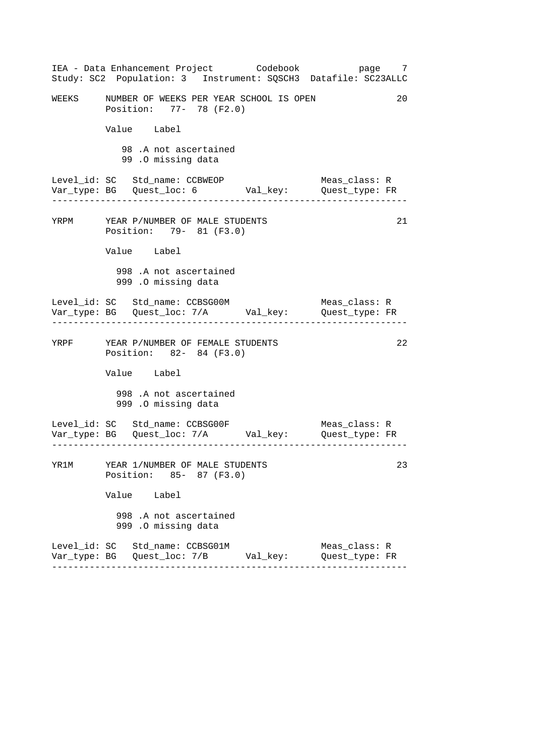```
WEEKS     NUMBER OF WEEKS PER YEAR SCHOOL IS OPEN                    20
          Position:   77-  78 (F2.0)

          Value    Label

             98 .A not ascertained
             99 .O missing data

Level_id: SC   Std_name: CCBWEOP                     Meas_class: R
Var_type: BG   Quest_loc: 6        Val_key:        Quest_type: FR
-----------------------------------------------------------------

YRPM      YEAR P/NUMBER OF MALE STUDENTS                              21
          Position:   79-  81 (F3.0)

          Value    Label

            998 .A not ascertained
            999 .O missing data

Level_id: SC   Std_name: CCBSG00M                    Meas_class: R
Var_type: BG   Quest_loc: 7/A      Val_key:        Quest_type: FR
-----------------------------------------------------------------

YRPF      YEAR P/NUMBER OF FEMALE STUDENTS                            22
          Position:   82-  84 (F3.0)

          Value    Label

            998 .A not ascertained
            999 .O missing data

Level_id: SC   Std_name: CCBSG00F                    Meas_class: R
Var_type: BG   Quest_loc: 7/A      Val_key:        Quest_type: FR
-----------------------------------------------------------------

YR1M      YEAR 1/NUMBER OF MALE STUDENTS                              23
          Position:   85-  87 (F3.0)

          Value    Label

            998 .A not ascertained
            999 .O missing data

Level_id: SC   Std_name: CCBSG01M                    Meas_class: R
Var_type: BG   Quest_loc: 7/B      Val_key:        Quest_type: FR
-----------------------------------------------------------------
```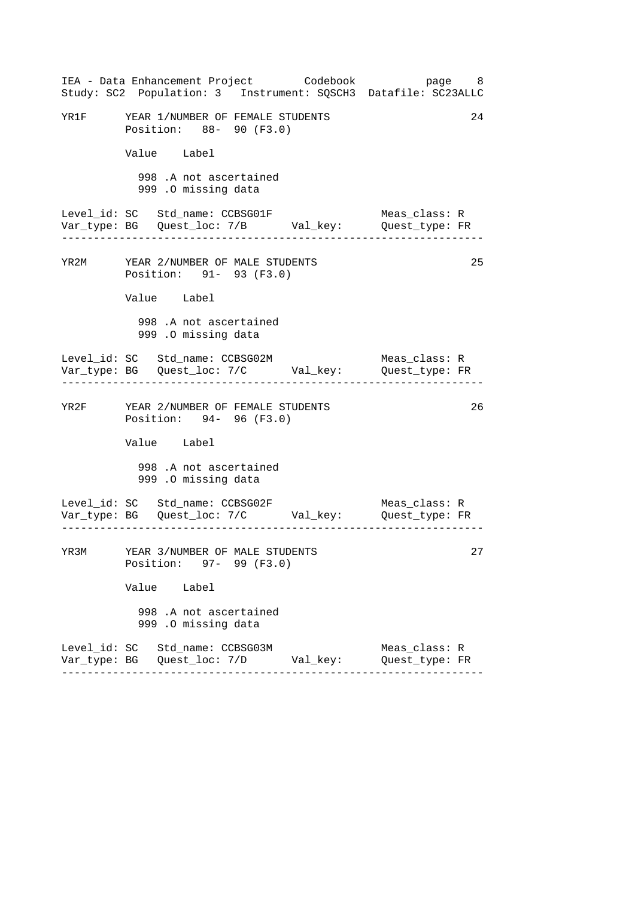```
YR1F      YEAR 1/NUMBER OF FEMALE STUDENTS                           24
          Position:   88-  90 (F3.0)

          Value    Label

            998 .A not ascertained
            999 .O missing data

Level_id: SC   Std_name: CCBSG01F                  Meas_class: R
Var_type: BG   Quest_loc: 7/B       Val_key:       Quest_type: FR
--------------------------------------------------------------------

YR2M      YEAR 2/NUMBER OF MALE STUDENTS                             25
          Position:   91-  93 (F3.0)

          Value    Label

            998 .A not ascertained
            999 .O missing data

Level_id: SC   Std_name: CCBSG02M                  Meas_class: R
Var_type: BG   Quest_loc: 7/C       Val_key:       Quest_type: FR
--------------------------------------------------------------------

YR2F      YEAR 2/NUMBER OF FEMALE STUDENTS                           26
          Position:   94-  96 (F3.0)

          Value    Label

            998 .A not ascertained
            999 .O missing data

Level_id: SC   Std_name: CCBSG02F                  Meas_class: R
Var_type: BG   Quest_loc: 7/C       Val_key:       Quest_type: FR
--------------------------------------------------------------------

YR3M      YEAR 3/NUMBER OF MALE STUDENTS                             27
          Position:   97-  99 (F3.0)

          Value    Label

            998 .A not ascertained
            999 .O missing data

Level_id: SC   Std_name: CCBSG03M                  Meas_class: R
Var_type: BG   Quest_loc: 7/D       Val_key:       Quest_type: FR
--------------------------------------------------------------------
```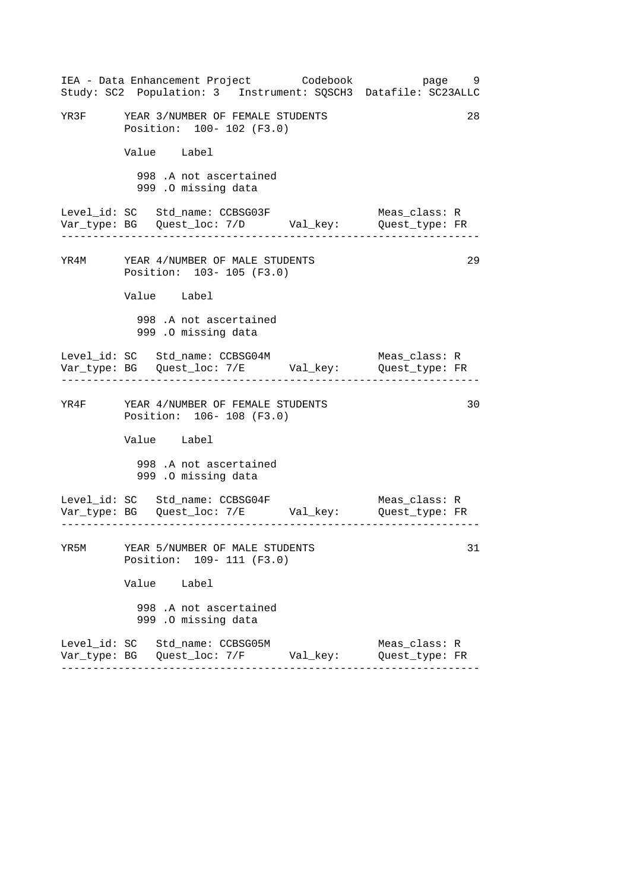```
YR3F      YEAR 3/NUMBER OF FEMALE STUDENTS                            28
          Position:  100- 102 (F3.0)

          Value    Label

            998 .A not ascertained
            999 .O missing data

Level_id: SC   Std_name: CCBSG03F                   Meas_class: R
Var_type: BG   Quest_loc: 7/D       Val_key:        Quest_type: FR
------------------------------------------------------------------

YR4M      YEAR 4/NUMBER OF MALE STUDENTS                              29
          Position:  103- 105 (F3.0)

          Value    Label

            998 .A not ascertained
            999 .O missing data

Level_id: SC   Std_name: CCBSG04M                   Meas_class: R
Var_type: BG   Quest_loc: 7/E       Val_key:        Quest_type: FR
------------------------------------------------------------------

YR4F      YEAR 4/NUMBER OF FEMALE STUDENTS                            30
          Position:  106- 108 (F3.0)

          Value    Label

            998 .A not ascertained
            999 .O missing data

Level_id: SC   Std_name: CCBSG04F                   Meas_class: R
Var_type: BG   Quest_loc: 7/E       Val_key:        Quest_type: FR
------------------------------------------------------------------

YR5M      YEAR 5/NUMBER OF MALE STUDENTS                              31
          Position:  109- 111 (F3.0)

          Value    Label

            998 .A not ascertained
            999 .O missing data

Level_id: SC   Std_name: CCBSG05M                   Meas_class: R
Var_type: BG   Quest_loc: 7/F       Val_key:        Quest_type: FR
------------------------------------------------------------------
```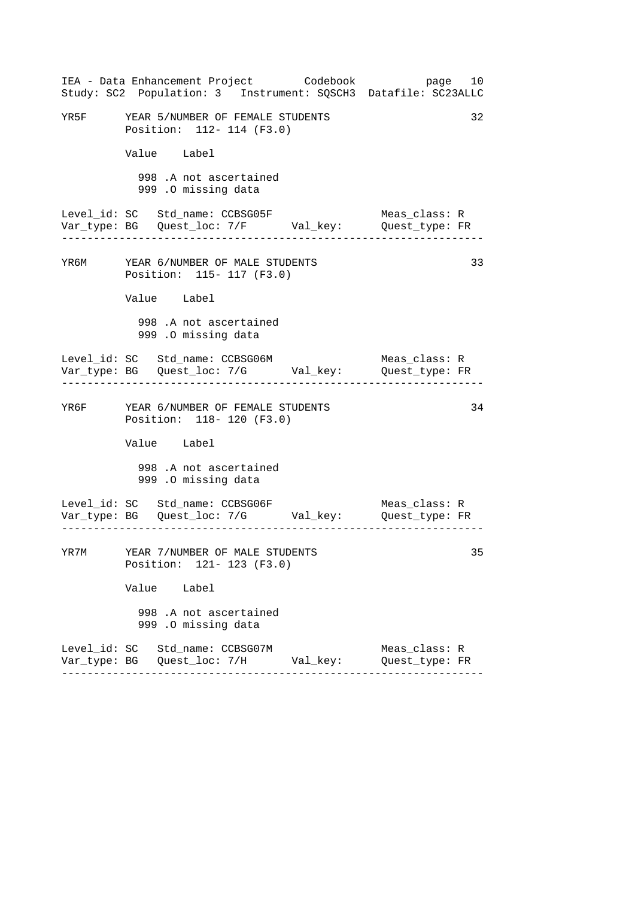```
YR5F      YEAR 5/NUMBER OF FEMALE STUDENTS                               32
          Position:  112- 114 (F3.0)

          Value    Label

            998 .A not ascertained
            999 .O missing data

Level_id: SC   Std_name: CCBSG05F                       Meas_class: R
Var_type: BG   Quest_loc: 7/F       Val_key:            Quest_type: FR
----------------------------------------------------------------------

YR6M      YEAR 6/NUMBER OF MALE STUDENTS                                 33
          Position:  115- 117 (F3.0)

          Value    Label

            998 .A not ascertained
            999 .O missing data

Level_id: SC   Std_name: CCBSG06M                       Meas_class: R
Var_type: BG   Quest_loc: 7/G       Val_key:            Quest_type: FR
----------------------------------------------------------------------

YR6F      YEAR 6/NUMBER OF FEMALE STUDENTS                               34
          Position:  118- 120 (F3.0)

          Value    Label

            998 .A not ascertained
            999 .O missing data

Level_id: SC   Std_name: CCBSG06F                       Meas_class: R
Var_type: BG   Quest_loc: 7/G       Val_key:            Quest_type: FR
----------------------------------------------------------------------

YR7M      YEAR 7/NUMBER OF MALE STUDENTS                                 35
          Position:  121- 123 (F3.0)

          Value    Label

            998 .A not ascertained
            999 .O missing data

Level_id: SC   Std_name: CCBSG07M                       Meas_class: R
Var_type: BG   Quest_loc: 7/H       Val_key:            Quest_type: FR
----------------------------------------------------------------------
```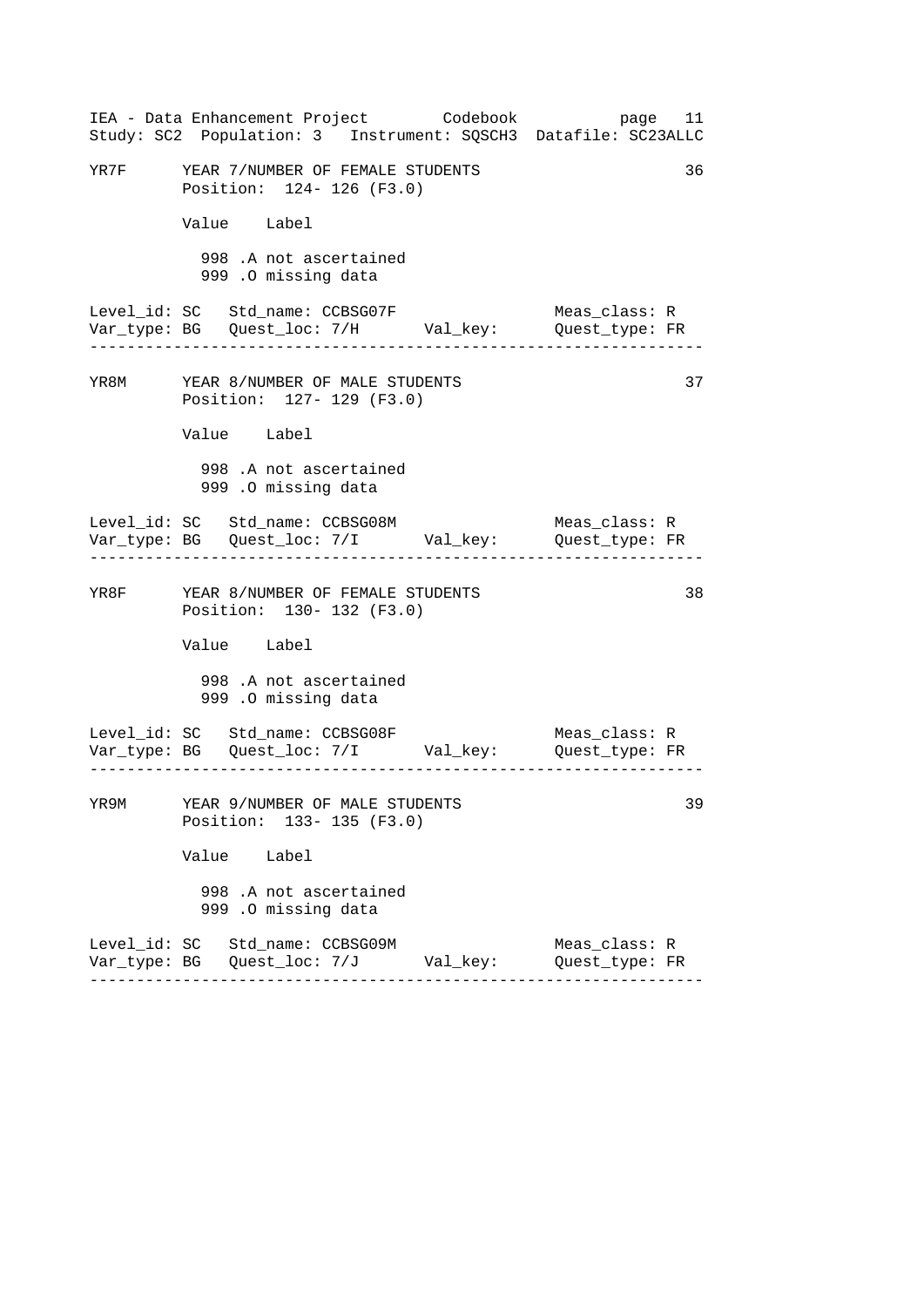```
YR7F      YEAR 7/NUMBER OF FEMALE STUDENTS                          36
          Position:  124- 126 (F3.0)

          Value    Label

            998 .A not ascertained
            999 .O missing data

Level_id: SC   Std_name: CCBSG07F                    Meas_class: R
Var_type: BG   Quest_loc: 7/H       Val_key:         Quest_type: FR
--------------------------------------------------------------------

YR8M      YEAR 8/NUMBER OF MALE STUDENTS                            37
          Position:  127- 129 (F3.0)

          Value    Label

            998 .A not ascertained
            999 .O missing data

Level_id: SC   Std_name: CCBSG08M                    Meas_class: R
Var_type: BG   Quest_loc: 7/I       Val_key:         Quest_type: FR
--------------------------------------------------------------------

YR8F      YEAR 8/NUMBER OF FEMALE STUDENTS                          38
          Position:  130- 132 (F3.0)

          Value    Label

            998 .A not ascertained
            999 .O missing data

Level_id: SC   Std_name: CCBSG08F                    Meas_class: R
Var_type: BG   Quest_loc: 7/I       Val_key:         Quest_type: FR
--------------------------------------------------------------------

YR9M      YEAR 9/NUMBER OF MALE STUDENTS                            39
          Position:  133- 135 (F3.0)

          Value    Label

            998 .A not ascertained
            999 .O missing data

Level_id: SC   Std_name: CCBSG09M                    Meas_class: R
Var_type: BG   Quest_loc: 7/J       Val_key:         Quest_type: FR
--------------------------------------------------------------------
```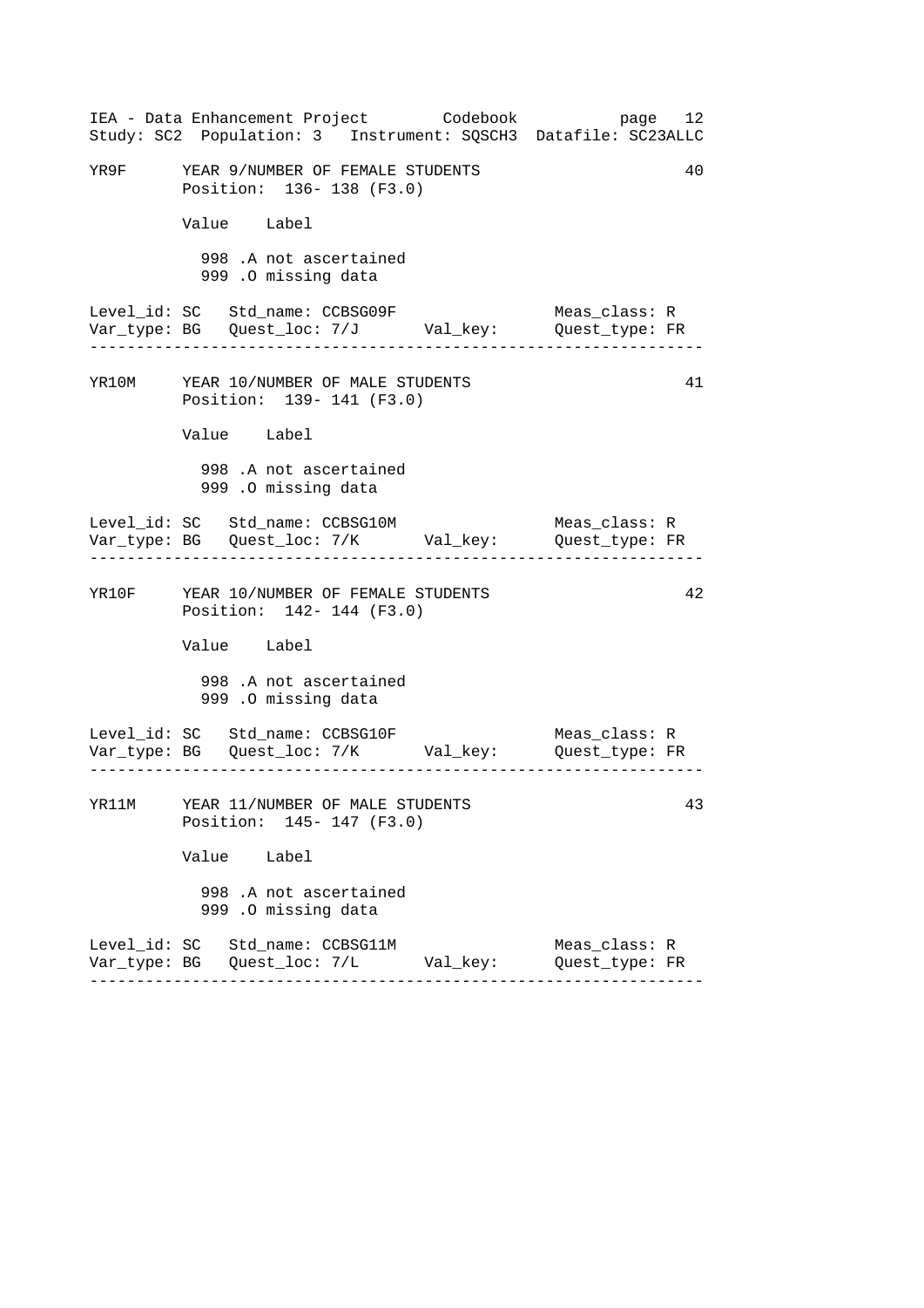```
YR9F      YEAR 9/NUMBER OF FEMALE STUDENTS                             40
          Position:  136- 138 (F3.0)

          Value    Label

            998 .A not ascertained
            999 .O missing data

Level_id: SC   Std_name: CCBSG09F                     Meas_class: R
Var_type: BG   Quest_loc: 7/J       Val_key:          Quest_type: FR
--------------------------------------------------------------------

YR10M     YEAR 10/NUMBER OF MALE STUDENTS                              41
          Position:  139- 141 (F3.0)

          Value    Label

            998 .A not ascertained
            999 .O missing data

Level_id: SC   Std_name: CCBSG10M                     Meas_class: R
Var_type: BG   Quest_loc: 7/K       Val_key:          Quest_type: FR
--------------------------------------------------------------------

YR10F     YEAR 10/NUMBER OF FEMALE STUDENTS                            42
          Position:  142- 144 (F3.0)

          Value    Label

            998 .A not ascertained
            999 .O missing data

Level_id: SC   Std_name: CCBSG10F                     Meas_class: R
Var_type: BG   Quest_loc: 7/K       Val_key:          Quest_type: FR
--------------------------------------------------------------------

YR11M     YEAR 11/NUMBER OF MALE STUDENTS                              43
          Position:  145- 147 (F3.0)

          Value    Label

            998 .A not ascertained
            999 .O missing data

Level_id: SC   Std_name: CCBSG11M                     Meas_class: R
Var_type: BG   Quest_loc: 7/L       Val_key:          Quest_type: FR
--------------------------------------------------------------------
```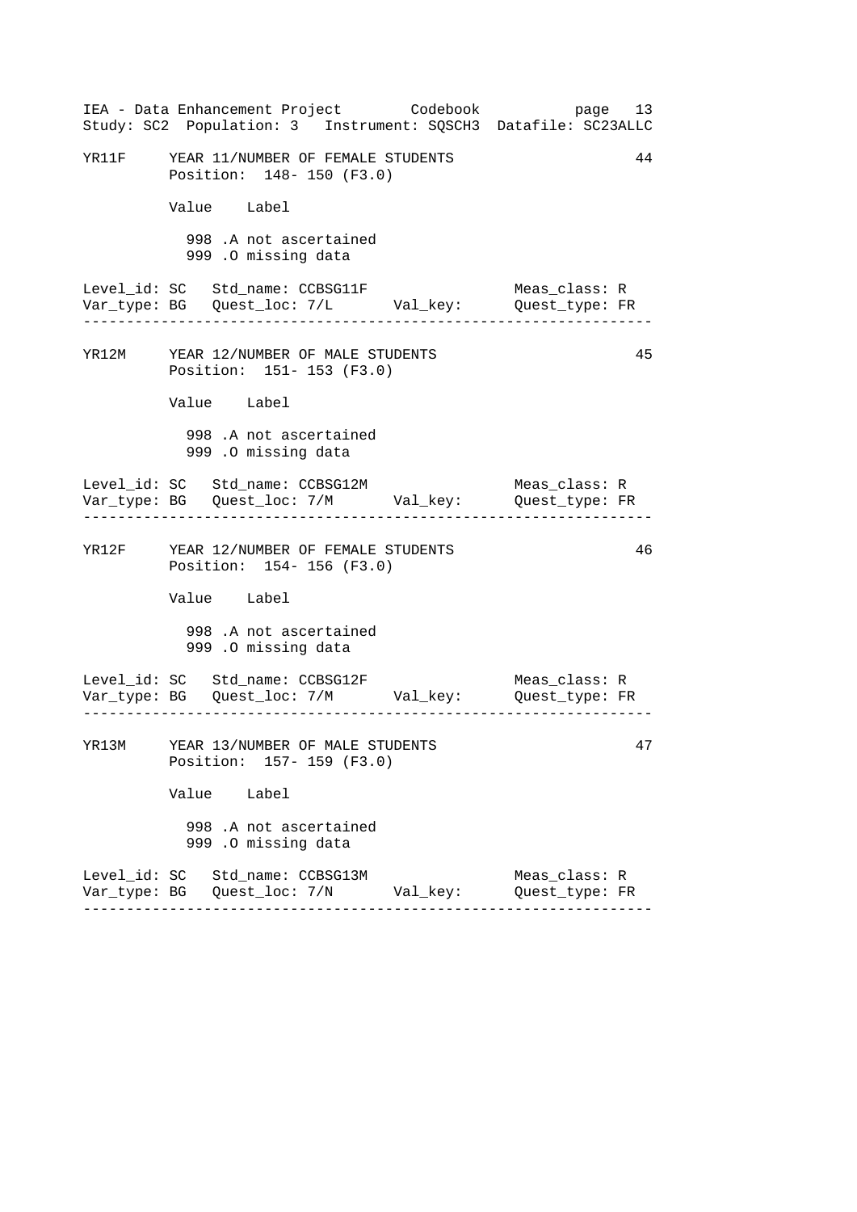```
YR11F     YEAR 11/NUMBER OF FEMALE STUDENTS                          44
          Position:  148- 150 (F3.0)

          Value    Label

            998 .A not ascertained
            999 .O missing data

Level_id: SC   Std_name: CCBSG11F                   Meas_class: R
Var_type: BG   Quest_loc: 7/L       Val_key:        Quest_type: FR
--------------------------------------------------------------------

YR12M     YEAR 12/NUMBER OF MALE STUDENTS                            45
          Position:  151- 153 (F3.0)

          Value    Label

            998 .A not ascertained
            999 .O missing data

Level_id: SC   Std_name: CCBSG12M                   Meas_class: R
Var_type: BG   Quest_loc: 7/M       Val_key:        Quest_type: FR
--------------------------------------------------------------------

YR12F     YEAR 12/NUMBER OF FEMALE STUDENTS                          46
          Position:  154- 156 (F3.0)

          Value    Label

            998 .A not ascertained
            999 .O missing data

Level_id: SC   Std_name: CCBSG12F                   Meas_class: R
Var_type: BG   Quest_loc: 7/M       Val_key:        Quest_type: FR
--------------------------------------------------------------------

YR13M     YEAR 13/NUMBER OF MALE STUDENTS                            47
          Position:  157- 159 (F3.0)

          Value    Label

            998 .A not ascertained
            999 .O missing data

Level_id: SC   Std_name: CCBSG13M                   Meas_class: R
Var_type: BG   Quest_loc: 7/N       Val_key:        Quest_type: FR
--------------------------------------------------------------------
```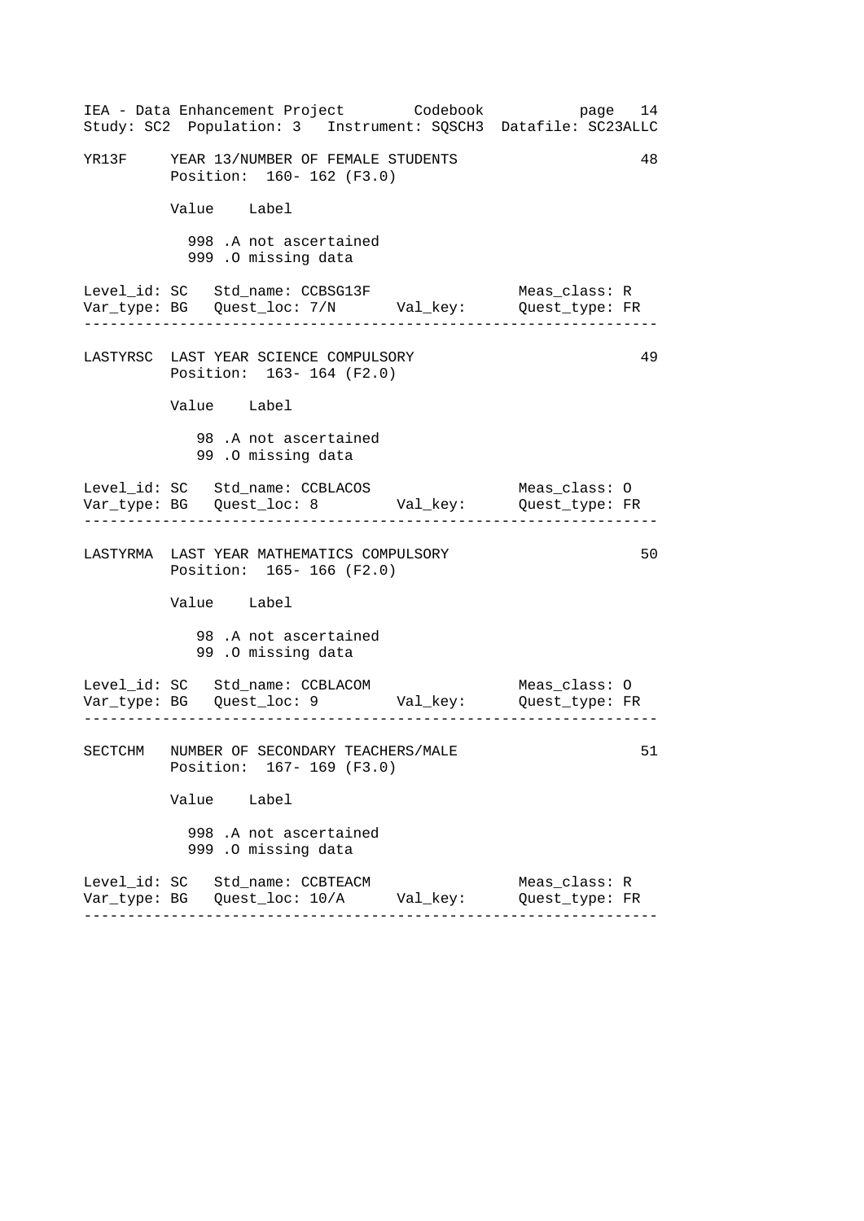```
YR13F     YEAR 13/NUMBER OF FEMALE STUDENTS                          48
          Position:  160- 162 (F3.0)

          Value    Label

            998 .A not ascertained
            999 .O missing data

Level_id: SC   Std_name: CCBSG13F                    Meas_class: R
Var_type: BG   Quest_loc: 7/N       Val_key:         Quest_type: FR
-------------------------------------------------------------------

LASTYRSC  LAST YEAR SCIENCE COMPULSORY                               49
          Position:  163- 164 (F2.0)

          Value    Label

             98 .A not ascertained
             99 .O missing data

Level_id: SC   Std_name: CCBLACOS                    Meas_class: O
Var_type: BG   Quest_loc: 8         Val_key:         Quest_type: FR
-------------------------------------------------------------------

LASTYRMA  LAST YEAR MATHEMATICS COMPULSORY                           50
          Position:  165- 166 (F2.0)

          Value    Label

             98 .A not ascertained
             99 .O missing data

Level_id: SC   Std_name: CCBLACOM                    Meas_class: O
Var_type: BG   Quest_loc: 9         Val_key:         Quest_type: FR
-------------------------------------------------------------------

SECTCHM   NUMBER OF SECONDARY TEACHERS/MALE                          51
          Position:  167- 169 (F3.0)

          Value    Label

            998 .A not ascertained
            999 .O missing data

Level_id: SC   Std_name: CCBTEACM                    Meas_class: R
Var_type: BG   Quest_loc: 10/A      Val_key:         Quest_type: FR
-------------------------------------------------------------------
```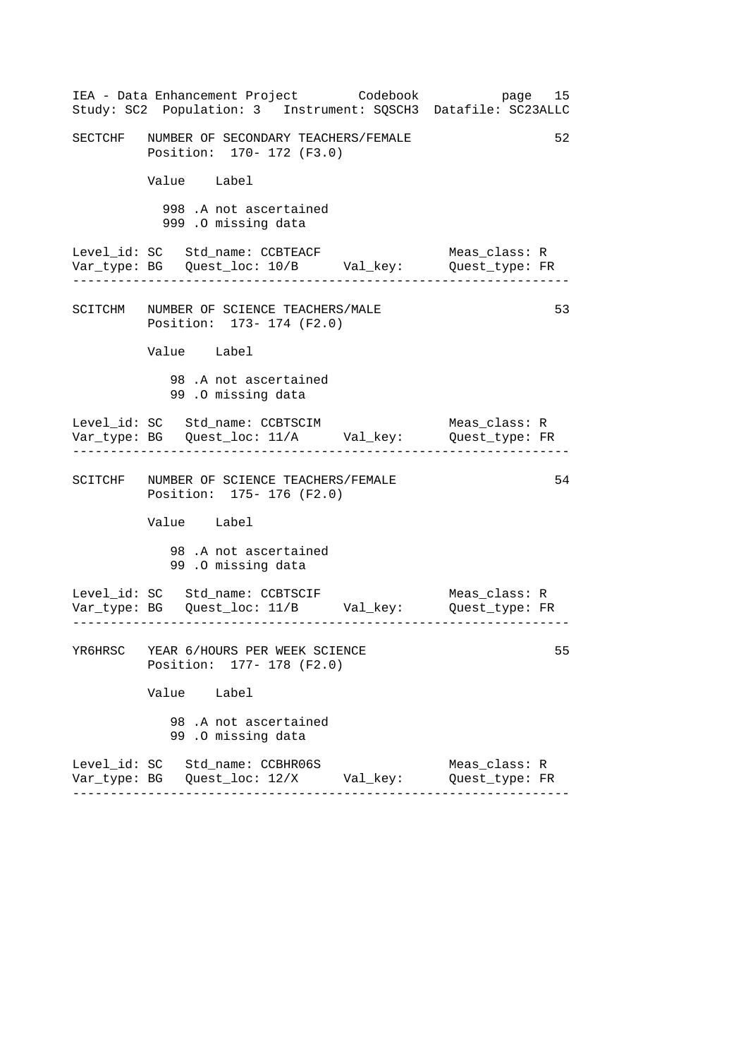SECTCHF   NUMBER OF SECONDARY TEACHERS/FEMALE   52
Position: 170- 172 (F3.0)

| Value | Label |
|---|---|
| 998 | .A not ascertained |
| 999 | .O missing data |

Level_id: SC   Std_name: CCBTEACF   Meas_class: R
Var_type: BG   Quest_loc: 10/B   Val_key:   Quest_type: FR

---

SCITCHM   NUMBER OF SCIENCE TEACHERS/MALE   53
Position: 173- 174 (F2.0)

| Value | Label |
|---|---|
| 98 | .A not ascertained |
| 99 | .O missing data |

Level_id: SC   Std_name: CCBTSCIM   Meas_class: R
Var_type: BG   Quest_loc: 11/A   Val_key:   Quest_type: FR

---

SCITCHF   NUMBER OF SCIENCE TEACHERS/FEMALE   54
Position: 175- 176 (F2.0)

| Value | Label |
|---|---|
| 98 | .A not ascertained |
| 99 | .O missing data |

Level_id: SC   Std_name: CCBTSCIF   Meas_class: R
Var_type: BG   Quest_loc: 11/B   Val_key:   Quest_type: FR

---

YR6HRSC   YEAR 6/HOURS PER WEEK SCIENCE   55
Position: 177- 178 (F2.0)

| Value | Label |
|---|---|
| 98 | .A not ascertained |
| 99 | .O missing data |

Level_id: SC   Std_name: CCBHR06S   Meas_class: R
Var_type: BG   Quest_loc: 12/X   Val_key:   Quest_type: FR

---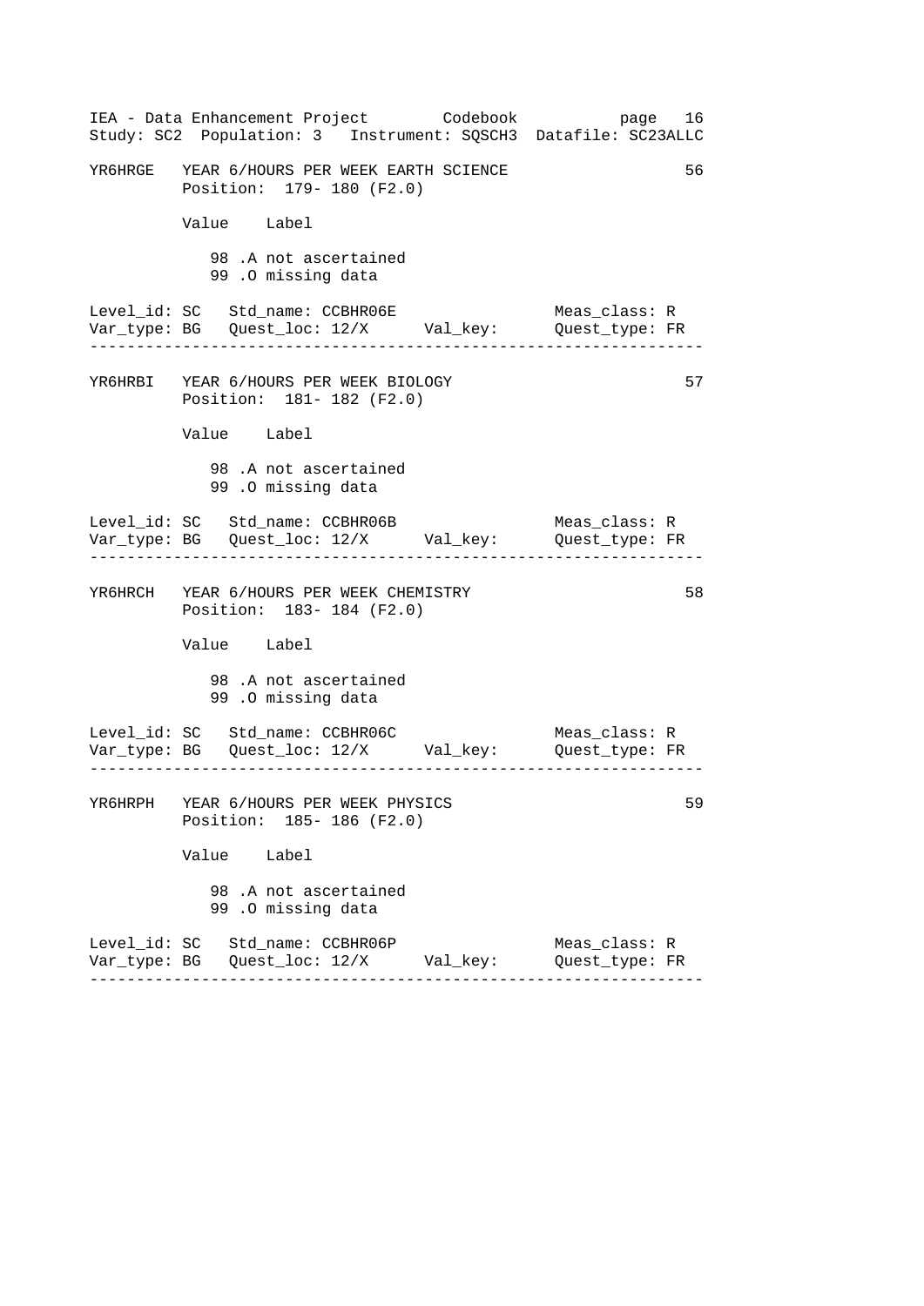IEA - Data Enhancement Project        Codebook           page  16
Study: SC2  Population: 3   Instrument: SQSCH3  Datafile: SC23ALLC

```
YR6HRGE   YEAR 6/HOURS PER WEEK EARTH SCIENCE                       56
          Position:  179- 180 (F2.0)

          Value    Label

             98 .A not ascertained
             99 .O missing data

Level_id: SC   Std_name: CCBHR06E                  Meas_class: R
Var_type: BG   Quest_loc: 12/X      Val_key:       Quest_type: FR
-----------------------------------------------------------------
```

```
YR6HRBI   YEAR 6/HOURS PER WEEK BIOLOGY                             57
          Position:  181- 182 (F2.0)

          Value    Label

             98 .A not ascertained
             99 .O missing data

Level_id: SC   Std_name: CCBHR06B                  Meas_class: R
Var_type: BG   Quest_loc: 12/X      Val_key:       Quest_type: FR
-----------------------------------------------------------------
```

```
YR6HRCH   YEAR 6/HOURS PER WEEK CHEMISTRY                           58
          Position:  183- 184 (F2.0)

          Value    Label

             98 .A not ascertained
             99 .O missing data

Level_id: SC   Std_name: CCBHR06C                  Meas_class: R
Var_type: BG   Quest_loc: 12/X      Val_key:       Quest_type: FR
-----------------------------------------------------------------
```

```
YR6HRPH   YEAR 6/HOURS PER WEEK PHYSICS                             59
          Position:  185- 186 (F2.0)

          Value    Label

             98 .A not ascertained
             99 .O missing data

Level_id: SC   Std_name: CCBHR06P                  Meas_class: R
Var_type: BG   Quest_loc: 12/X      Val_key:       Quest_type: FR
-----------------------------------------------------------------
```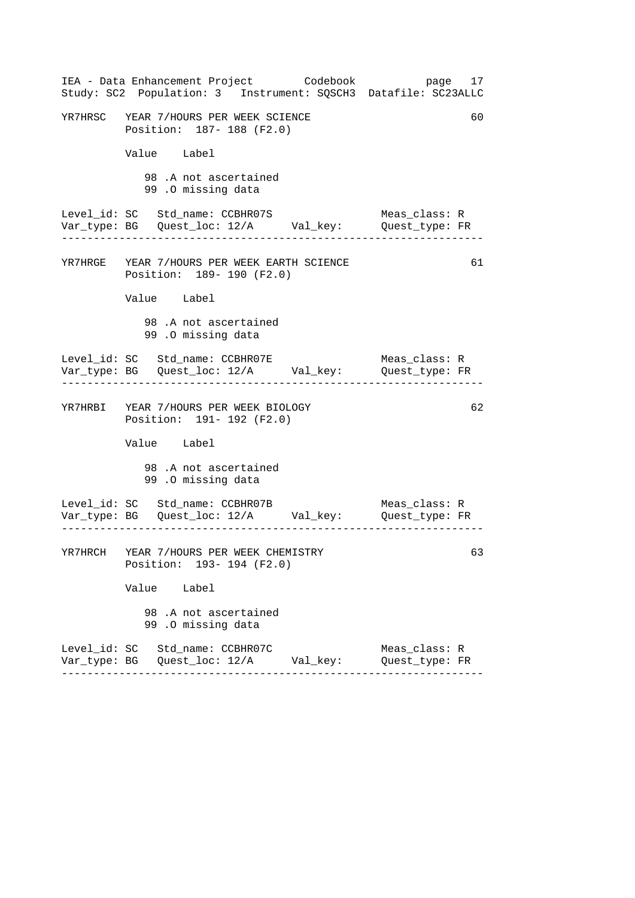## YR7HRSC YEAR 7/HOURS PER WEEK SCIENCE (60)

Position: 187- 188 (F2.0)

| Value | Label |
|---|---|
| 98 | .A not ascertained |
| 99 | .O missing data |

Level_id: SC Std_name: CCBHR07S Meas_class: R
Var_type: BG Quest_loc: 12/A Val_key: Quest_type: FR

---

## YR7HRGE YEAR 7/HOURS PER WEEK EARTH SCIENCE (61)

Position: 189- 190 (F2.0)

| Value | Label |
|---|---|
| 98 | .A not ascertained |
| 99 | .O missing data |

Level_id: SC Std_name: CCBHR07E Meas_class: R
Var_type: BG Quest_loc: 12/A Val_key: Quest_type: FR

---

## YR7HRBI YEAR 7/HOURS PER WEEK BIOLOGY (62)

Position: 191- 192 (F2.0)

| Value | Label |
|---|---|
| 98 | .A not ascertained |
| 99 | .O missing data |

Level_id: SC Std_name: CCBHR07B Meas_class: R
Var_type: BG Quest_loc: 12/A Val_key: Quest_type: FR

---

## YR7HRCH YEAR 7/HOURS PER WEEK CHEMISTRY (63)

Position: 193- 194 (F2.0)

| Value | Label |
|---|---|
| 98 | .A not ascertained |
| 99 | .O missing data |

Level_id: SC Std_name: CCBHR07C Meas_class: R
Var_type: BG Quest_loc: 12/A Val_key: Quest_type: FR

---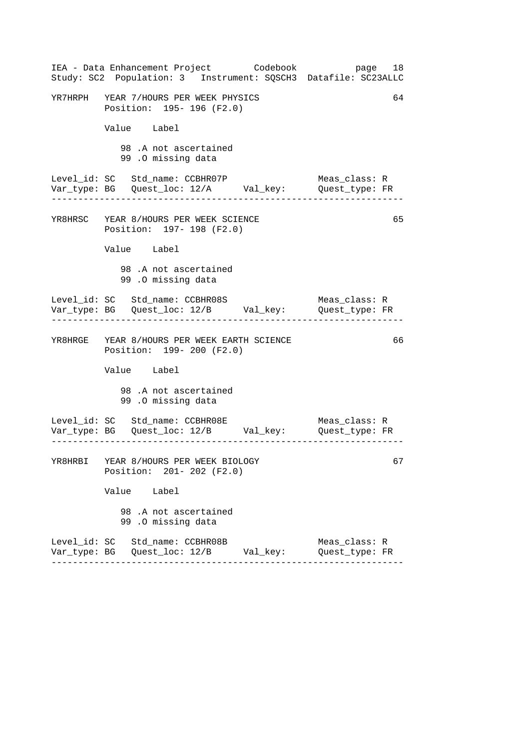```
YR7HRPH   YEAR 7/HOURS PER WEEK PHYSICS                              64
          Position:  195- 196 (F2.0)

          Value    Label

             98 .A not ascertained
             99 .O missing data

Level_id: SC   Std_name: CCBHR07P                    Meas_class: R
Var_type: BG   Quest_loc: 12/A      Val_key:         Quest_type: FR
-------------------------------------------------------------------

YR8HRSC   YEAR 8/HOURS PER WEEK SCIENCE                              65
          Position:  197- 198 (F2.0)

          Value    Label

             98 .A not ascertained
             99 .O missing data

Level_id: SC   Std_name: CCBHR08S                    Meas_class: R
Var_type: BG   Quest_loc: 12/B      Val_key:         Quest_type: FR
-------------------------------------------------------------------

YR8HRGE   YEAR 8/HOURS PER WEEK EARTH SCIENCE                        66
          Position:  199- 200 (F2.0)

          Value    Label

             98 .A not ascertained
             99 .O missing data

Level_id: SC   Std_name: CCBHR08E                    Meas_class: R
Var_type: BG   Quest_loc: 12/B      Val_key:         Quest_type: FR
-------------------------------------------------------------------

YR8HRBI   YEAR 8/HOURS PER WEEK BIOLOGY                              67
          Position:  201- 202 (F2.0)

          Value    Label

             98 .A not ascertained
             99 .O missing data

Level_id: SC   Std_name: CCBHR08B                    Meas_class: R
Var_type: BG   Quest_loc: 12/B      Val_key:         Quest_type: FR
-------------------------------------------------------------------
```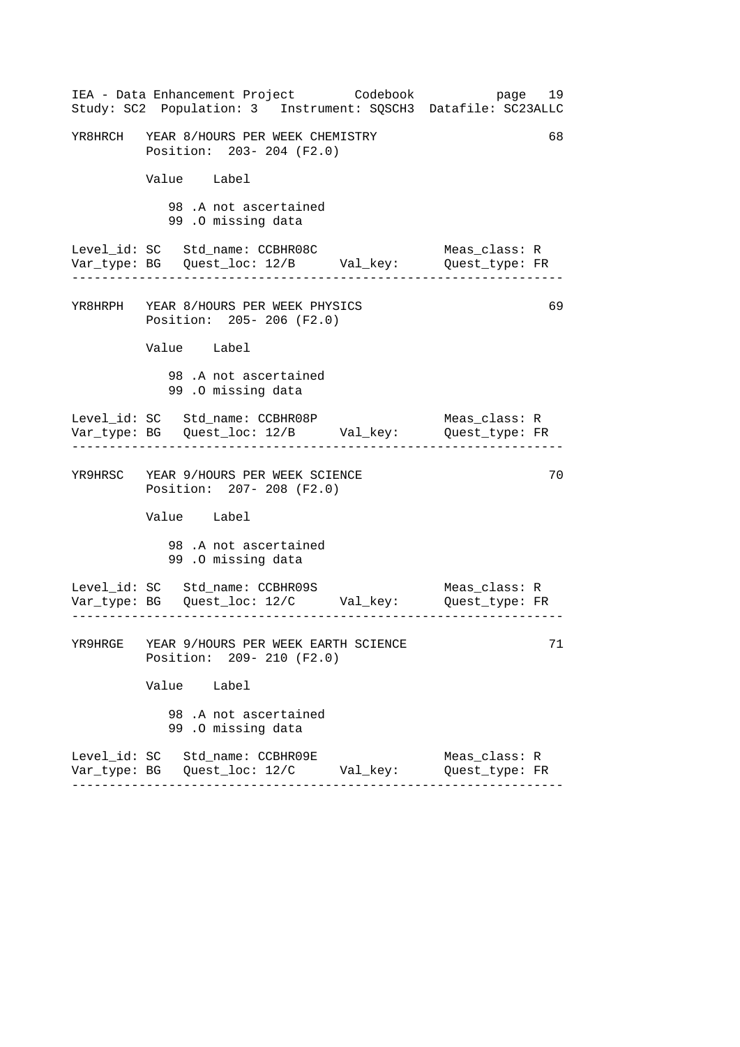```
YR8HRCH   YEAR 8/HOURS PER WEEK CHEMISTRY                          68
          Position:  203- 204 (F2.0)

          Value    Label

             98 .A not ascertained
             99 .O missing data

Level_id: SC   Std_name: CCBHR08C                  Meas_class: R
Var_type: BG   Quest_loc: 12/B     Val_key:        Quest_type: FR
-------------------------------------------------------------------

YR8HRPH   YEAR 8/HOURS PER WEEK PHYSICS                            69
          Position:  205- 206 (F2.0)

          Value    Label

             98 .A not ascertained
             99 .O missing data

Level_id: SC   Std_name: CCBHR08P                  Meas_class: R
Var_type: BG   Quest_loc: 12/B     Val_key:        Quest_type: FR
-------------------------------------------------------------------

YR9HRSC   YEAR 9/HOURS PER WEEK SCIENCE                            70
          Position:  207- 208 (F2.0)

          Value    Label

             98 .A not ascertained
             99 .O missing data

Level_id: SC   Std_name: CCBHR09S                  Meas_class: R
Var_type: BG   Quest_loc: 12/C     Val_key:        Quest_type: FR
-------------------------------------------------------------------

YR9HRGE   YEAR 9/HOURS PER WEEK EARTH SCIENCE                      71
          Position:  209- 210 (F2.0)

          Value    Label

             98 .A not ascertained
             99 .O missing data

Level_id: SC   Std_name: CCBHR09E                  Meas_class: R
Var_type: BG   Quest_loc: 12/C     Val_key:        Quest_type: FR
-------------------------------------------------------------------
```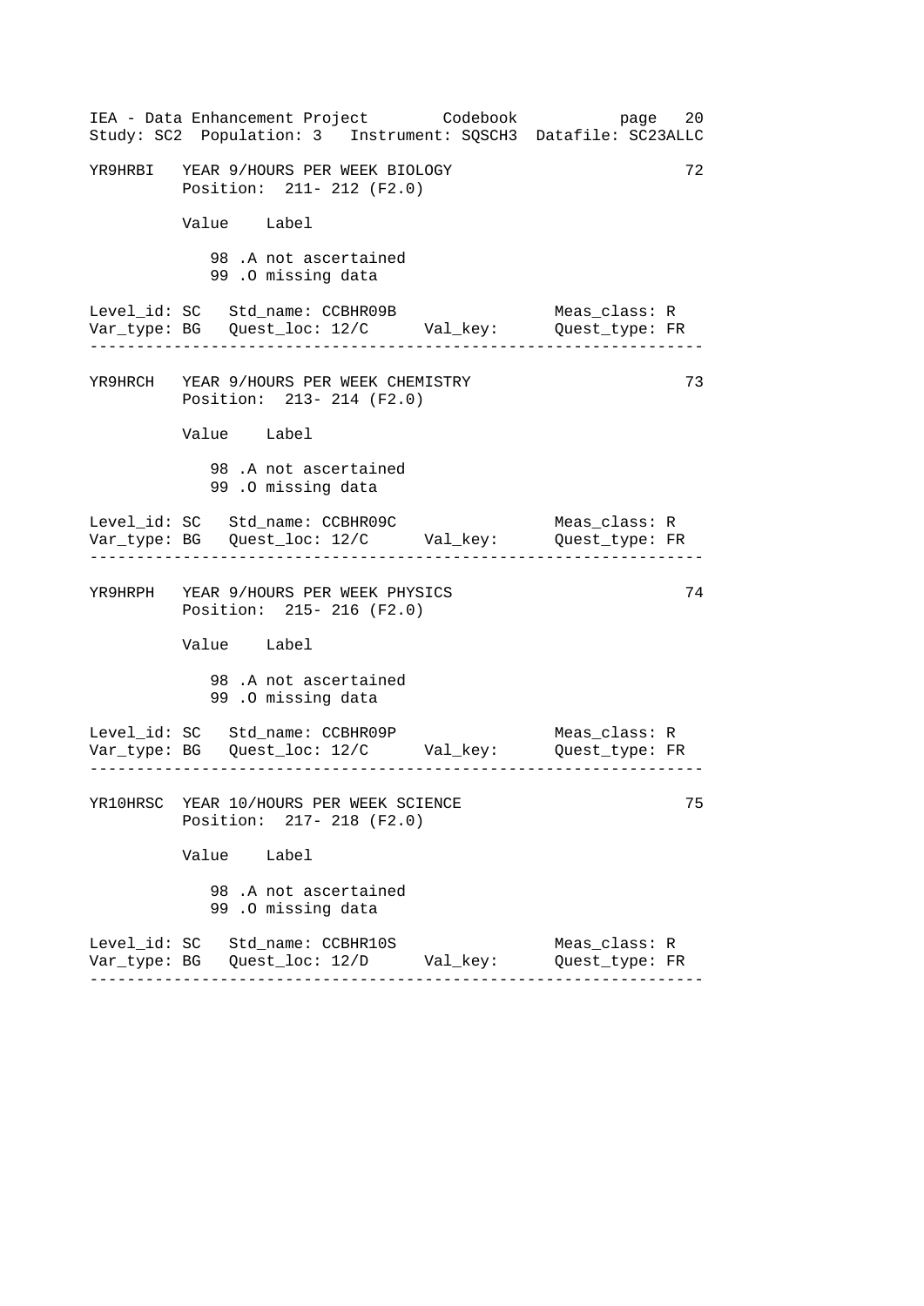```
YR9HRBI   YEAR 9/HOURS PER WEEK BIOLOGY                            72
          Position:  211- 212 (F2.0)

          Value   Label

             98 .A not ascertained
             99 .O missing data

Level_id: SC   Std_name: CCBHR09B                 Meas_class: R
Var_type: BG   Quest_loc: 12/C     Val_key:       Quest_type: FR
------------------------------------------------------------------

YR9HRCH   YEAR 9/HOURS PER WEEK CHEMISTRY                          73
          Position:  213- 214 (F2.0)

          Value   Label

             98 .A not ascertained
             99 .O missing data

Level_id: SC   Std_name: CCBHR09C                 Meas_class: R
Var_type: BG   Quest_loc: 12/C     Val_key:       Quest_type: FR
------------------------------------------------------------------

YR9HRPH   YEAR 9/HOURS PER WEEK PHYSICS                            74
          Position:  215- 216 (F2.0)

          Value   Label

             98 .A not ascertained
             99 .O missing data

Level_id: SC   Std_name: CCBHR09P                 Meas_class: R
Var_type: BG   Quest_loc: 12/C     Val_key:       Quest_type: FR
------------------------------------------------------------------

YR10HRSC  YEAR 10/HOURS PER WEEK SCIENCE                           75
          Position:  217- 218 (F2.0)

          Value   Label

             98 .A not ascertained
             99 .O missing data

Level_id: SC   Std_name: CCBHR10S                 Meas_class: R
Var_type: BG   Quest_loc: 12/D     Val_key:       Quest_type: FR
------------------------------------------------------------------
```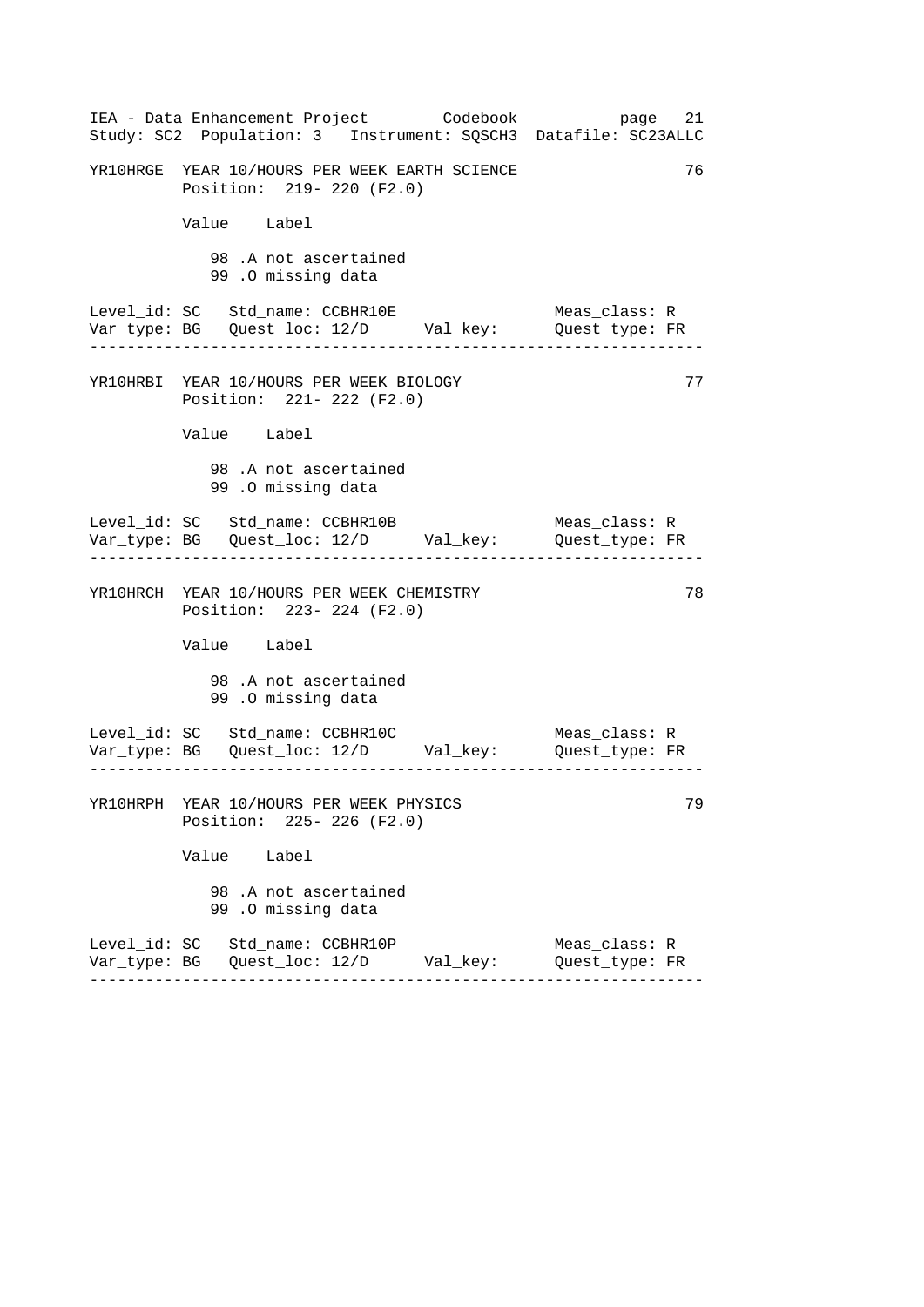```
YR10HRGE  YEAR 10/HOURS PER WEEK EARTH SCIENCE                       76
          Position:  219- 220 (F2.0)

          Value    Label

             98 .A not ascertained
             99 .O missing data

Level_id: SC   Std_name: CCBHR10E                   Meas_class: R
Var_type: BG   Quest_loc: 12/D      Val_key:        Quest_type: FR
-------------------------------------------------------------------

YR10HRBI  YEAR 10/HOURS PER WEEK BIOLOGY                             77
          Position:  221- 222 (F2.0)

          Value    Label

             98 .A not ascertained
             99 .O missing data

Level_id: SC   Std_name: CCBHR10B                   Meas_class: R
Var_type: BG   Quest_loc: 12/D      Val_key:        Quest_type: FR
-------------------------------------------------------------------

YR10HRCH  YEAR 10/HOURS PER WEEK CHEMISTRY                           78
          Position:  223- 224 (F2.0)

          Value    Label

             98 .A not ascertained
             99 .O missing data

Level_id: SC   Std_name: CCBHR10C                   Meas_class: R
Var_type: BG   Quest_loc: 12/D      Val_key:        Quest_type: FR
-------------------------------------------------------------------

YR10HRPH  YEAR 10/HOURS PER WEEK PHYSICS                             79
          Position:  225- 226 (F2.0)

          Value    Label

             98 .A not ascertained
             99 .O missing data

Level_id: SC   Std_name: CCBHR10P                   Meas_class: R
Var_type: BG   Quest_loc: 12/D      Val_key:        Quest_type: FR
-------------------------------------------------------------------
```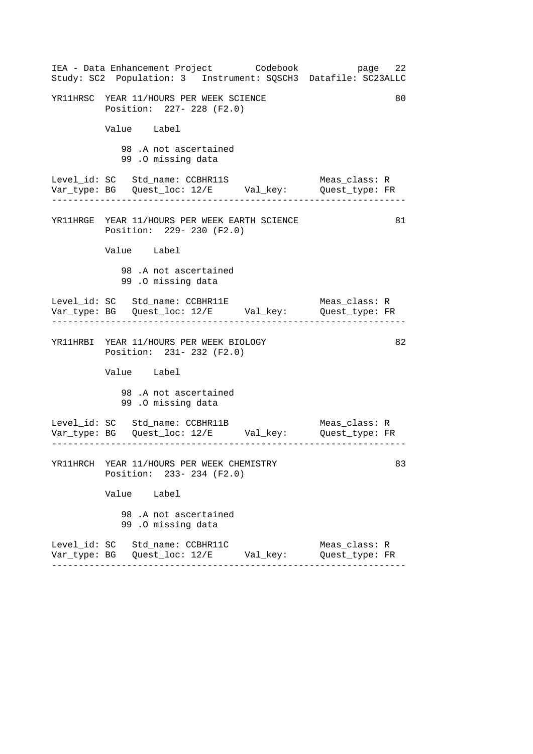YR11HRSC YEAR 11/HOURS PER WEEK SCIENCE 80
Position: 227- 228 (F2.0)

| Value | Label |
|---|---|
| 98 | .A not ascertained |
| 99 | .O missing data |

Level_id: SC Std_name: CCBHR11S Meas_class: R
Var_type: BG Quest_loc: 12/E Val_key: Quest_type: FR

---

YR11HRGE YEAR 11/HOURS PER WEEK EARTH SCIENCE 81
Position: 229- 230 (F2.0)

| Value | Label |
|---|---|
| 98 | .A not ascertained |
| 99 | .O missing data |

Level_id: SC Std_name: CCBHR11E Meas_class: R
Var_type: BG Quest_loc: 12/E Val_key: Quest_type: FR

---

YR11HRBI YEAR 11/HOURS PER WEEK BIOLOGY 82
Position: 231- 232 (F2.0)

| Value | Label |
|---|---|
| 98 | .A not ascertained |
| 99 | .O missing data |

Level_id: SC Std_name: CCBHR11B Meas_class: R
Var_type: BG Quest_loc: 12/E Val_key: Quest_type: FR

---

YR11HRCH YEAR 11/HOURS PER WEEK CHEMISTRY 83
Position: 233- 234 (F2.0)

| Value | Label |
|---|---|
| 98 | .A not ascertained |
| 99 | .O missing data |

Level_id: SC Std_name: CCBHR11C Meas_class: R
Var_type: BG Quest_loc: 12/E Val_key: Quest_type: FR

---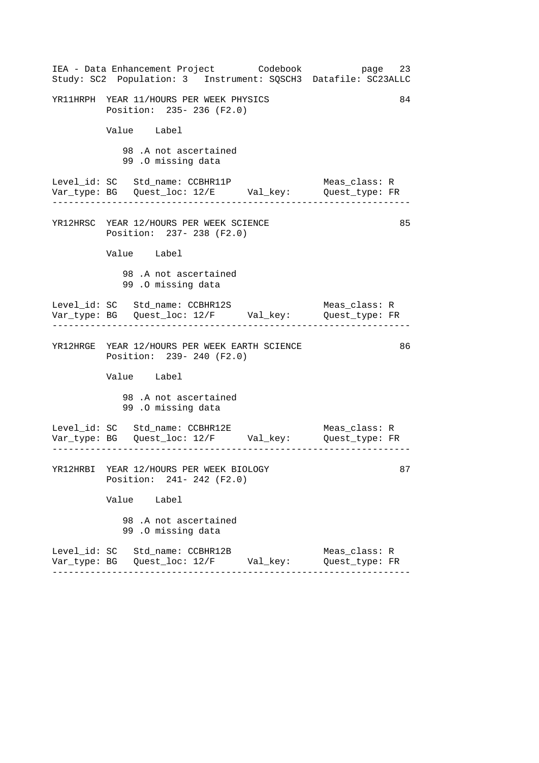```
YR11HRPH  YEAR 11/HOURS PER WEEK PHYSICS                            84
          Position:  235- 236 (F2.0)

          Value   Label

             98 .A not ascertained
             99 .O missing data

Level_id: SC   Std_name: CCBHR11P                  Meas_class: R
Var_type: BG   Quest_loc: 12/E     Val_key:        Quest_type: FR
-----------------------------------------------------------------

YR12HRSC  YEAR 12/HOURS PER WEEK SCIENCE                            85
          Position:  237- 238 (F2.0)

          Value   Label

             98 .A not ascertained
             99 .O missing data

Level_id: SC   Std_name: CCBHR12S                  Meas_class: R
Var_type: BG   Quest_loc: 12/F     Val_key:        Quest_type: FR
-----------------------------------------------------------------

YR12HRGE  YEAR 12/HOURS PER WEEK EARTH SCIENCE                      86
          Position:  239- 240 (F2.0)

          Value   Label

             98 .A not ascertained
             99 .O missing data

Level_id: SC   Std_name: CCBHR12E                  Meas_class: R
Var_type: BG   Quest_loc: 12/F     Val_key:        Quest_type: FR
-----------------------------------------------------------------

YR12HRBI  YEAR 12/HOURS PER WEEK BIOLOGY                            87
          Position:  241- 242 (F2.0)

          Value   Label

             98 .A not ascertained
             99 .O missing data

Level_id: SC   Std_name: CCBHR12B                  Meas_class: R
Var_type: BG   Quest_loc: 12/F     Val_key:        Quest_type: FR
-----------------------------------------------------------------
```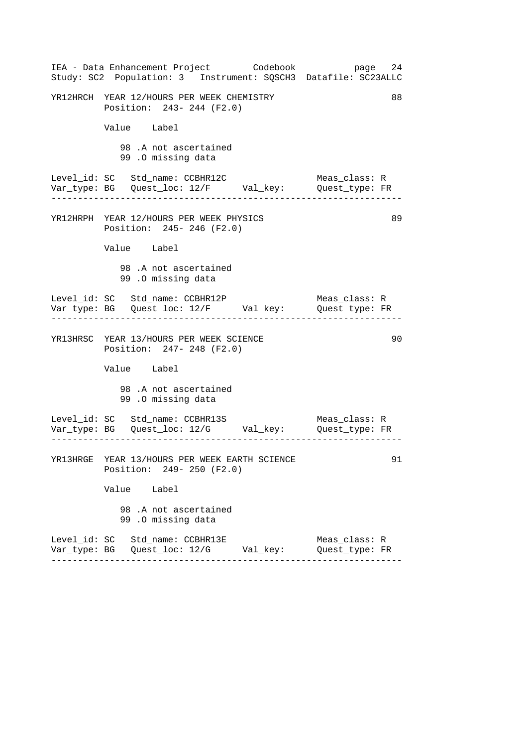```
YR12HRCH  YEAR 12/HOURS PER WEEK CHEMISTRY                           88
          Position:  243- 244 (F2.0)

          Value    Label

             98 .A not ascertained
             99 .O missing data

Level_id: SC   Std_name: CCBHR12C                  Meas_class: R
Var_type: BG   Quest_loc: 12/F      Val_key:       Quest_type: FR
-----------------------------------------------------------------

YR12HRPH  YEAR 12/HOURS PER WEEK PHYSICS                             89
          Position:  245- 246 (F2.0)

          Value    Label

             98 .A not ascertained
             99 .O missing data

Level_id: SC   Std_name: CCBHR12P                  Meas_class: R
Var_type: BG   Quest_loc: 12/F      Val_key:       Quest_type: FR
-----------------------------------------------------------------

YR13HRSC  YEAR 13/HOURS PER WEEK SCIENCE                             90
          Position:  247- 248 (F2.0)

          Value    Label

             98 .A not ascertained
             99 .O missing data

Level_id: SC   Std_name: CCBHR13S                  Meas_class: R
Var_type: BG   Quest_loc: 12/G      Val_key:       Quest_type: FR
-----------------------------------------------------------------

YR13HRGE  YEAR 13/HOURS PER WEEK EARTH SCIENCE                       91
          Position:  249- 250 (F2.0)

          Value    Label

             98 .A not ascertained
             99 .O missing data

Level_id: SC   Std_name: CCBHR13E                  Meas_class: R
Var_type: BG   Quest_loc: 12/G      Val_key:       Quest_type: FR
-----------------------------------------------------------------
```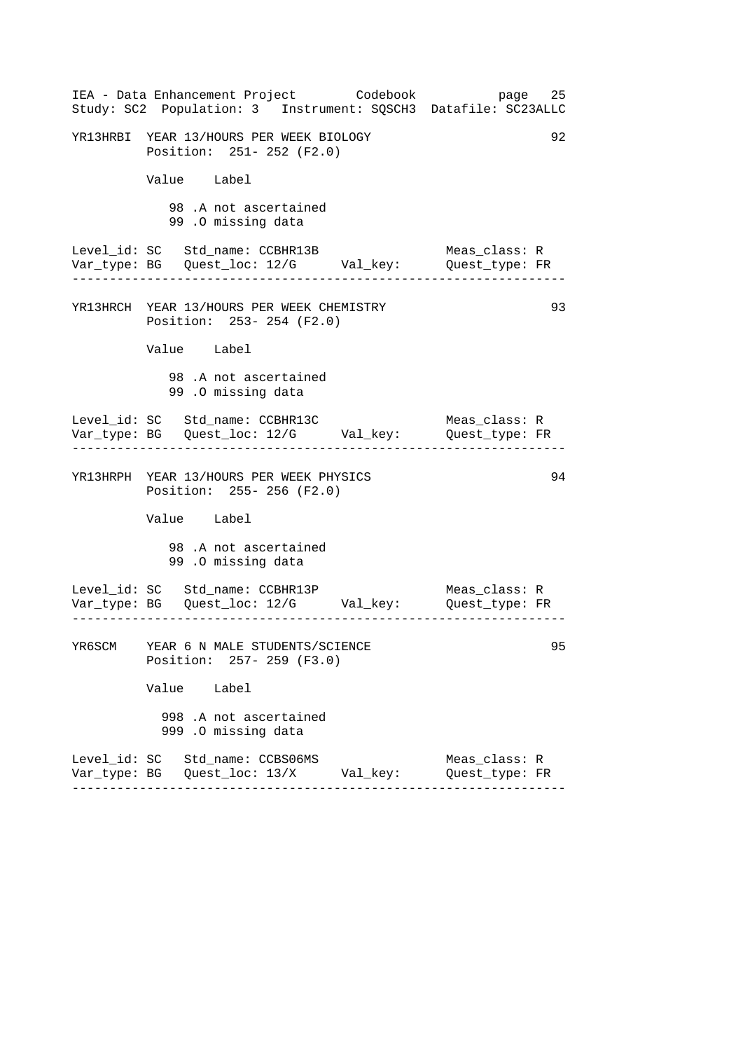YR13HRBI YEAR 13/HOURS PER WEEK BIOLOGY 92
Position: 251- 252 (F2.0)

| Value | Label |
|---|---|
| 98 | .A not ascertained |
| 99 | .O missing data |

Level_id: SC Std_name: CCBHR13B Meas_class: R
Var_type: BG Quest_loc: 12/G Val_key: Quest_type: FR

---

YR13HRCH YEAR 13/HOURS PER WEEK CHEMISTRY 93
Position: 253- 254 (F2.0)

| Value | Label |
|---|---|
| 98 | .A not ascertained |
| 99 | .O missing data |

Level_id: SC Std_name: CCBHR13C Meas_class: R
Var_type: BG Quest_loc: 12/G Val_key: Quest_type: FR

---

YR13HRPH YEAR 13/HOURS PER WEEK PHYSICS 94
Position: 255- 256 (F2.0)

| Value | Label |
|---|---|
| 98 | .A not ascertained |
| 99 | .O missing data |

Level_id: SC Std_name: CCBHR13P Meas_class: R
Var_type: BG Quest_loc: 12/G Val_key: Quest_type: FR

---

YR6SCM YEAR 6 N MALE STUDENTS/SCIENCE 95
Position: 257- 259 (F3.0)

| Value | Label |
|---|---|
| 998 | .A not ascertained |
| 999 | .O missing data |

Level_id: SC Std_name: CCBS06MS Meas_class: R
Var_type: BG Quest_loc: 13/X Val_key: Quest_type: FR

---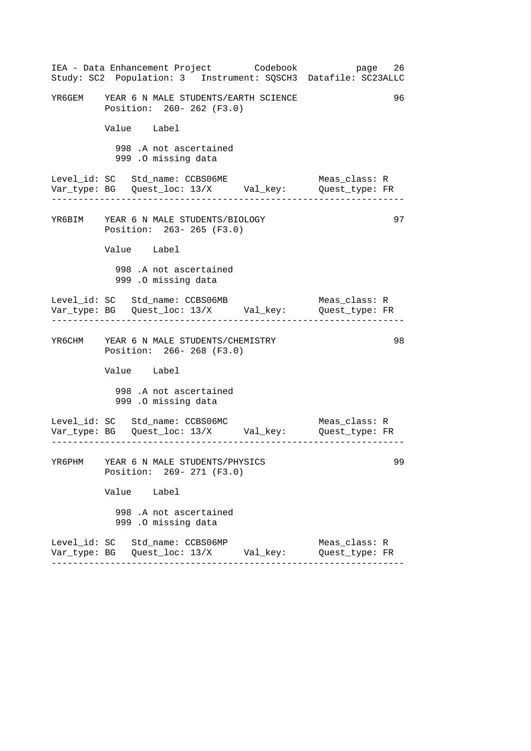```
YR6GEM    YEAR 6 N MALE STUDENTS/EARTH SCIENCE                      96
          Position:  260- 262 (F3.0)

          Value    Label

            998 .A not ascertained
            999 .O missing data

Level_id: SC   Std_name: CCBS06ME                 Meas_class: R
Var_type: BG   Quest_loc: 13/X      Val_key:      Quest_type: FR
--------------------------------------------------------------------

YR6BIM    YEAR 6 N MALE STUDENTS/BIOLOGY                            97
          Position:  263- 265 (F3.0)

          Value    Label

            998 .A not ascertained
            999 .O missing data

Level_id: SC   Std_name: CCBS06MB                 Meas_class: R
Var_type: BG   Quest_loc: 13/X      Val_key:      Quest_type: FR
--------------------------------------------------------------------

YR6CHM    YEAR 6 N MALE STUDENTS/CHEMISTRY                          98
          Position:  266- 268 (F3.0)

          Value    Label

            998 .A not ascertained
            999 .O missing data

Level_id: SC   Std_name: CCBS06MC                 Meas_class: R
Var_type: BG   Quest_loc: 13/X      Val_key:      Quest_type: FR
--------------------------------------------------------------------

YR6PHM    YEAR 6 N MALE STUDENTS/PHYSICS                            99
          Position:  269- 271 (F3.0)

          Value    Label

            998 .A not ascertained
            999 .O missing data

Level_id: SC   Std_name: CCBS06MP                 Meas_class: R
Var_type: BG   Quest_loc: 13/X      Val_key:      Quest_type: FR
--------------------------------------------------------------------
```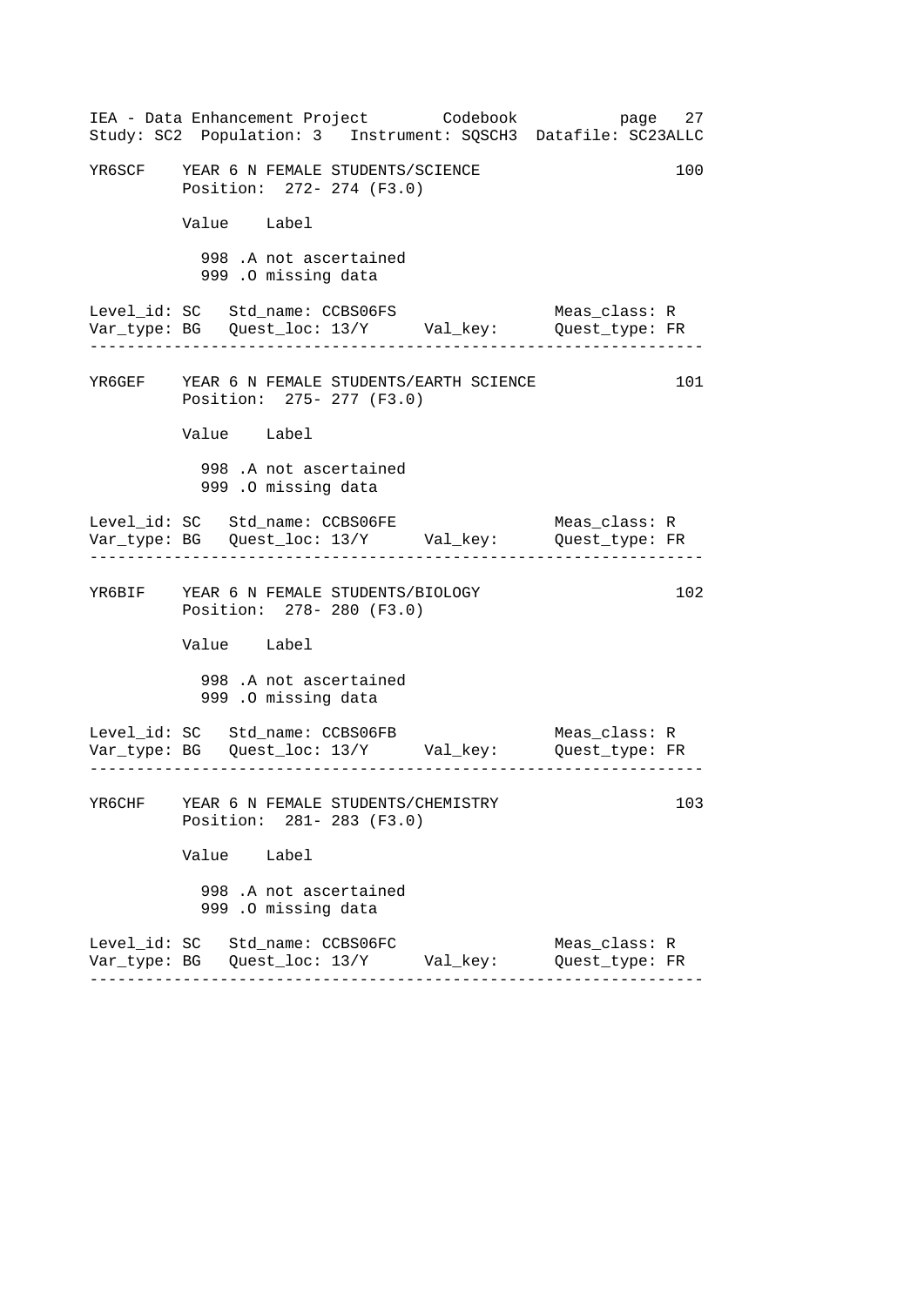```
YR6SCF    YEAR 6 N FEMALE STUDENTS/SCIENCE                          100
          Position:  272- 274 (F3.0)

          Value    Label

            998 .A not ascertained
            999 .O missing data

Level_id: SC   Std_name: CCBS06FS                   Meas_class: R
Var_type: BG   Quest_loc: 13/Y      Val_key:        Quest_type: FR
------------------------------------------------------------------

YR6GEF    YEAR 6 N FEMALE STUDENTS/EARTH SCIENCE                    101
          Position:  275- 277 (F3.0)

          Value    Label

            998 .A not ascertained
            999 .O missing data

Level_id: SC   Std_name: CCBS06FE                   Meas_class: R
Var_type: BG   Quest_loc: 13/Y      Val_key:        Quest_type: FR
------------------------------------------------------------------

YR6BIF    YEAR 6 N FEMALE STUDENTS/BIOLOGY                          102
          Position:  278- 280 (F3.0)

          Value    Label

            998 .A not ascertained
            999 .O missing data

Level_id: SC   Std_name: CCBS06FB                   Meas_class: R
Var_type: BG   Quest_loc: 13/Y      Val_key:        Quest_type: FR
------------------------------------------------------------------

YR6CHF    YEAR 6 N FEMALE STUDENTS/CHEMISTRY                        103
          Position:  281- 283 (F3.0)

          Value    Label

            998 .A not ascertained
            999 .O missing data

Level_id: SC   Std_name: CCBS06FC                   Meas_class: R
Var_type: BG   Quest_loc: 13/Y      Val_key:        Quest_type: FR
------------------------------------------------------------------
```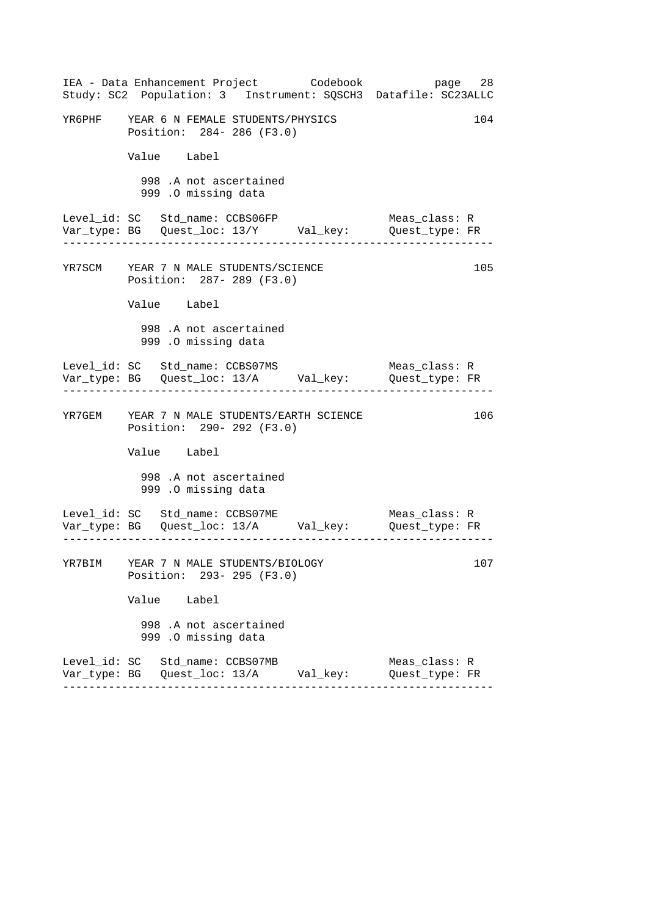```
YR6PHF    YEAR 6 N FEMALE STUDENTS/PHYSICS                         104
          Position:  284- 286 (F3.0)

          Value    Label

            998 .A not ascertained
            999 .O missing data

Level_id: SC   Std_name: CCBS06FP                  Meas_class: R
Var_type: BG   Quest_loc: 13/Y      Val_key:       Quest_type: FR
------------------------------------------------------------------

YR7SCM    YEAR 7 N MALE STUDENTS/SCIENCE                           105
          Position:  287- 289 (F3.0)

          Value    Label

            998 .A not ascertained
            999 .O missing data

Level_id: SC   Std_name: CCBS07MS                  Meas_class: R
Var_type: BG   Quest_loc: 13/A      Val_key:       Quest_type: FR
------------------------------------------------------------------

YR7GEM    YEAR 7 N MALE STUDENTS/EARTH SCIENCE                     106
          Position:  290- 292 (F3.0)

          Value    Label

            998 .A not ascertained
            999 .O missing data

Level_id: SC   Std_name: CCBS07ME                  Meas_class: R
Var_type: BG   Quest_loc: 13/A      Val_key:       Quest_type: FR
------------------------------------------------------------------

YR7BIM    YEAR 7 N MALE STUDENTS/BIOLOGY                           107
          Position:  293- 295 (F3.0)

          Value    Label

            998 .A not ascertained
            999 .O missing data

Level_id: SC   Std_name: CCBS07MB                  Meas_class: R
Var_type: BG   Quest_loc: 13/A      Val_key:       Quest_type: FR
------------------------------------------------------------------
```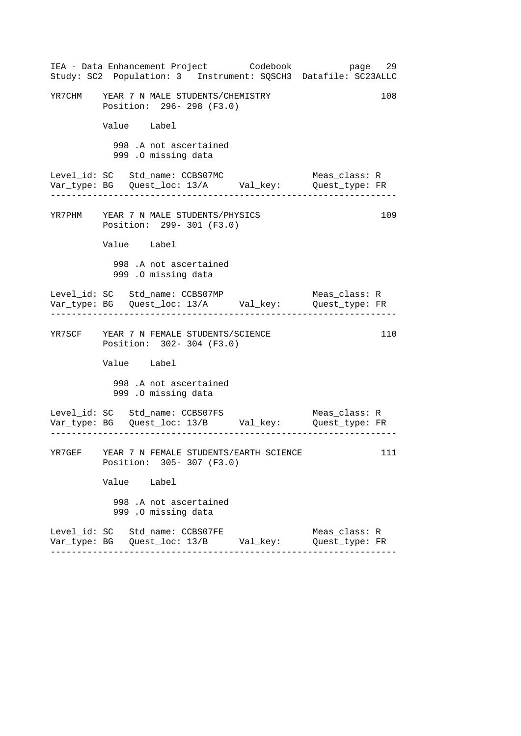```
YR7CHM    YEAR 7 N MALE STUDENTS/CHEMISTRY                        108
          Position:  296- 298 (F3.0)

          Value    Label

            998 .A not ascertained
            999 .O missing data

Level_id: SC   Std_name: CCBS07MC                  Meas_class: R
Var_type: BG   Quest_loc: 13/A      Val_key:       Quest_type: FR
------------------------------------------------------------------

YR7PHM    YEAR 7 N MALE STUDENTS/PHYSICS                          109
          Position:  299- 301 (F3.0)

          Value    Label

            998 .A not ascertained
            999 .O missing data

Level_id: SC   Std_name: CCBS07MP                  Meas_class: R
Var_type: BG   Quest_loc: 13/A      Val_key:       Quest_type: FR
------------------------------------------------------------------

YR7SCF    YEAR 7 N FEMALE STUDENTS/SCIENCE                        110
          Position:  302- 304 (F3.0)

          Value    Label

            998 .A not ascertained
            999 .O missing data

Level_id: SC   Std_name: CCBS07FS                  Meas_class: R
Var_type: BG   Quest_loc: 13/B      Val_key:       Quest_type: FR
------------------------------------------------------------------

YR7GEF    YEAR 7 N FEMALE STUDENTS/EARTH SCIENCE                  111
          Position:  305- 307 (F3.0)

          Value    Label

            998 .A not ascertained
            999 .O missing data

Level_id: SC   Std_name: CCBS07FE                  Meas_class: R
Var_type: BG   Quest_loc: 13/B      Val_key:       Quest_type: FR
------------------------------------------------------------------
```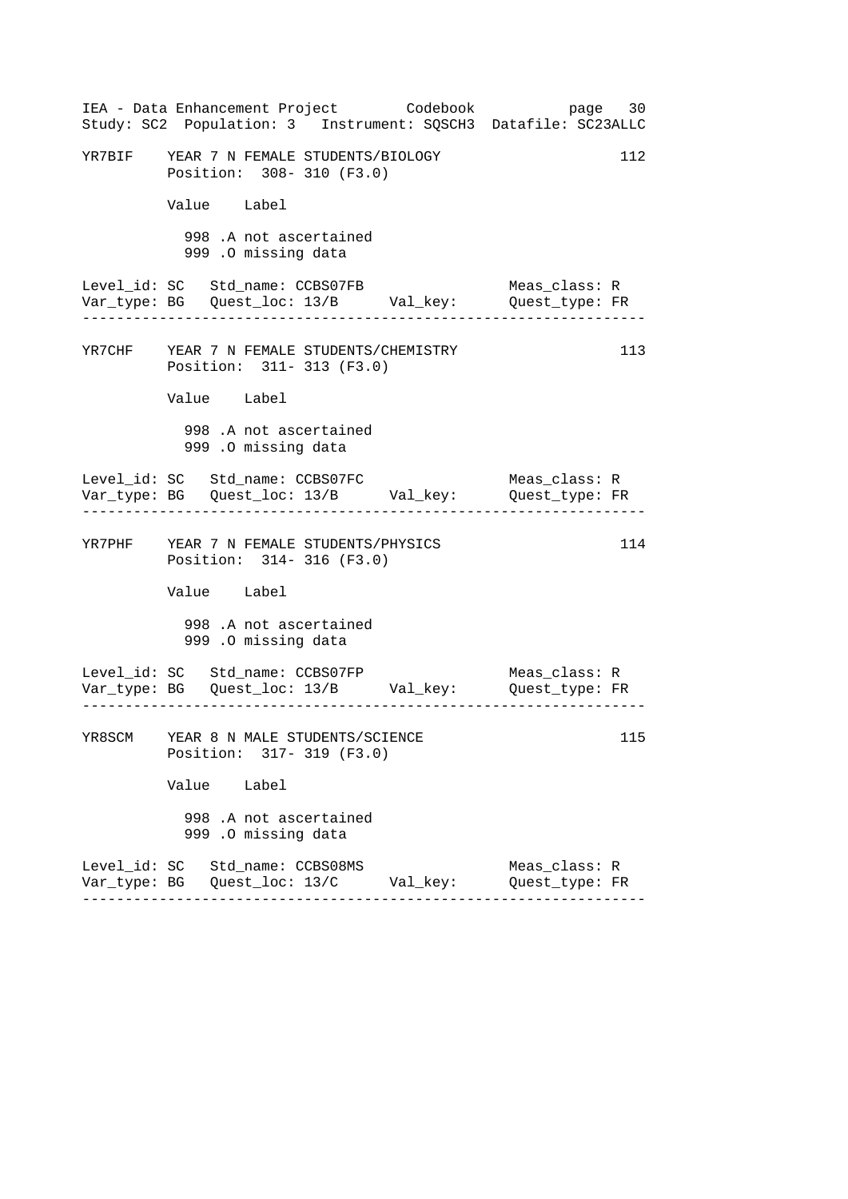```
YR7BIF    YEAR 7 N FEMALE STUDENTS/BIOLOGY                          112
          Position:  308- 310 (F3.0)

          Value    Label

            998 .A not ascertained
            999 .O missing data

Level_id: SC   Std_name: CCBS07FB                   Meas_class: R
Var_type: BG   Quest_loc: 13/B      Val_key:        Quest_type: FR
--------------------------------------------------------------------

YR7CHF    YEAR 7 N FEMALE STUDENTS/CHEMISTRY                        113
          Position:  311- 313 (F3.0)

          Value    Label

            998 .A not ascertained
            999 .O missing data

Level_id: SC   Std_name: CCBS07FC                   Meas_class: R
Var_type: BG   Quest_loc: 13/B      Val_key:        Quest_type: FR
--------------------------------------------------------------------

YR7PHF    YEAR 7 N FEMALE STUDENTS/PHYSICS                          114
          Position:  314- 316 (F3.0)

          Value    Label

            998 .A not ascertained
            999 .O missing data

Level_id: SC   Std_name: CCBS07FP                   Meas_class: R
Var_type: BG   Quest_loc: 13/B      Val_key:        Quest_type: FR
--------------------------------------------------------------------

YR8SCM    YEAR 8 N MALE STUDENTS/SCIENCE                            115
          Position:  317- 319 (F3.0)

          Value    Label

            998 .A not ascertained
            999 .O missing data

Level_id: SC   Std_name: CCBS08MS                   Meas_class: R
Var_type: BG   Quest_loc: 13/C      Val_key:        Quest_type: FR
--------------------------------------------------------------------
```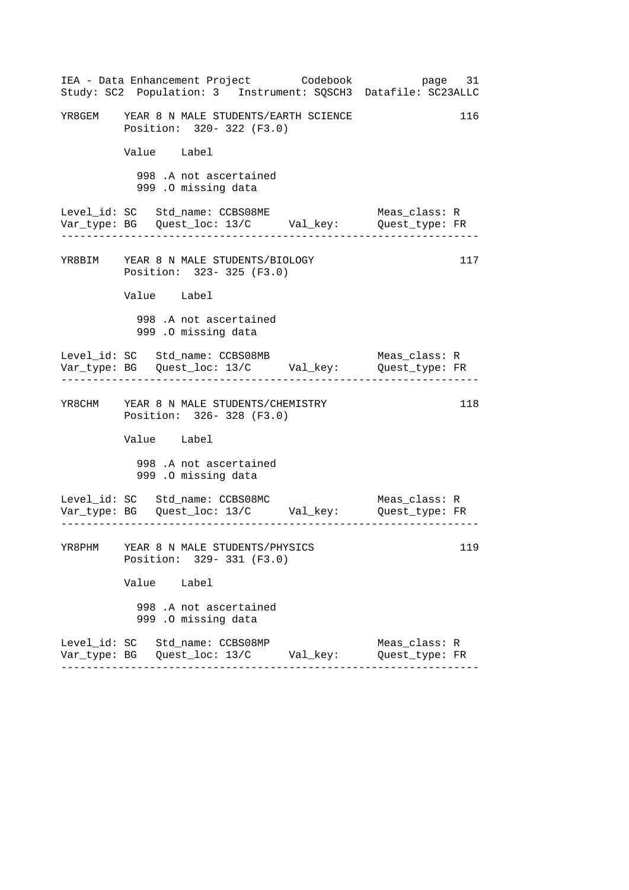```
YR8GEM    YEAR 8 N MALE STUDENTS/EARTH SCIENCE                    116
          Position:  320- 322 (F3.0)

          Value   Label

            998 .A not ascertained
            999 .O missing data

Level_id: SC   Std_name: CCBS08ME                    Meas_class: R
Var_type: BG   Quest_loc: 13/C      Val_key:         Quest_type: FR
-----------------------------------------------------------------

YR8BIM    YEAR 8 N MALE STUDENTS/BIOLOGY                          117
          Position:  323- 325 (F3.0)

          Value   Label

            998 .A not ascertained
            999 .O missing data

Level_id: SC   Std_name: CCBS08MB                    Meas_class: R
Var_type: BG   Quest_loc: 13/C      Val_key:         Quest_type: FR
-----------------------------------------------------------------

YR8CHM    YEAR 8 N MALE STUDENTS/CHEMISTRY                        118
          Position:  326- 328 (F3.0)

          Value   Label

            998 .A not ascertained
            999 .O missing data

Level_id: SC   Std_name: CCBS08MC                    Meas_class: R
Var_type: BG   Quest_loc: 13/C      Val_key:         Quest_type: FR
-----------------------------------------------------------------

YR8PHM    YEAR 8 N MALE STUDENTS/PHYSICS                          119
          Position:  329- 331 (F3.0)

          Value   Label

            998 .A not ascertained
            999 .O missing data

Level_id: SC   Std_name: CCBS08MP                    Meas_class: R
Var_type: BG   Quest_loc: 13/C      Val_key:         Quest_type: FR
-----------------------------------------------------------------
```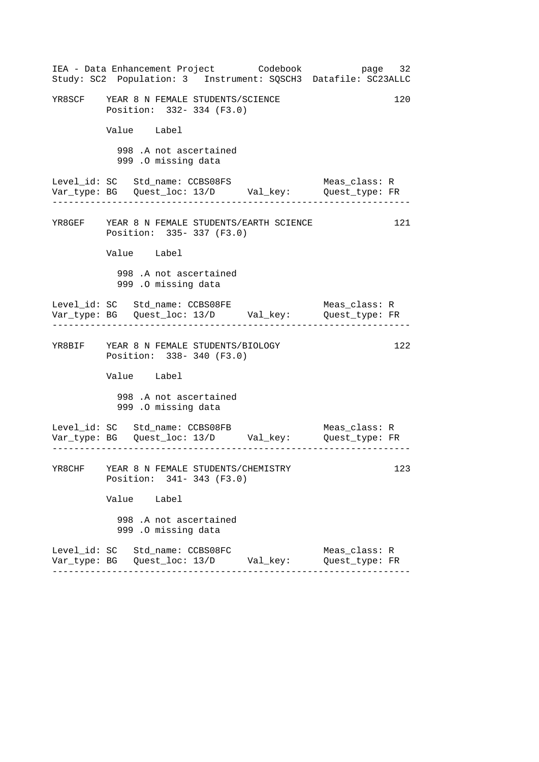```
YR8SCF    YEAR 8 N FEMALE STUDENTS/SCIENCE                        120
          Position:  332- 334 (F3.0)

          Value    Label

            998 .A not ascertained
            999 .O missing data

Level_id: SC   Std_name: CCBS08FS                 Meas_class: R
Var_type: BG   Quest_loc: 13/D      Val_key:      Quest_type: FR
-----------------------------------------------------------------

YR8GEF    YEAR 8 N FEMALE STUDENTS/EARTH SCIENCE                  121
          Position:  335- 337 (F3.0)

          Value    Label

            998 .A not ascertained
            999 .O missing data

Level_id: SC   Std_name: CCBS08FE                 Meas_class: R
Var_type: BG   Quest_loc: 13/D      Val_key:      Quest_type: FR
-----------------------------------------------------------------

YR8BIF    YEAR 8 N FEMALE STUDENTS/BIOLOGY                        122
          Position:  338- 340 (F3.0)

          Value    Label

            998 .A not ascertained
            999 .O missing data

Level_id: SC   Std_name: CCBS08FB                 Meas_class: R
Var_type: BG   Quest_loc: 13/D      Val_key:      Quest_type: FR
-----------------------------------------------------------------

YR8CHF    YEAR 8 N FEMALE STUDENTS/CHEMISTRY                      123
          Position:  341- 343 (F3.0)

          Value    Label

            998 .A not ascertained
            999 .O missing data

Level_id: SC   Std_name: CCBS08FC                 Meas_class: R
Var_type: BG   Quest_loc: 13/D      Val_key:      Quest_type: FR
-----------------------------------------------------------------
```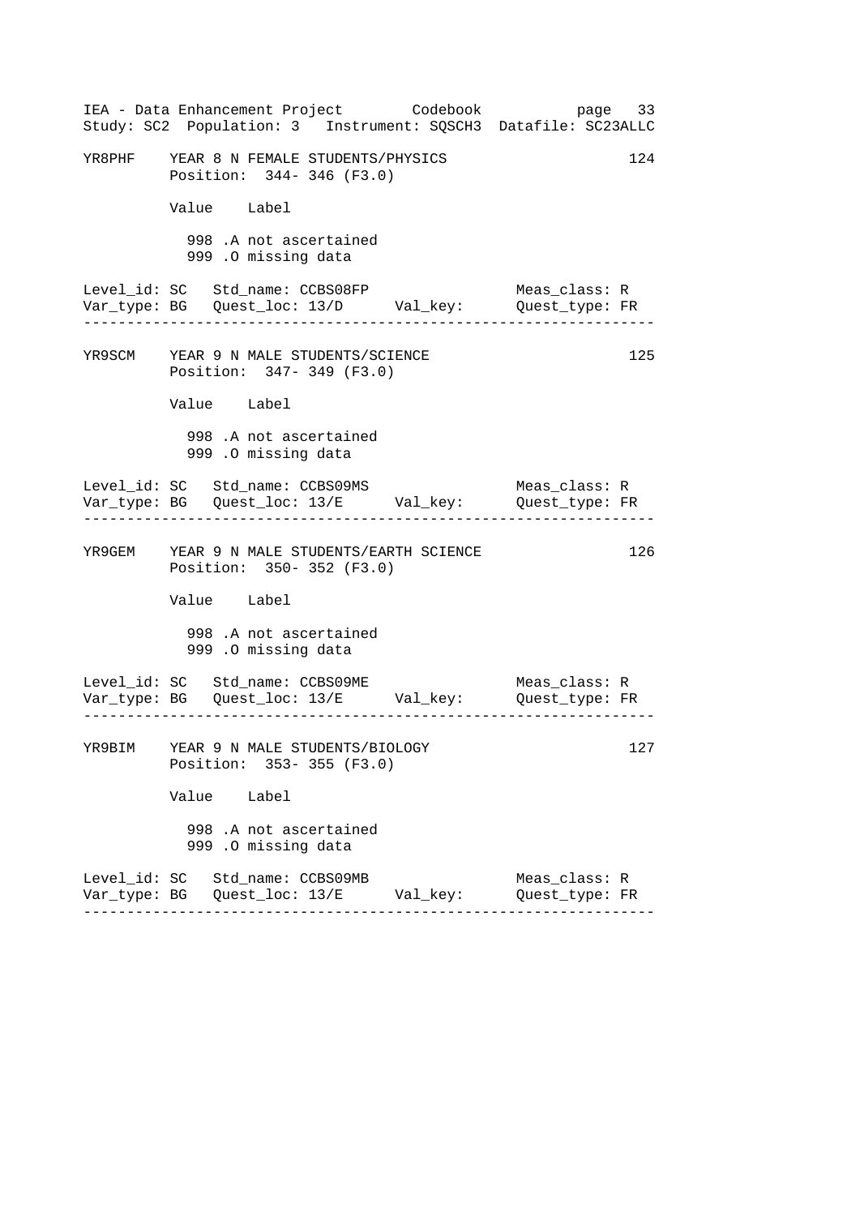```
YR8PHF    YEAR 8 N FEMALE STUDENTS/PHYSICS                         124
          Position:  344- 346 (F3.0)

          Value    Label

            998 .A not ascertained
            999 .O missing data

Level_id: SC   Std_name: CCBS08FP              Meas_class: R
Var_type: BG   Quest_loc: 13/D     Val_key:    Quest_type: FR
-----------------------------------------------------------------

YR9SCM    YEAR 9 N MALE STUDENTS/SCIENCE                           125
          Position:  347- 349 (F3.0)

          Value    Label

            998 .A not ascertained
            999 .O missing data

Level_id: SC   Std_name: CCBS09MS              Meas_class: R
Var_type: BG   Quest_loc: 13/E     Val_key:    Quest_type: FR
-----------------------------------------------------------------

YR9GEM    YEAR 9 N MALE STUDENTS/EARTH SCIENCE                     126
          Position:  350- 352 (F3.0)

          Value    Label

            998 .A not ascertained
            999 .O missing data

Level_id: SC   Std_name: CCBS09ME              Meas_class: R
Var_type: BG   Quest_loc: 13/E     Val_key:    Quest_type: FR
-----------------------------------------------------------------

YR9BIM    YEAR 9 N MALE STUDENTS/BIOLOGY                           127
          Position:  353- 355 (F3.0)

          Value    Label

            998 .A not ascertained
            999 .O missing data

Level_id: SC   Std_name: CCBS09MB              Meas_class: R
Var_type: BG   Quest_loc: 13/E     Val_key:    Quest_type: FR
-----------------------------------------------------------------
```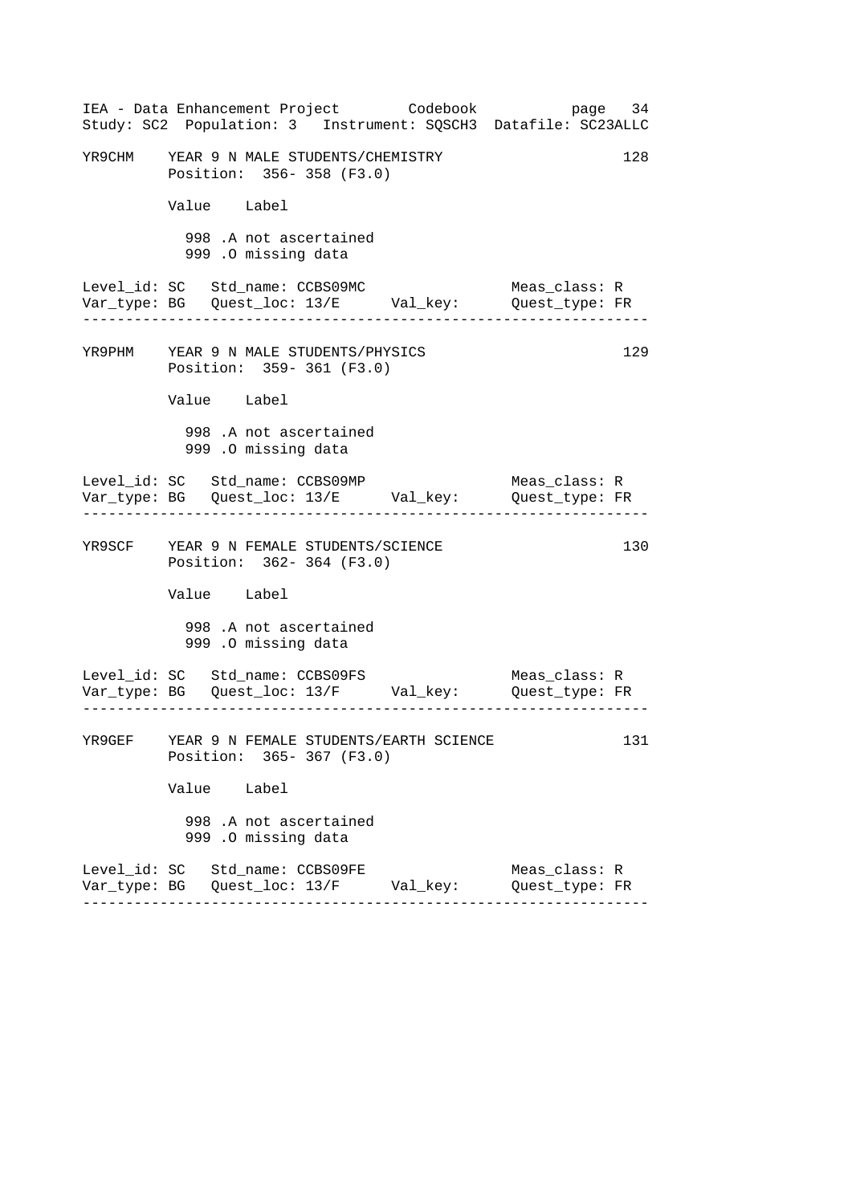```
YR9CHM    YEAR 9 N MALE STUDENTS/CHEMISTRY                         128
          Position:  356- 358 (F3.0)

          Value    Label

            998 .A not ascertained
            999 .O missing data

Level_id: SC   Std_name: CCBS09MC                  Meas_class: R
Var_type: BG   Quest_loc: 13/E      Val_key:       Quest_type: FR
-----------------------------------------------------------------

YR9PHM    YEAR 9 N MALE STUDENTS/PHYSICS                           129
          Position:  359- 361 (F3.0)

          Value    Label

            998 .A not ascertained
            999 .O missing data

Level_id: SC   Std_name: CCBS09MP                  Meas_class: R
Var_type: BG   Quest_loc: 13/E      Val_key:       Quest_type: FR
-----------------------------------------------------------------

YR9SCF    YEAR 9 N FEMALE STUDENTS/SCIENCE                         130
          Position:  362- 364 (F3.0)

          Value    Label

            998 .A not ascertained
            999 .O missing data

Level_id: SC   Std_name: CCBS09FS                  Meas_class: R
Var_type: BG   Quest_loc: 13/F      Val_key:       Quest_type: FR
-----------------------------------------------------------------

YR9GEF    YEAR 9 N FEMALE STUDENTS/EARTH SCIENCE                   131
          Position:  365- 367 (F3.0)

          Value    Label

            998 .A not ascertained
            999 .O missing data

Level_id: SC   Std_name: CCBS09FE                  Meas_class: R
Var_type: BG   Quest_loc: 13/F      Val_key:       Quest_type: FR
-----------------------------------------------------------------
```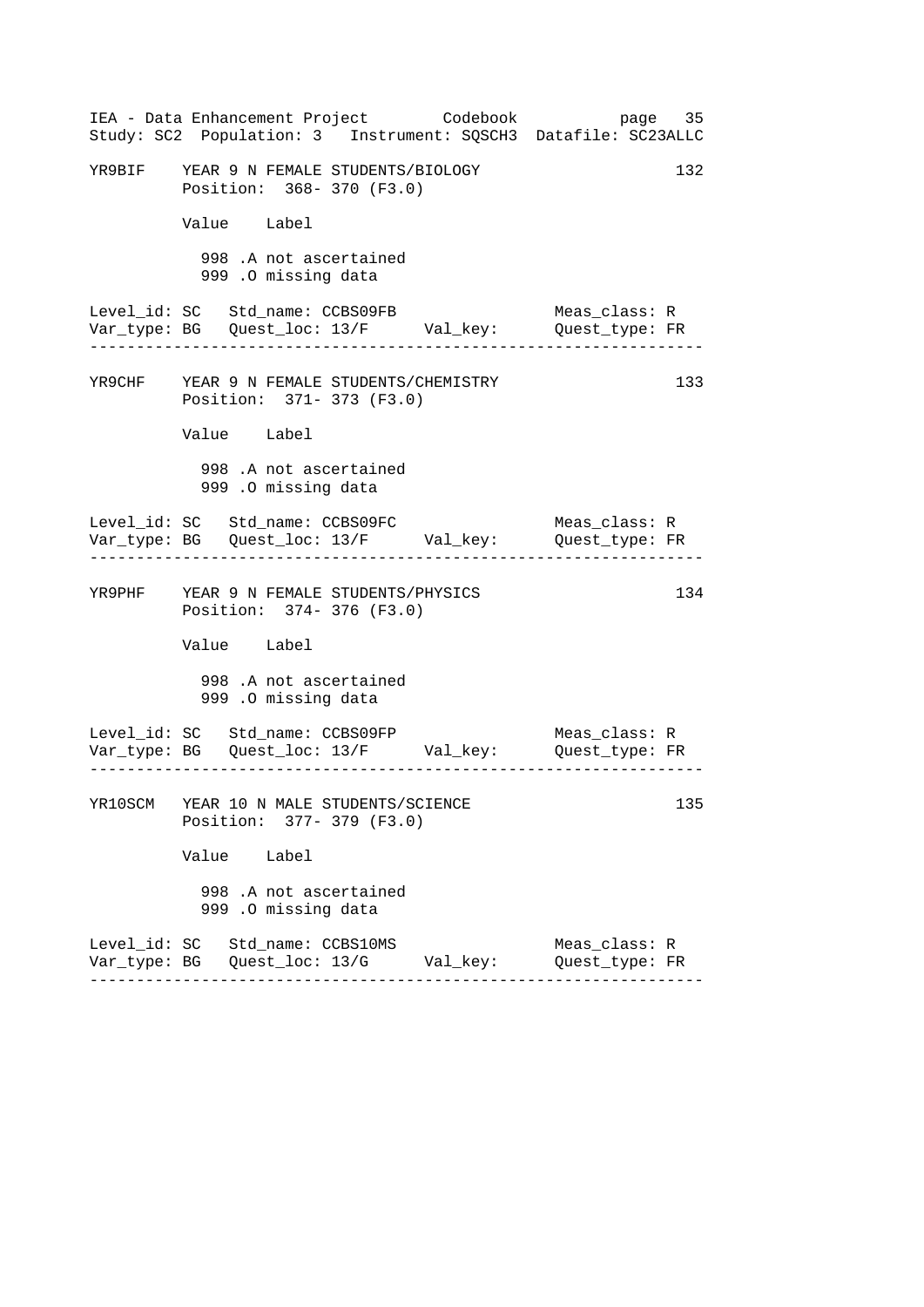```
YR9BIF    YEAR 9 N FEMALE STUDENTS/BIOLOGY                          132
          Position:  368- 370 (F3.0)

          Value    Label

            998 .A not ascertained
            999 .O missing data

Level_id: SC   Std_name: CCBS09FB                  Meas_class: R
Var_type: BG   Quest_loc: 13/F      Val_key:       Quest_type: FR
-----------------------------------------------------------------

YR9CHF    YEAR 9 N FEMALE STUDENTS/CHEMISTRY                        133
          Position:  371- 373 (F3.0)

          Value    Label

            998 .A not ascertained
            999 .O missing data

Level_id: SC   Std_name: CCBS09FC                  Meas_class: R
Var_type: BG   Quest_loc: 13/F      Val_key:       Quest_type: FR
-----------------------------------------------------------------

YR9PHF    YEAR 9 N FEMALE STUDENTS/PHYSICS                          134
          Position:  374- 376 (F3.0)

          Value    Label

            998 .A not ascertained
            999 .O missing data

Level_id: SC   Std_name: CCBS09FP                  Meas_class: R
Var_type: BG   Quest_loc: 13/F      Val_key:       Quest_type: FR
-----------------------------------------------------------------

YR10SCM   YEAR 10 N MALE STUDENTS/SCIENCE                           135
          Position:  377- 379 (F3.0)

          Value    Label

            998 .A not ascertained
            999 .O missing data

Level_id: SC   Std_name: CCBS10MS                  Meas_class: R
Var_type: BG   Quest_loc: 13/G      Val_key:       Quest_type: FR
-----------------------------------------------------------------
```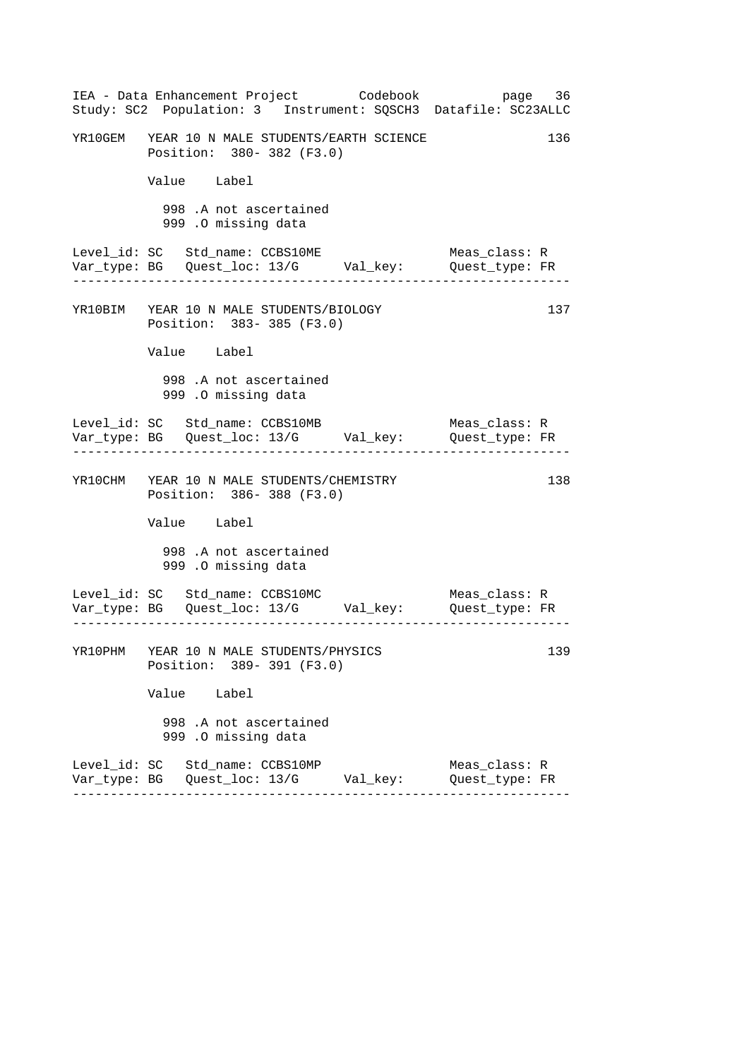```
YR10GEM   YEAR 10 N MALE STUDENTS/EARTH SCIENCE                      136
          Position:  380- 382 (F3.0)

          Value    Label

            998 .A not ascertained
            999 .O missing data

Level_id: SC   Std_name: CCBS10ME                     Meas_class: R
Var_type: BG   Quest_loc: 13/G      Val_key:          Quest_type: FR
--------------------------------------------------------------------

YR10BIM   YEAR 10 N MALE STUDENTS/BIOLOGY                            137
          Position:  383- 385 (F3.0)

          Value    Label

            998 .A not ascertained
            999 .O missing data

Level_id: SC   Std_name: CCBS10MB                     Meas_class: R
Var_type: BG   Quest_loc: 13/G      Val_key:          Quest_type: FR
--------------------------------------------------------------------

YR10CHM   YEAR 10 N MALE STUDENTS/CHEMISTRY                          138
          Position:  386- 388 (F3.0)

          Value    Label

            998 .A not ascertained
            999 .O missing data

Level_id: SC   Std_name: CCBS10MC                     Meas_class: R
Var_type: BG   Quest_loc: 13/G      Val_key:          Quest_type: FR
--------------------------------------------------------------------

YR10PHM   YEAR 10 N MALE STUDENTS/PHYSICS                            139
          Position:  389- 391 (F3.0)

          Value    Label

            998 .A not ascertained
            999 .O missing data

Level_id: SC   Std_name: CCBS10MP                     Meas_class: R
Var_type: BG   Quest_loc: 13/G      Val_key:          Quest_type: FR
--------------------------------------------------------------------
```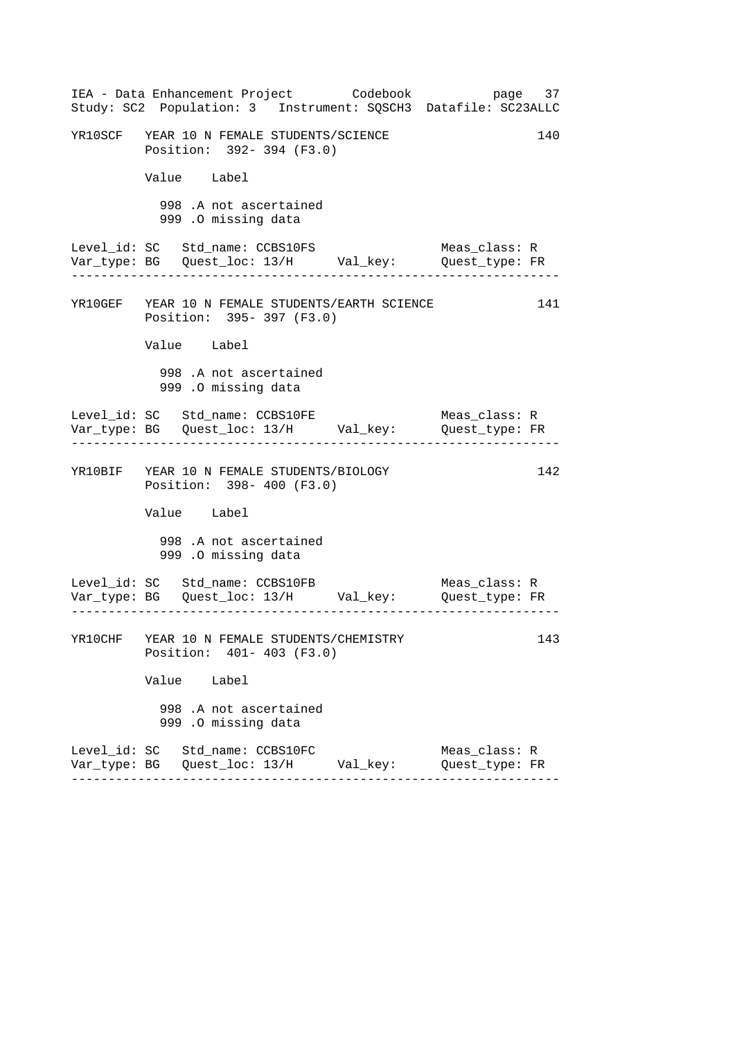```
YR10SCF   YEAR 10 N FEMALE STUDENTS/SCIENCE                        140
          Position:  392- 394 (F3.0)

          Value    Label

            998 .A not ascertained
            999 .O missing data

Level_id: SC   Std_name: CCBS10FS                    Meas_class: R
Var_type: BG   Quest_loc: 13/H      Val_key:         Quest_type: FR
-----------------------------------------------------------------

YR10GEF   YEAR 10 N FEMALE STUDENTS/EARTH SCIENCE                  141
          Position:  395- 397 (F3.0)

          Value    Label

            998 .A not ascertained
            999 .O missing data

Level_id: SC   Std_name: CCBS10FE                    Meas_class: R
Var_type: BG   Quest_loc: 13/H      Val_key:         Quest_type: FR
-----------------------------------------------------------------

YR10BIF   YEAR 10 N FEMALE STUDENTS/BIOLOGY                        142
          Position:  398- 400 (F3.0)

          Value    Label

            998 .A not ascertained
            999 .O missing data

Level_id: SC   Std_name: CCBS10FB                    Meas_class: R
Var_type: BG   Quest_loc: 13/H      Val_key:         Quest_type: FR
-----------------------------------------------------------------

YR10CHF   YEAR 10 N FEMALE STUDENTS/CHEMISTRY                      143
          Position:  401- 403 (F3.0)

          Value    Label

            998 .A not ascertained
            999 .O missing data

Level_id: SC   Std_name: CCBS10FC                    Meas_class: R
Var_type: BG   Quest_loc: 13/H      Val_key:         Quest_type: FR
-----------------------------------------------------------------
```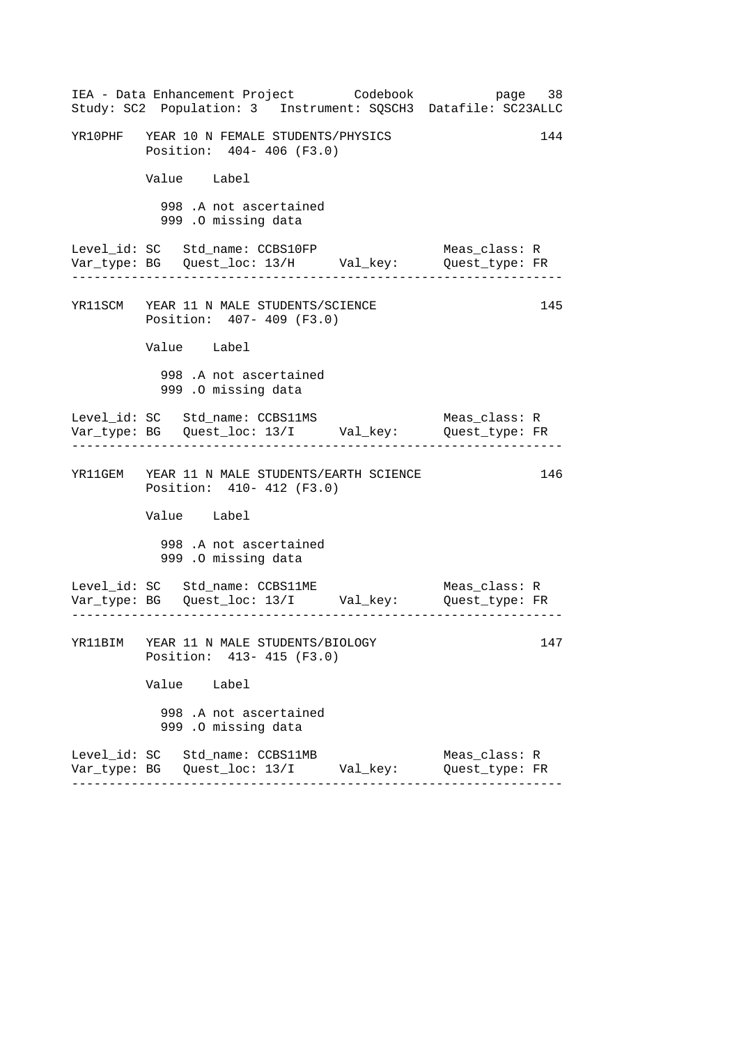```
YR10PHF   YEAR 10 N FEMALE STUDENTS/PHYSICS                        144
          Position:  404- 406 (F3.0)

          Value    Label

            998 .A not ascertained
            999 .O missing data

Level_id: SC   Std_name: CCBS10FP                 Meas_class: R
Var_type: BG   Quest_loc: 13/H     Val_key:       Quest_type: FR
------------------------------------------------------------------

YR11SCM   YEAR 11 N MALE STUDENTS/SCIENCE                          145
          Position:  407- 409 (F3.0)

          Value    Label

            998 .A not ascertained
            999 .O missing data

Level_id: SC   Std_name: CCBS11MS                 Meas_class: R
Var_type: BG   Quest_loc: 13/I     Val_key:       Quest_type: FR
------------------------------------------------------------------

YR11GEM   YEAR 11 N MALE STUDENTS/EARTH SCIENCE                    146
          Position:  410- 412 (F3.0)

          Value    Label

            998 .A not ascertained
            999 .O missing data

Level_id: SC   Std_name: CCBS11ME                 Meas_class: R
Var_type: BG   Quest_loc: 13/I     Val_key:       Quest_type: FR
------------------------------------------------------------------

YR11BIM   YEAR 11 N MALE STUDENTS/BIOLOGY                          147
          Position:  413- 415 (F3.0)

          Value    Label

            998 .A not ascertained
            999 .O missing data

Level_id: SC   Std_name: CCBS11MB                 Meas_class: R
Var_type: BG   Quest_loc: 13/I     Val_key:       Quest_type: FR
------------------------------------------------------------------
```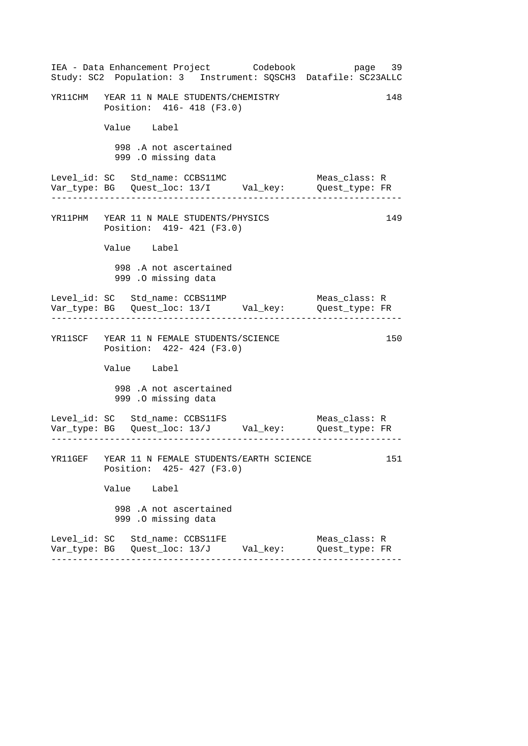```
YR11CHM   YEAR 11 N MALE STUDENTS/CHEMISTRY                          148
          Position:  416- 418 (F3.0)

          Value   Label

            998 .A not ascertained
            999 .O missing data

Level_id: SC   Std_name: CCBS11MC                     Meas_class: R
Var_type: BG   Quest_loc: 13/I      Val_key:          Quest_type: FR
--------------------------------------------------------------------

YR11PHM   YEAR 11 N MALE STUDENTS/PHYSICS                            149
          Position:  419- 421 (F3.0)

          Value   Label

            998 .A not ascertained
            999 .O missing data

Level_id: SC   Std_name: CCBS11MP                     Meas_class: R
Var_type: BG   Quest_loc: 13/I      Val_key:          Quest_type: FR
--------------------------------------------------------------------

YR11SCF   YEAR 11 N FEMALE STUDENTS/SCIENCE                          150
          Position:  422- 424 (F3.0)

          Value   Label

            998 .A not ascertained
            999 .O missing data

Level_id: SC   Std_name: CCBS11FS                     Meas_class: R
Var_type: BG   Quest_loc: 13/J      Val_key:          Quest_type: FR
--------------------------------------------------------------------

YR11GEF   YEAR 11 N FEMALE STUDENTS/EARTH SCIENCE                    151
          Position:  425- 427 (F3.0)

          Value   Label

            998 .A not ascertained
            999 .O missing data

Level_id: SC   Std_name: CCBS11FE                     Meas_class: R
Var_type: BG   Quest_loc: 13/J      Val_key:          Quest_type: FR
--------------------------------------------------------------------
```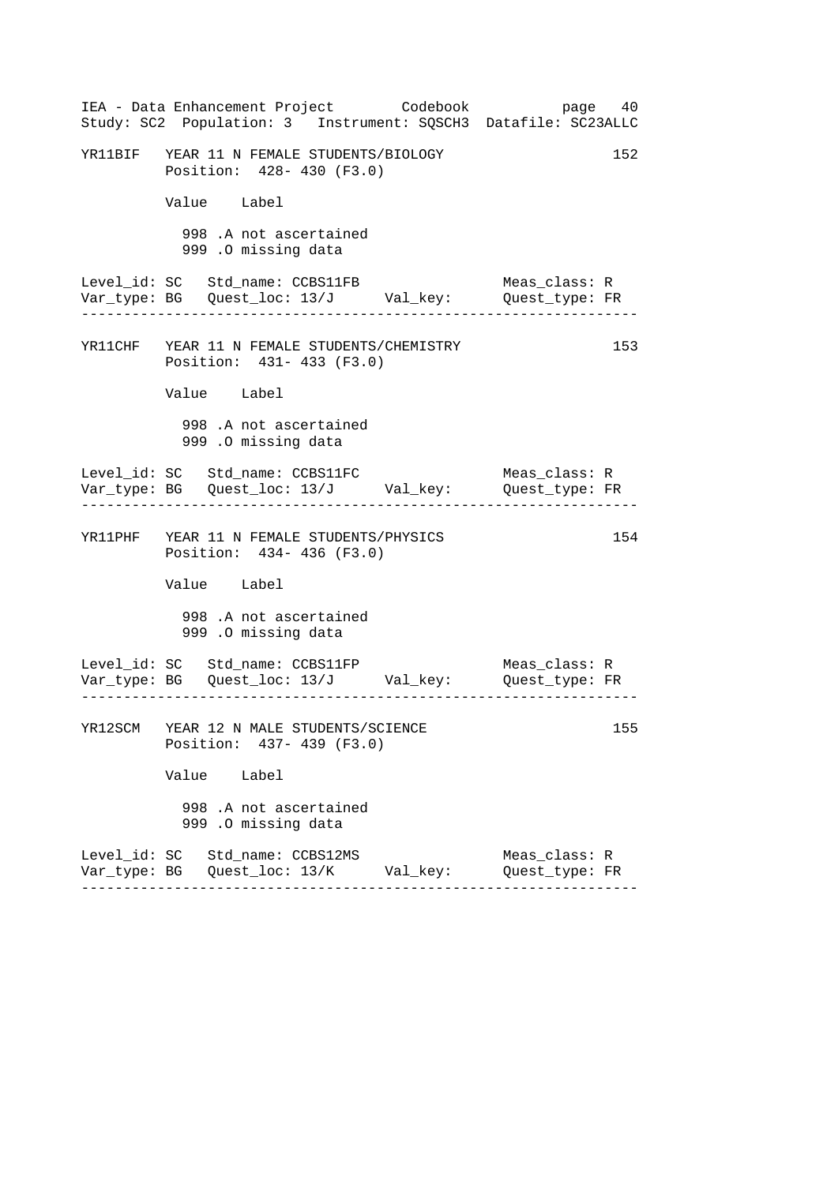YR11BIF   YEAR 11 N FEMALE STUDENTS/BIOLOGY   152
Position: 428- 430 (F3.0)

| Value | Label |
|---|---|
| 998 | .A not ascertained |
| 999 | .O missing data |

Level_id: SC   Std_name: CCBS11FB   Meas_class: R
Var_type: BG   Quest_loc: 13/J   Val_key:   Quest_type: FR

---

YR11CHF   YEAR 11 N FEMALE STUDENTS/CHEMISTRY   153
Position: 431- 433 (F3.0)

| Value | Label |
|---|---|
| 998 | .A not ascertained |
| 999 | .O missing data |

Level_id: SC   Std_name: CCBS11FC   Meas_class: R
Var_type: BG   Quest_loc: 13/J   Val_key:   Quest_type: FR

---

YR11PHF   YEAR 11 N FEMALE STUDENTS/PHYSICS   154
Position: 434- 436 (F3.0)

| Value | Label |
|---|---|
| 998 | .A not ascertained |
| 999 | .O missing data |

Level_id: SC   Std_name: CCBS11FP   Meas_class: R
Var_type: BG   Quest_loc: 13/J   Val_key:   Quest_type: FR

---

YR12SCM   YEAR 12 N MALE STUDENTS/SCIENCE   155
Position: 437- 439 (F3.0)

| Value | Label |
|---|---|
| 998 | .A not ascertained |
| 999 | .O missing data |

Level_id: SC   Std_name: CCBS12MS   Meas_class: R
Var_type: BG   Quest_loc: 13/K   Val_key:   Quest_type: FR

---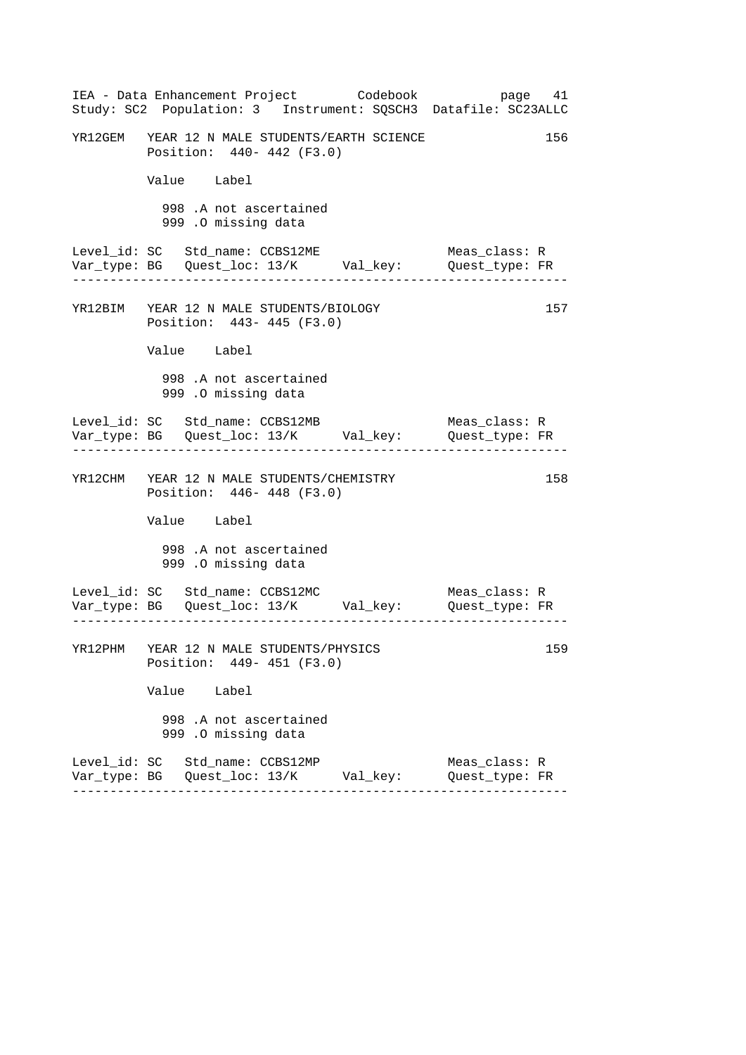```
YR12GEM   YEAR 12 N MALE STUDENTS/EARTH SCIENCE                    156
          Position:  440- 442 (F3.0)

          Value    Label

            998 .A not ascertained
            999 .O missing data

Level_id: SC   Std_name: CCBS12ME                   Meas_class: R
Var_type: BG   Quest_loc: 13/K      Val_key:        Quest_type: FR
-----------------------------------------------------------------

YR12BIM   YEAR 12 N MALE STUDENTS/BIOLOGY                          157
          Position:  443- 445 (F3.0)

          Value    Label

            998 .A not ascertained
            999 .O missing data

Level_id: SC   Std_name: CCBS12MB                   Meas_class: R
Var_type: BG   Quest_loc: 13/K      Val_key:        Quest_type: FR
-----------------------------------------------------------------

YR12CHM   YEAR 12 N MALE STUDENTS/CHEMISTRY                        158
          Position:  446- 448 (F3.0)

          Value    Label

            998 .A not ascertained
            999 .O missing data

Level_id: SC   Std_name: CCBS12MC                   Meas_class: R
Var_type: BG   Quest_loc: 13/K      Val_key:        Quest_type: FR
-----------------------------------------------------------------

YR12PHM   YEAR 12 N MALE STUDENTS/PHYSICS                          159
          Position:  449- 451 (F3.0)

          Value    Label

            998 .A not ascertained
            999 .O missing data

Level_id: SC   Std_name: CCBS12MP                   Meas_class: R
Var_type: BG   Quest_loc: 13/K      Val_key:        Quest_type: FR
-----------------------------------------------------------------
```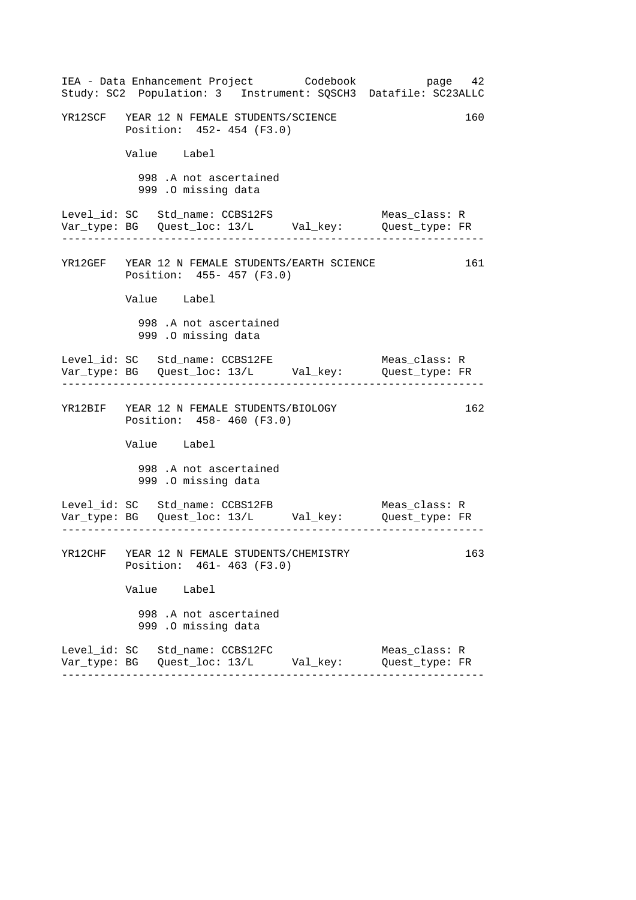```
YR12SCF   YEAR 12 N FEMALE STUDENTS/SCIENCE                        160
          Position:  452- 454 (F3.0)

          Value   Label

            998 .A not ascertained
            999 .O missing data

Level_id: SC   Std_name: CCBS12FS                  Meas_class: R
Var_type: BG   Quest_loc: 13/L      Val_key:       Quest_type: FR
-------------------------------------------------------------------

YR12GEF   YEAR 12 N FEMALE STUDENTS/EARTH SCIENCE                  161
          Position:  455- 457 (F3.0)

          Value   Label

            998 .A not ascertained
            999 .O missing data

Level_id: SC   Std_name: CCBS12FE                  Meas_class: R
Var_type: BG   Quest_loc: 13/L      Val_key:       Quest_type: FR
-------------------------------------------------------------------

YR12BIF   YEAR 12 N FEMALE STUDENTS/BIOLOGY                        162
          Position:  458- 460 (F3.0)

          Value   Label

            998 .A not ascertained
            999 .O missing data

Level_id: SC   Std_name: CCBS12FB                  Meas_class: R
Var_type: BG   Quest_loc: 13/L      Val_key:       Quest_type: FR
-------------------------------------------------------------------

YR12CHF   YEAR 12 N FEMALE STUDENTS/CHEMISTRY                      163
          Position:  461- 463 (F3.0)

          Value   Label

            998 .A not ascertained
            999 .O missing data

Level_id: SC   Std_name: CCBS12FC                  Meas_class: R
Var_type: BG   Quest_loc: 13/L      Val_key:       Quest_type: FR
-------------------------------------------------------------------
```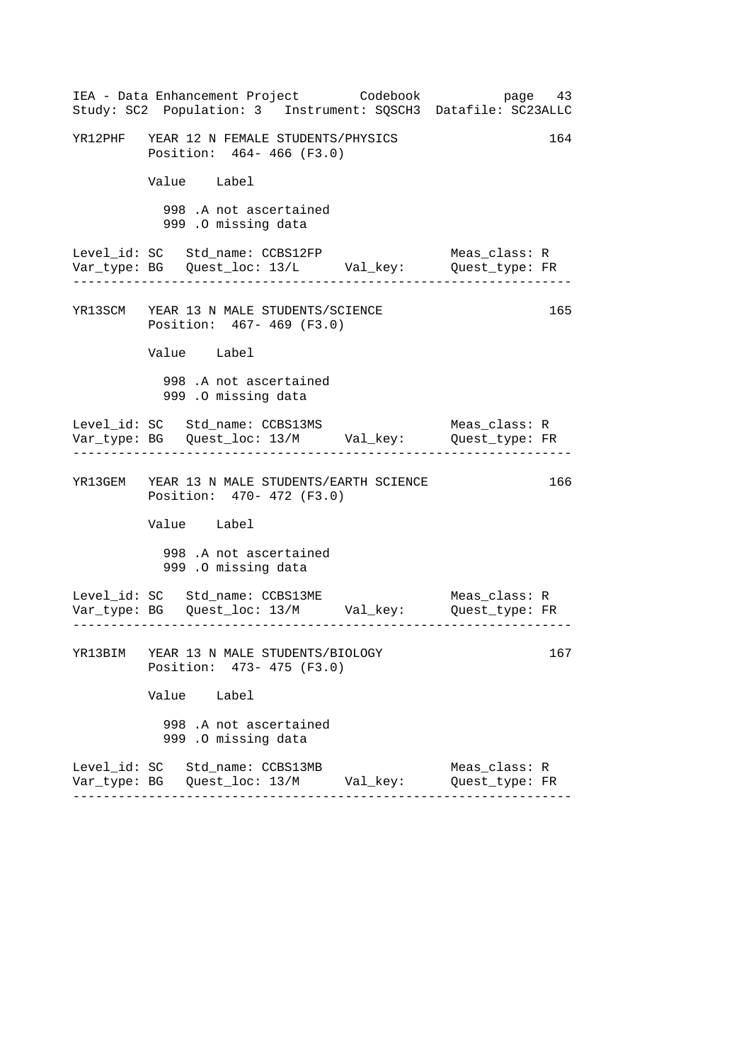```
YR12PHF   YEAR 12 N FEMALE STUDENTS/PHYSICS                            164
          Position:  464- 466 (F3.0)

          Value   Label

            998 .A not ascertained
            999 .O missing data

Level_id: SC   Std_name: CCBS12FP                     Meas_class: R
Var_type: BG   Quest_loc: 13/L      Val_key:          Quest_type: FR
-----------------------------------------------------------------------

YR13SCM   YEAR 13 N MALE STUDENTS/SCIENCE                              165
          Position:  467- 469 (F3.0)

          Value   Label

            998 .A not ascertained
            999 .O missing data

Level_id: SC   Std_name: CCBS13MS                     Meas_class: R
Var_type: BG   Quest_loc: 13/M      Val_key:          Quest_type: FR
-----------------------------------------------------------------------

YR13GEM   YEAR 13 N MALE STUDENTS/EARTH SCIENCE                        166
          Position:  470- 472 (F3.0)

          Value   Label

            998 .A not ascertained
            999 .O missing data

Level_id: SC   Std_name: CCBS13ME                     Meas_class: R
Var_type: BG   Quest_loc: 13/M      Val_key:          Quest_type: FR
-----------------------------------------------------------------------

YR13BIM   YEAR 13 N MALE STUDENTS/BIOLOGY                              167
          Position:  473- 475 (F3.0)

          Value   Label

            998 .A not ascertained
            999 .O missing data

Level_id: SC   Std_name: CCBS13MB                     Meas_class: R
Var_type: BG   Quest_loc: 13/M      Val_key:          Quest_type: FR
-----------------------------------------------------------------------
```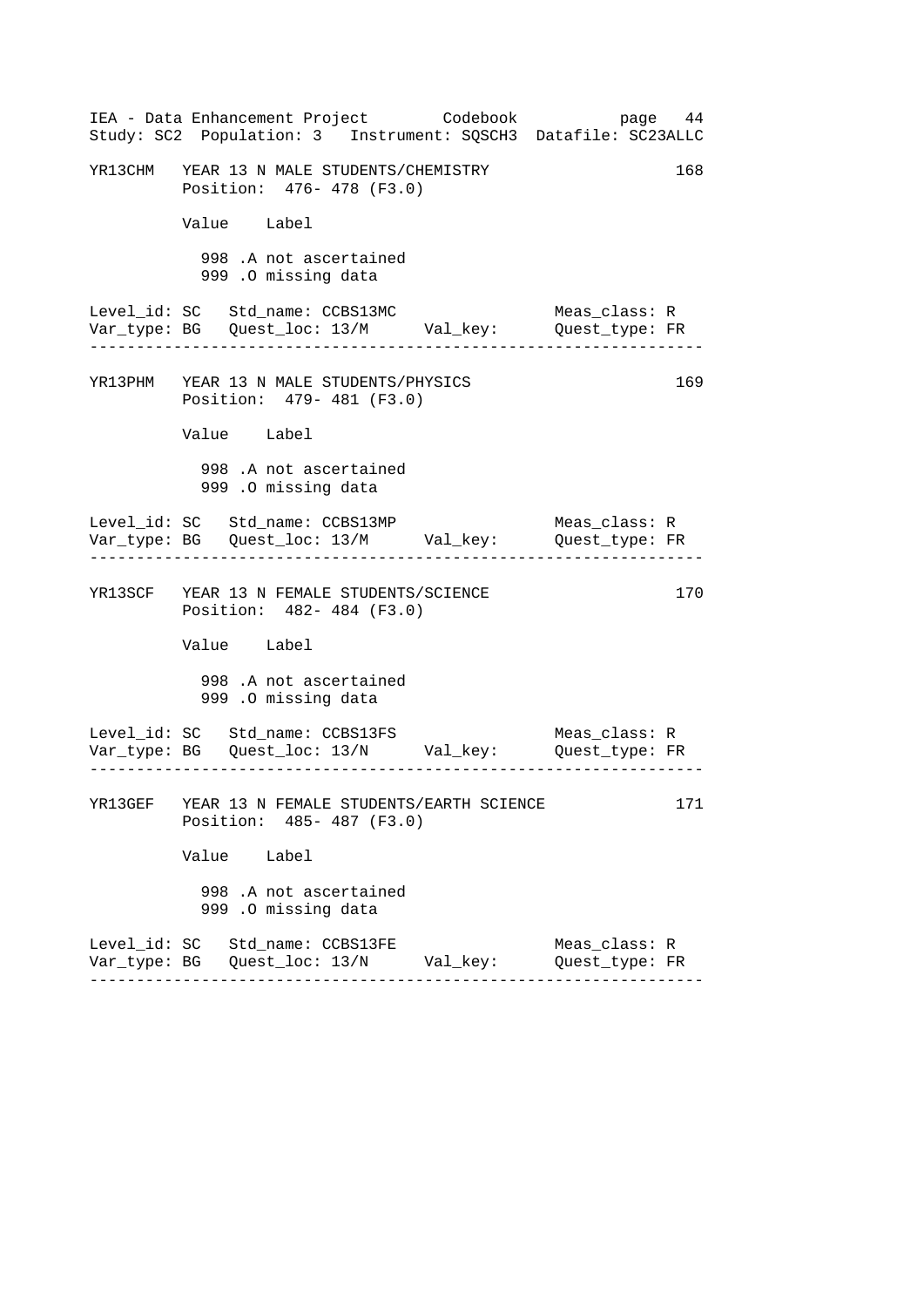```
YR13CHM   YEAR 13 N MALE STUDENTS/CHEMISTRY                       168
          Position:  476- 478 (F3.0)

          Value    Label

            998 .A not ascertained
            999 .O missing data

Level_id: SC   Std_name: CCBS13MC                 Meas_class: R
Var_type: BG   Quest_loc: 13/M      Val_key:      Quest_type: FR
-----------------------------------------------------------------

YR13PHM   YEAR 13 N MALE STUDENTS/PHYSICS                         169
          Position:  479- 481 (F3.0)

          Value    Label

            998 .A not ascertained
            999 .O missing data

Level_id: SC   Std_name: CCBS13MP                 Meas_class: R
Var_type: BG   Quest_loc: 13/M      Val_key:      Quest_type: FR
-----------------------------------------------------------------

YR13SCF   YEAR 13 N FEMALE STUDENTS/SCIENCE                       170
          Position:  482- 484 (F3.0)

          Value    Label

            998 .A not ascertained
            999 .O missing data

Level_id: SC   Std_name: CCBS13FS                 Meas_class: R
Var_type: BG   Quest_loc: 13/N      Val_key:      Quest_type: FR
-----------------------------------------------------------------

YR13GEF   YEAR 13 N FEMALE STUDENTS/EARTH SCIENCE                 171
          Position:  485- 487 (F3.0)

          Value    Label

            998 .A not ascertained
            999 .O missing data

Level_id: SC   Std_name: CCBS13FE                 Meas_class: R
Var_type: BG   Quest_loc: 13/N      Val_key:      Quest_type: FR
-----------------------------------------------------------------
```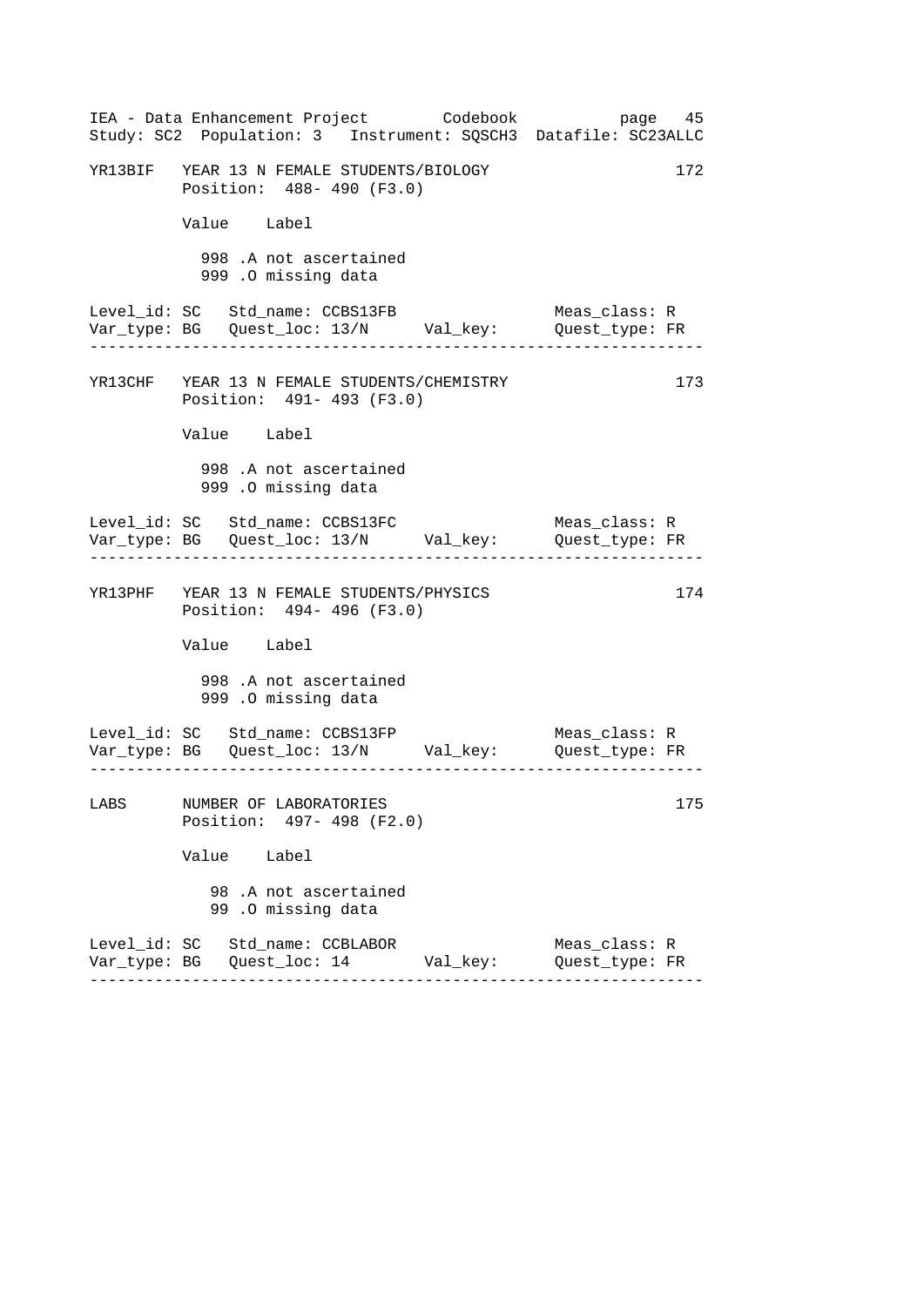YR13BIF YEAR 13 N FEMALE STUDENTS/BIOLOGY 172
Position: 488- 490 (F3.0)

| Value | Label |
|---|---|
| 998 | .A not ascertained |
| 999 | .O missing data |

Level_id: SC Std_name: CCBS13FB Meas_class: R
Var_type: BG Quest_loc: 13/N Val_key: Quest_type: FR

---

YR13CHF YEAR 13 N FEMALE STUDENTS/CHEMISTRY 173
Position: 491- 493 (F3.0)

| Value | Label |
|---|---|
| 998 | .A not ascertained |
| 999 | .O missing data |

Level_id: SC Std_name: CCBS13FC Meas_class: R
Var_type: BG Quest_loc: 13/N Val_key: Quest_type: FR

---

YR13PHF YEAR 13 N FEMALE STUDENTS/PHYSICS 174
Position: 494- 496 (F3.0)

| Value | Label |
|---|---|
| 998 | .A not ascertained |
| 999 | .O missing data |

Level_id: SC Std_name: CCBS13FP Meas_class: R
Var_type: BG Quest_loc: 13/N Val_key: Quest_type: FR

---

LABS NUMBER OF LABORATORIES 175
Position: 497- 498 (F2.0)

| Value | Label |
|---|---|
| 98 | .A not ascertained |
| 99 | .O missing data |

Level_id: SC Std_name: CCBLABOR Meas_class: R
Var_type: BG Quest_loc: 14 Val_key: Quest_type: FR

---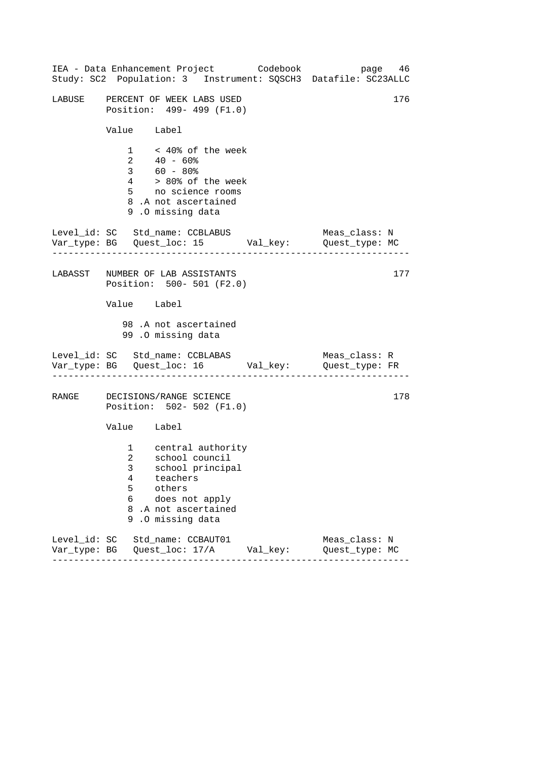```
LABUSE    PERCENT OF WEEK LABS USED                                  176
          Position:  499- 499 (F1.0)

          Value    Label

             1    < 40% of the week
             2    40 - 60%
             3    60 - 80%
             4    > 80% of the week
             5    no science rooms
             8 .A not ascertained
             9 .O missing data

Level_id: SC   Std_name: CCBLABUS                  Meas_class: N
Var_type: BG   Quest_loc: 15        Val_key:       Quest_type: MC
-----------------------------------------------------------------

LABASST   NUMBER OF LAB ASSISTANTS                                   177
          Position:  500- 501 (F2.0)

          Value    Label

            98 .A not ascertained
            99 .O missing data

Level_id: SC   Std_name: CCBLABAS                  Meas_class: R
Var_type: BG   Quest_loc: 16        Val_key:       Quest_type: FR
-----------------------------------------------------------------

RANGE     DECISIONS/RANGE SCIENCE                                    178
          Position:  502- 502 (F1.0)

          Value    Label

             1    central authority
             2    school council
             3    school principal
             4    teachers
             5    others
             6    does not apply
             8 .A not ascertained
             9 .O missing data

Level_id: SC   Std_name: CCBAUT01                  Meas_class: N
Var_type: BG   Quest_loc: 17/A      Val_key:       Quest_type: MC
-----------------------------------------------------------------
```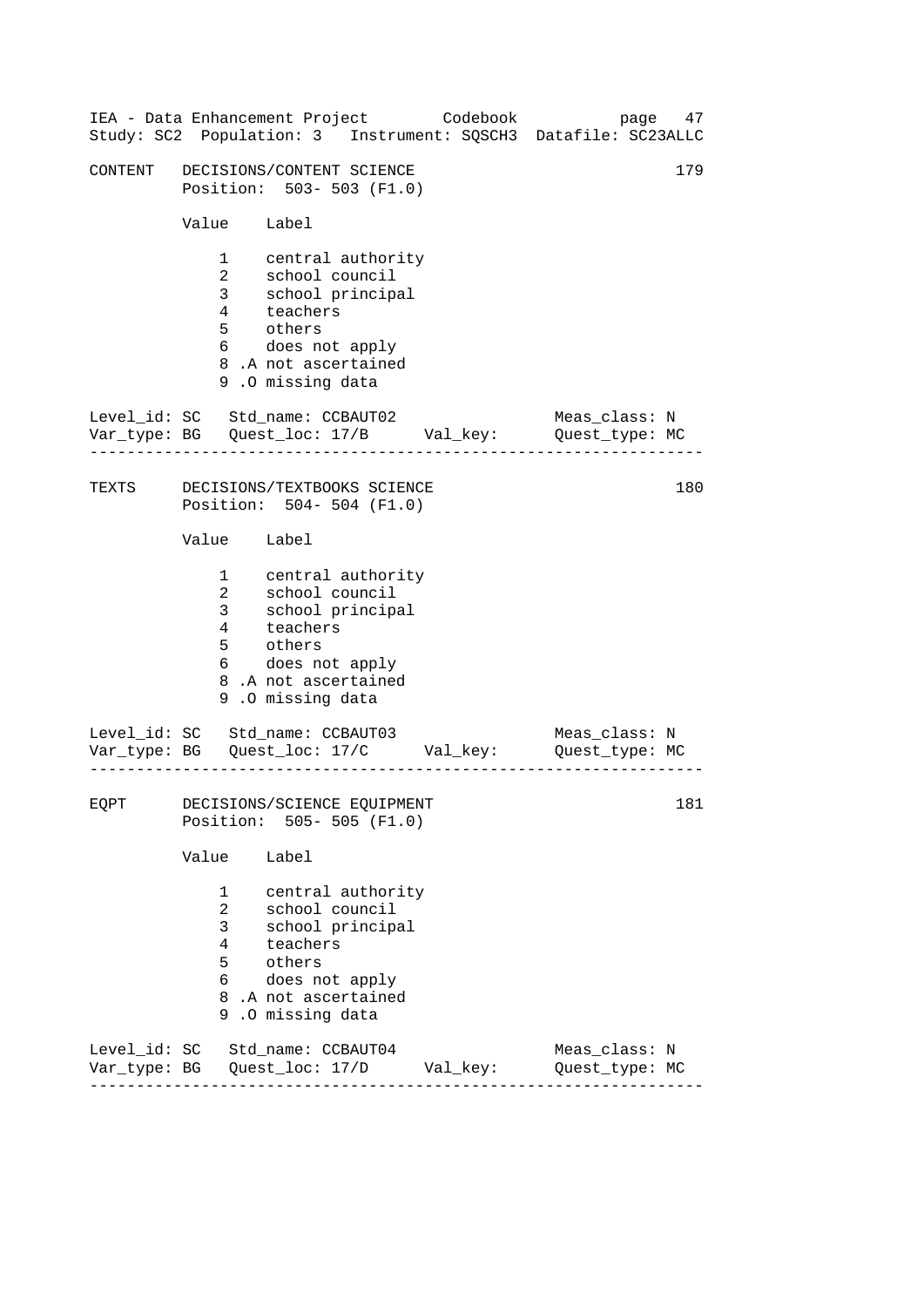## CONTENT DECISIONS/CONTENT SCIENCE — 179

Position: 503- 503 (F1.0)

| Value | Label |
|---|---|
| 1 | central authority |
| 2 | school council |
| 3 | school principal |
| 4 | teachers |
| 5 | others |
| 6 | does not apply |
| 8 .A | not ascertained |
| 9 .O | missing data |

Level_id: SC   Std_name: CCBAUT02   Meas_class: N
Var_type: BG   Quest_loc: 17/B   Val_key:   Quest_type: MC

---

## TEXTS DECISIONS/TEXTBOOKS SCIENCE — 180

Position: 504- 504 (F1.0)

| Value | Label |
|---|---|
| 1 | central authority |
| 2 | school council |
| 3 | school principal |
| 4 | teachers |
| 5 | others |
| 6 | does not apply |
| 8 .A | not ascertained |
| 9 .O | missing data |

Level_id: SC   Std_name: CCBAUT03   Meas_class: N
Var_type: BG   Quest_loc: 17/C   Val_key:   Quest_type: MC

---

## EQPT DECISIONS/SCIENCE EQUIPMENT — 181

Position: 505- 505 (F1.0)

| Value | Label |
|---|---|
| 1 | central authority |
| 2 | school council |
| 3 | school principal |
| 4 | teachers |
| 5 | others |
| 6 | does not apply |
| 8 .A | not ascertained |
| 9 .O | missing data |

Level_id: SC   Std_name: CCBAUT04   Meas_class: N
Var_type: BG   Quest_loc: 17/D   Val_key:   Quest_type: MC

---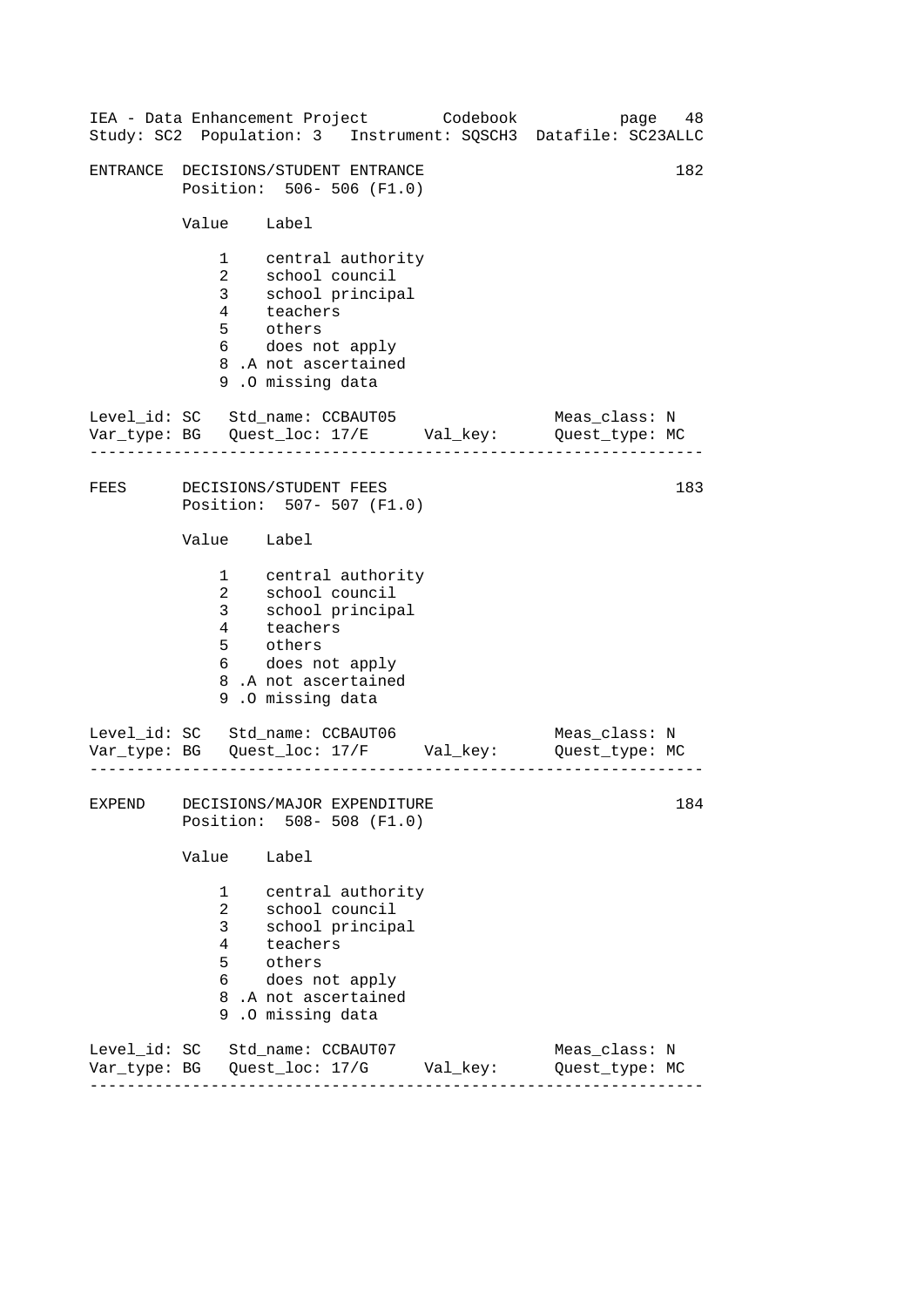```
ENTRANCE  DECISIONS/STUDENT ENTRANCE                              182
          Position:  506- 506 (F1.0)

          Value    Label

              1    central authority
              2    school council
              3    school principal
              4    teachers
              5    others
              6    does not apply
              8 .A not ascertained
              9 .O missing data

Level_id: SC   Std_name: CCBAUT05               Meas_class: N
Var_type: BG   Quest_loc: 17/E      Val_key:     Quest_type: MC
--------------------------------------------------------------------

FEES      DECISIONS/STUDENT FEES                                  183
          Position:  507- 507 (F1.0)

          Value    Label

              1    central authority
              2    school council
              3    school principal
              4    teachers
              5    others
              6    does not apply
              8 .A not ascertained
              9 .O missing data

Level_id: SC   Std_name: CCBAUT06               Meas_class: N
Var_type: BG   Quest_loc: 17/F      Val_key:     Quest_type: MC
--------------------------------------------------------------------

EXPEND    DECISIONS/MAJOR EXPENDITURE                             184
          Position:  508- 508 (F1.0)

          Value    Label

              1    central authority
              2    school council
              3    school principal
              4    teachers
              5    others
              6    does not apply
              8 .A not ascertained
              9 .O missing data

Level_id: SC   Std_name: CCBAUT07               Meas_class: N
Var_type: BG   Quest_loc: 17/G      Val_key:     Quest_type: MC
--------------------------------------------------------------------
```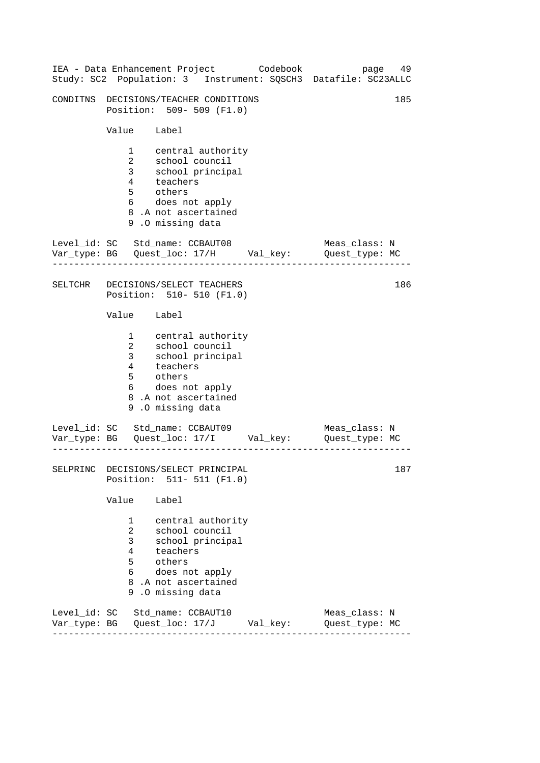```
CONDITNS  DECISIONS/TEACHER CONDITIONS                                185
          Position:  509- 509 (F1.0)

          Value    Label

              1    central authority
              2    school council
              3    school principal
              4    teachers
              5    others
              6    does not apply
              8 .A not ascertained
              9 .O missing data

Level_id: SC   Std_name: CCBAUT08                 Meas_class: N
Var_type: BG   Quest_loc: 17/H      Val_key:      Quest_type: MC
------------------------------------------------------------------

SELTCHR   DECISIONS/SELECT TEACHERS                                   186
          Position:  510- 510 (F1.0)

          Value    Label

              1    central authority
              2    school council
              3    school principal
              4    teachers
              5    others
              6    does not apply
              8 .A not ascertained
              9 .O missing data

Level_id: SC   Std_name: CCBAUT09                 Meas_class: N
Var_type: BG   Quest_loc: 17/I      Val_key:      Quest_type: MC
------------------------------------------------------------------

SELPRINC  DECISIONS/SELECT PRINCIPAL                                  187
          Position:  511- 511 (F1.0)

          Value    Label

              1    central authority
              2    school council
              3    school principal
              4    teachers
              5    others
              6    does not apply
              8 .A not ascertained
              9 .O missing data

Level_id: SC   Std_name: CCBAUT10                 Meas_class: N
Var_type: BG   Quest_loc: 17/J      Val_key:      Quest_type: MC
------------------------------------------------------------------
```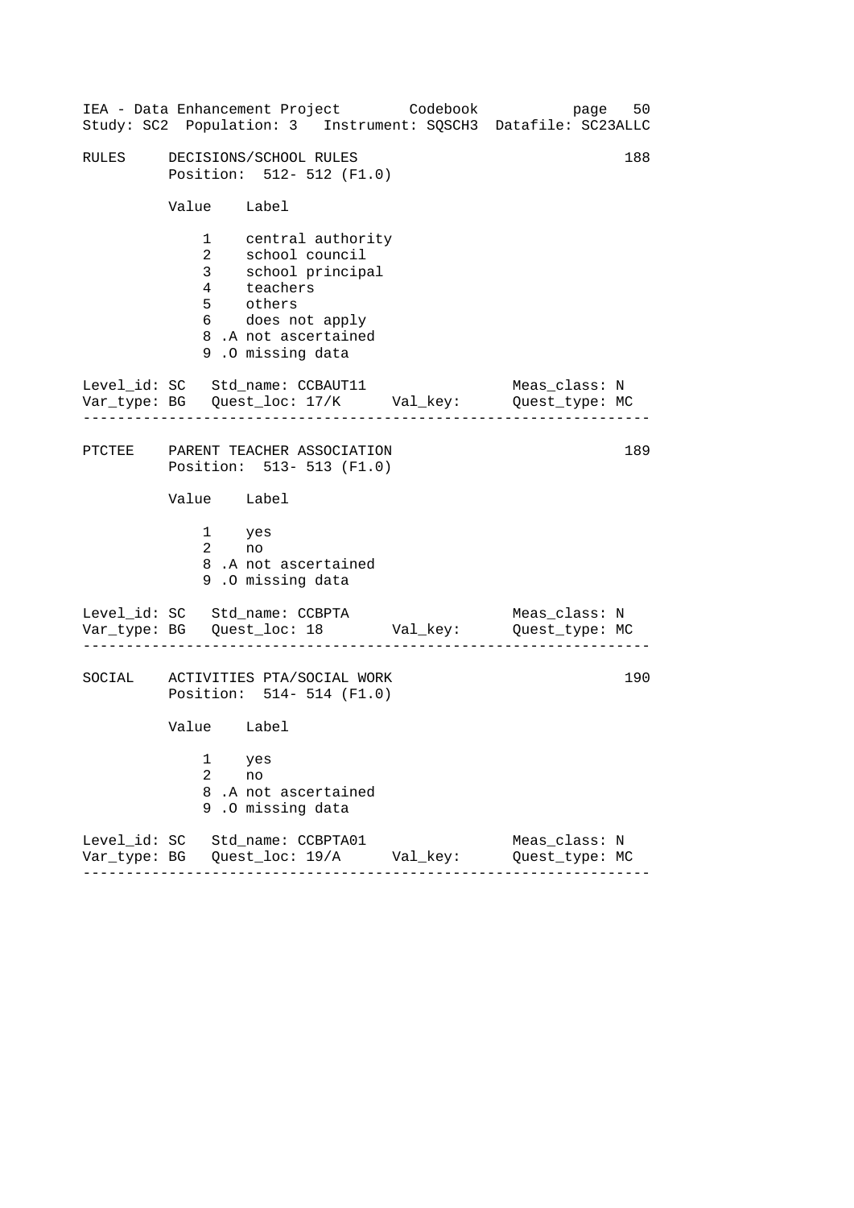RULES DECISIONS/SCHOOL RULES 188
Position: 512- 512 (F1.0)

| Value | Label |
|---|---|
| 1 | central authority |
| 2 | school council |
| 3 | school principal |
| 4 | teachers |
| 5 | others |
| 6 | does not apply |
| 8 .A | not ascertained |
| 9 .O | missing data |

Level_id: SC Std_name: CCBAUT11 Meas_class: N
Var_type: BG Quest_loc: 17/K Val_key: Quest_type: MC

---

PTCTEE PARENT TEACHER ASSOCIATION 189
Position: 513- 513 (F1.0)

| Value | Label |
|---|---|
| 1 | yes |
| 2 | no |
| 8 .A | not ascertained |
| 9 .O | missing data |

Level_id: SC Std_name: CCBPTA Meas_class: N
Var_type: BG Quest_loc: 18 Val_key: Quest_type: MC

---

SOCIAL ACTIVITIES PTA/SOCIAL WORK 190
Position: 514- 514 (F1.0)

| Value | Label |
|---|---|
| 1 | yes |
| 2 | no |
| 8 .A | not ascertained |
| 9 .O | missing data |

Level_id: SC Std_name: CCBPTA01 Meas_class: N
Var_type: BG Quest_loc: 19/A Val_key: Quest_type: MC

---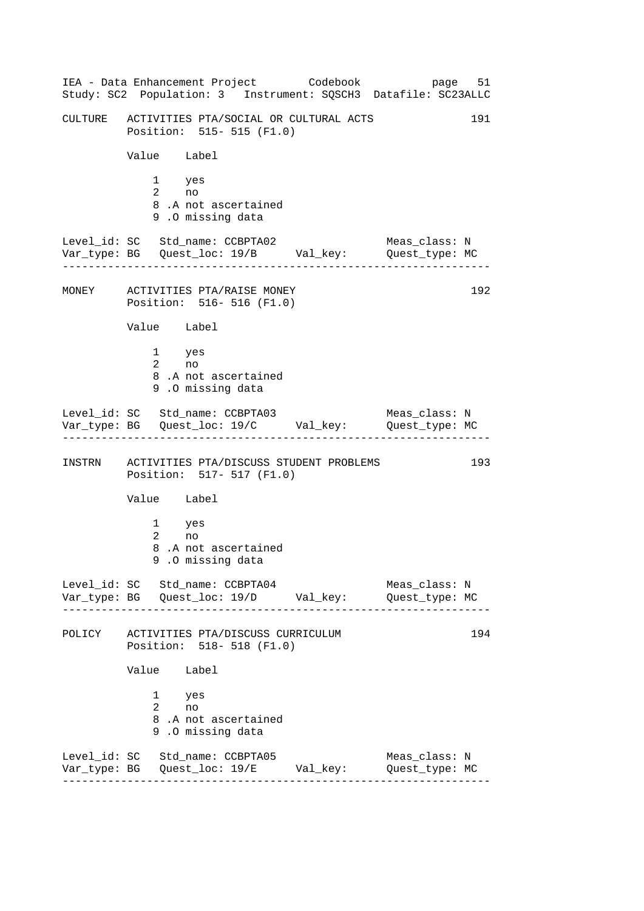CULTURE   ACTIVITIES PTA/SOCIAL OR CULTURAL ACTS   191

Position: 515- 515 (F1.0)

| Value | Label |
|---|---|
| 1 | yes |
| 2 | no |
| 8 .A | not ascertained |
| 9 .O | missing data |

Level_id: SC   Std_name: CCBPTA02   Meas_class: N
Var_type: BG   Quest_loc: 19/B   Val_key:   Quest_type: MC

---

MONEY   ACTIVITIES PTA/RAISE MONEY   192

Position: 516- 516 (F1.0)

| Value | Label |
|---|---|
| 1 | yes |
| 2 | no |
| 8 .A | not ascertained |
| 9 .O | missing data |

Level_id: SC   Std_name: CCBPTA03   Meas_class: N
Var_type: BG   Quest_loc: 19/C   Val_key:   Quest_type: MC

---

INSTRN   ACTIVITIES PTA/DISCUSS STUDENT PROBLEMS   193

Position: 517- 517 (F1.0)

| Value | Label |
|---|---|
| 1 | yes |
| 2 | no |
| 8 .A | not ascertained |
| 9 .O | missing data |

Level_id: SC   Std_name: CCBPTA04   Meas_class: N
Var_type: BG   Quest_loc: 19/D   Val_key:   Quest_type: MC

---

POLICY   ACTIVITIES PTA/DISCUSS CURRICULUM   194

Position: 518- 518 (F1.0)

| Value | Label |
|---|---|
| 1 | yes |
| 2 | no |
| 8 .A | not ascertained |
| 9 .O | missing data |

Level_id: SC   Std_name: CCBPTA05   Meas_class: N
Var_type: BG   Quest_loc: 19/E   Val_key:   Quest_type: MC

---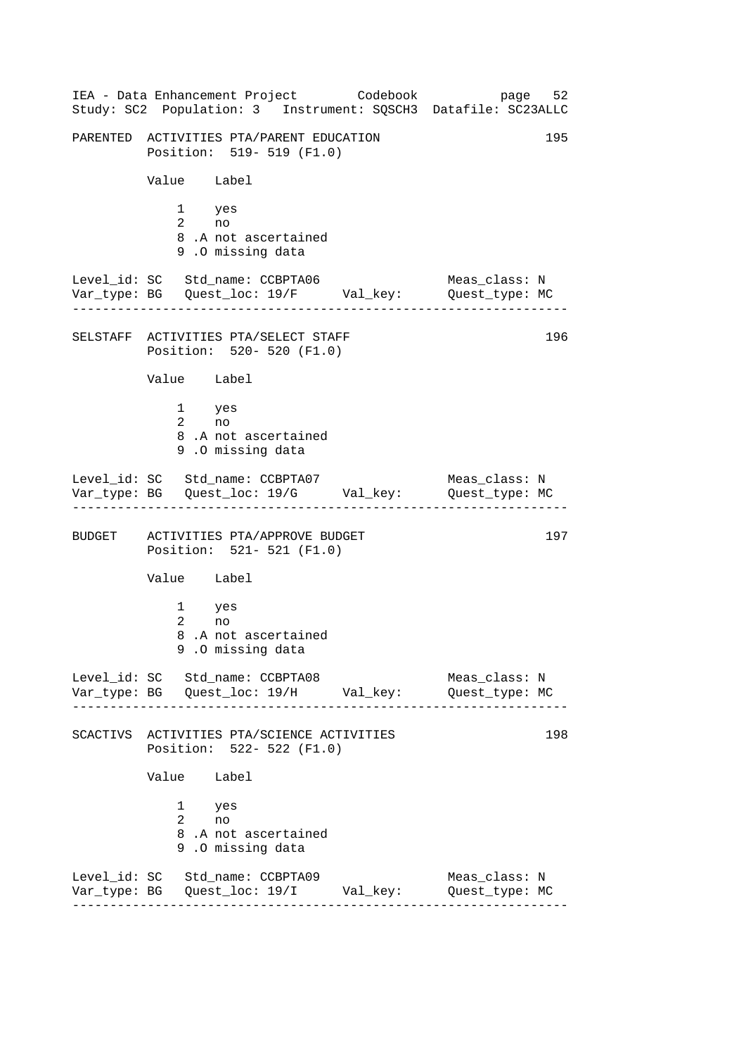```
PARENTED  ACTIVITIES PTA/PARENT EDUCATION                        195
          Position:  519- 519 (F1.0)

          Value    Label

              1    yes
              2    no
              8 .A not ascertained
              9 .O missing data

Level_id: SC   Std_name: CCBPTA06                  Meas_class: N
Var_type: BG   Quest_loc: 19/F      Val_key:       Quest_type: MC
-------------------------------------------------------------------

SELSTAFF  ACTIVITIES PTA/SELECT STAFF                            196
          Position:  520- 520 (F1.0)

          Value    Label

              1    yes
              2    no
              8 .A not ascertained
              9 .O missing data

Level_id: SC   Std_name: CCBPTA07                  Meas_class: N
Var_type: BG   Quest_loc: 19/G      Val_key:       Quest_type: MC
-------------------------------------------------------------------

BUDGET    ACTIVITIES PTA/APPROVE BUDGET                          197
          Position:  521- 521 (F1.0)

          Value    Label

              1    yes
              2    no
              8 .A not ascertained
              9 .O missing data

Level_id: SC   Std_name: CCBPTA08                  Meas_class: N
Var_type: BG   Quest_loc: 19/H      Val_key:       Quest_type: MC
-------------------------------------------------------------------

SCACTIVS  ACTIVITIES PTA/SCIENCE ACTIVITIES                      198
          Position:  522- 522 (F1.0)

          Value    Label

              1    yes
              2    no
              8 .A not ascertained
              9 .O missing data

Level_id: SC   Std_name: CCBPTA09                  Meas_class: N
Var_type: BG   Quest_loc: 19/I      Val_key:       Quest_type: MC
-------------------------------------------------------------------
```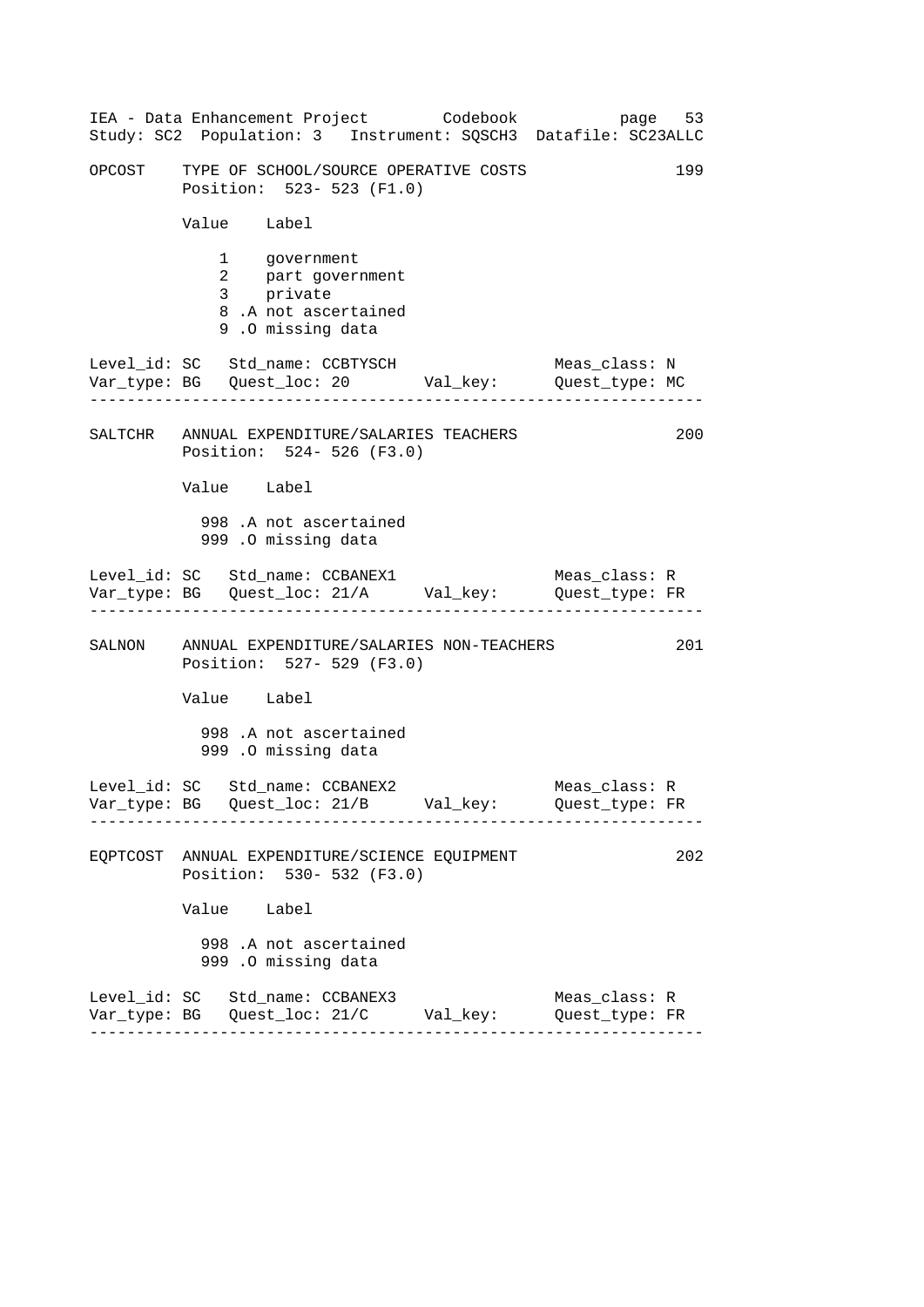```
OPCOST   TYPE OF SCHOOL/SOURCE OPERATIVE COSTS                    199
         Position:  523- 523 (F1.0)

         Value    Label

             1    government
             2    part government
             3    private
             8 .A not ascertained
             9 .O missing data

Level_id: SC   Std_name: CCBTYSCH               Meas_class: N
Var_type: BG   Quest_loc: 20       Val_key:     Quest_type: MC
-----------------------------------------------------------------

SALTCHR  ANNUAL EXPENDITURE/SALARIES TEACHERS                     200
         Position:  524- 526 (F3.0)

         Value    Label

           998 .A not ascertained
           999 .O missing data

Level_id: SC   Std_name: CCBANEX1               Meas_class: R
Var_type: BG   Quest_loc: 21/A     Val_key:     Quest_type: FR
-----------------------------------------------------------------

SALNON   ANNUAL EXPENDITURE/SALARIES NON-TEACHERS                 201
         Position:  527- 529 (F3.0)

         Value    Label

           998 .A not ascertained
           999 .O missing data

Level_id: SC   Std_name: CCBANEX2               Meas_class: R
Var_type: BG   Quest_loc: 21/B     Val_key:     Quest_type: FR
-----------------------------------------------------------------

EQPTCOST ANNUAL EXPENDITURE/SCIENCE EQUIPMENT                     202
         Position:  530- 532 (F3.0)

         Value    Label

           998 .A not ascertained
           999 .O missing data

Level_id: SC   Std_name: CCBANEX3               Meas_class: R
Var_type: BG   Quest_loc: 21/C     Val_key:     Quest_type: FR
-----------------------------------------------------------------
```